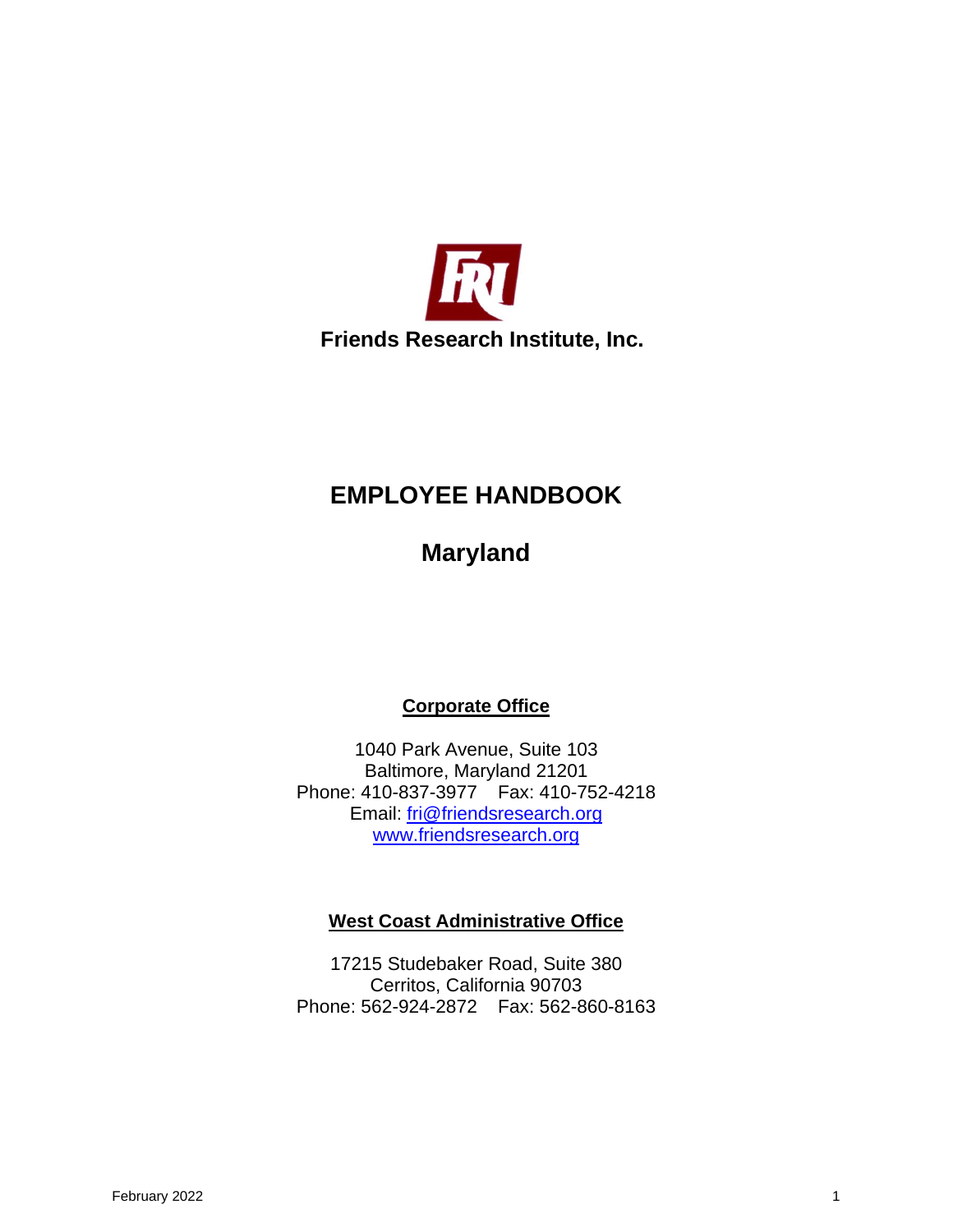**Friends Research Institute, Inc.**

# EMPLOYEE HANDBOOK

# Maryland

**Corporate Office**

1040 Park Avenue, Suite 103
Baltimore, Maryland 21201
Phone: 410-837-3977 Fax: 410-752-4218
Email: fri@friendsresearch.org
www.friendsresearch.org

**West Coast Administrative Office**

17215 Studebaker Road, Suite 380
Cerritos, California 90703
Phone: 562-924-2872 Fax: 562-860-8163

February 2022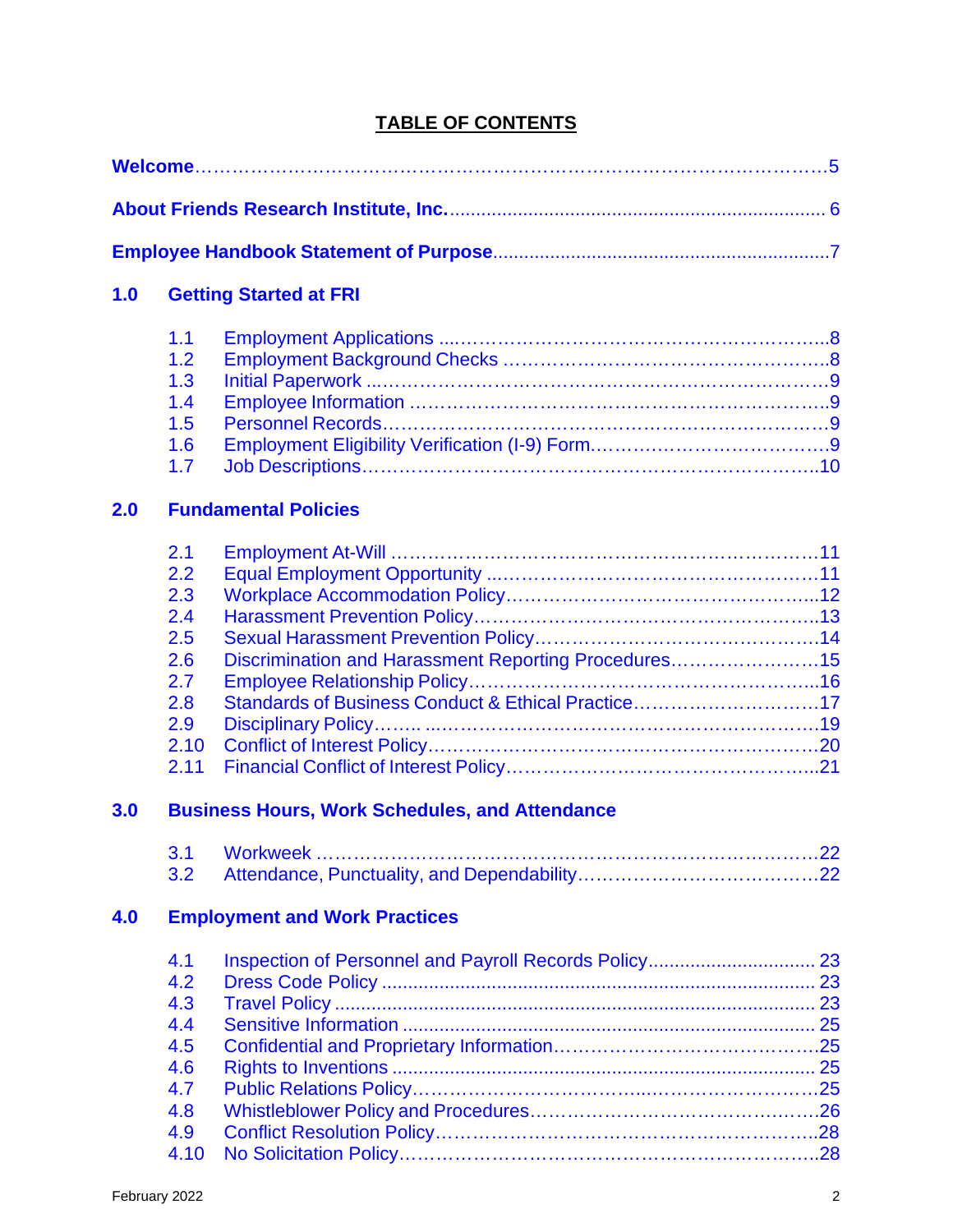## TABLE OF CONTENTS

**Welcome** ........................................................................................................ 5

**About Friends Research Institute, Inc.** ...................................................................... 6

**Employee Handbook Statement of Purpose** ................................................................ 7

**1.0 Getting Started at FRI**

- 1.1 Employment Applications ........................................................................ 8
- 1.2 Employment Background Checks ........................................................... 8
- 1.3 Initial Paperwork ...................................................................................... 9
- 1.4 Employee Information .............................................................................. 9
- 1.5 Personnel Records .................................................................................... 9
- 1.6 Employment Eligibility Verification (I-9) Form ............................................ 9
- 1.7 Job Descriptions ..................................................................................... 10

**2.0 Fundamental Policies**

- 2.1 Employment At-Will ................................................................................ 11
- 2.2 Equal Employment Opportunity ............................................................. 11
- 2.3 Workplace Accommodation Policy ......................................................... 12
- 2.4 Harassment Prevention Policy ................................................................ 13
- 2.5 Sexual Harassment Prevention Policy ..................................................... 14
- 2.6 Discrimination and Harassment Reporting Procedures ............................ 15
- 2.7 Employee Relationship Policy ................................................................. 16
- 2.8 Standards of Business Conduct & Ethical Practice ................................... 17
- 2.9 Disciplinary Policy ................................................................................. 19
- 2.10 Conflict of Interest Policy ...................................................................... 20
- 2.11 Financial Conflict of Interest Policy ....................................................... 21

**3.0 Business Hours, Work Schedules, and Attendance**

- 3.1 Workweek .............................................................................................. 22
- 3.2 Attendance, Punctuality, and Dependability ............................................. 22

**4.0 Employment and Work Practices**

- 4.1 Inspection of Personnel and Payroll Records Policy ................................. 23
- 4.2 Dress Code Policy .................................................................................. 23
- 4.3 Travel Policy .......................................................................................... 23
- 4.4 Sensitive Information .............................................................................. 25
- 4.5 Confidential and Proprietary Information ................................................. 25
- 4.6 Rights to Inventions ................................................................................ 25
- 4.7 Public Relations Policy ............................................................................ 25
- 4.8 Whistleblower Policy and Procedures ...................................................... 26
- 4.9 Conflict Resolution Policy ....................................................................... 28
- 4.10 No Solicitation Policy ............................................................................ 28

February 2022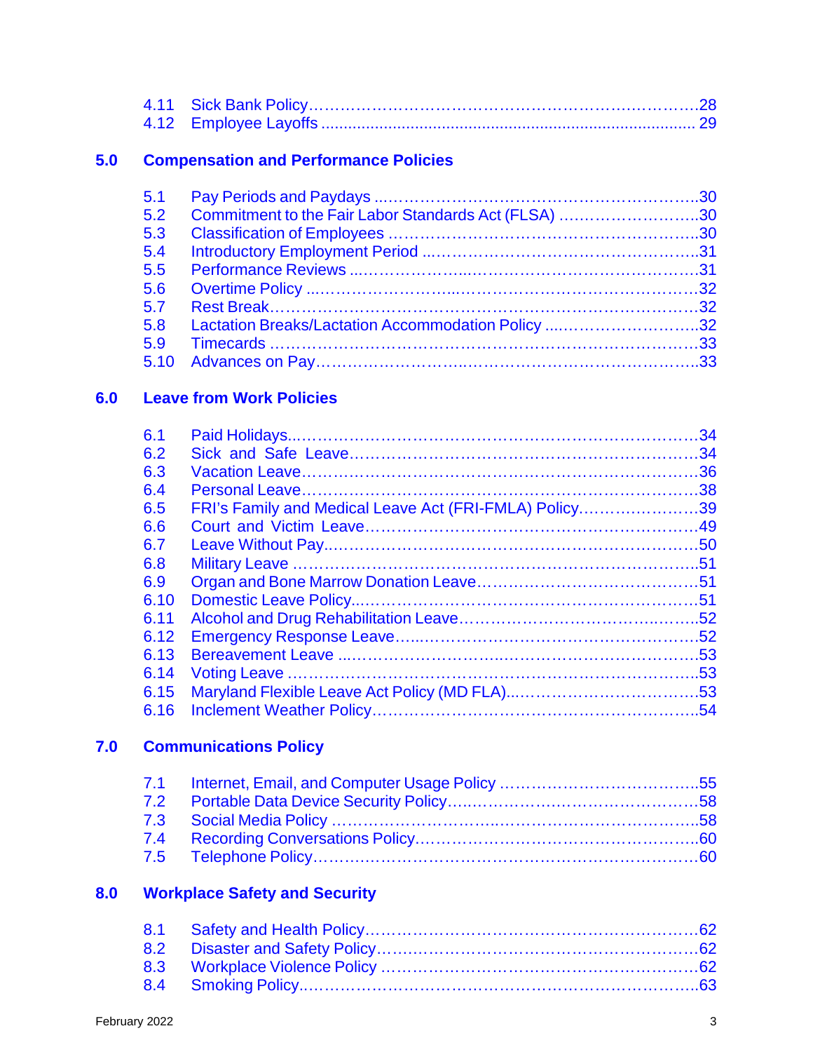4.11 Sick Bank Policy ........................................................................ 28
4.12 Employee Layoffs ........................................................................ 29

**5.0 Compensation and Performance Policies**

5.1 Pay Periods and Paydays ........................................................................ 30
5.2 Commitment to the Fair Labor Standards Act (FLSA) ........................................................................ 30
5.3 Classification of Employees ........................................................................ 30
5.4 Introductory Employment Period ........................................................................ 31
5.5 Performance Reviews ........................................................................ 31
5.6 Overtime Policy ........................................................................ 32
5.7 Rest Break ........................................................................ 32
5.8 Lactation Breaks/Lactation Accommodation Policy ........................................................................ 32
5.9 Timecards ........................................................................ 33
5.10 Advances on Pay ........................................................................ 33

**6.0 Leave from Work Policies**

6.1 Paid Holidays ........................................................................ 34
6.2 Sick and Safe Leave ........................................................................ 34
6.3 Vacation Leave ........................................................................ 36
6.4 Personal Leave ........................................................................ 38
6.5 FRI's Family and Medical Leave Act (FRI-FMLA) Policy ........................................................................ 39
6.6 Court and Victim Leave ........................................................................ 49
6.7 Leave Without Pay ........................................................................ 50
6.8 Military Leave ........................................................................ 51
6.9 Organ and Bone Marrow Donation Leave ........................................................................ 51
6.10 Domestic Leave Policy ........................................................................ 51
6.11 Alcohol and Drug Rehabilitation Leave ........................................................................ 52
6.12 Emergency Response Leave ........................................................................ 52
6.13 Bereavement Leave ........................................................................ 53
6.14 Voting Leave ........................................................................ 53
6.15 Maryland Flexible Leave Act Policy (MD FLA) ........................................................................ 53
6.16 Inclement Weather Policy ........................................................................ 54

**7.0 Communications Policy**

7.1 Internet, Email, and Computer Usage Policy ........................................................................ 55
7.2 Portable Data Device Security Policy ........................................................................ 58
7.3 Social Media Policy ........................................................................ 58
7.4 Recording Conversations Policy ........................................................................ 60
7.5 Telephone Policy ........................................................................ 60

**8.0 Workplace Safety and Security**

8.1 Safety and Health Policy ........................................................................ 62
8.2 Disaster and Safety Policy ........................................................................ 62
8.3 Workplace Violence Policy ........................................................................ 62
8.4 Smoking Policy ........................................................................ 63

February 2022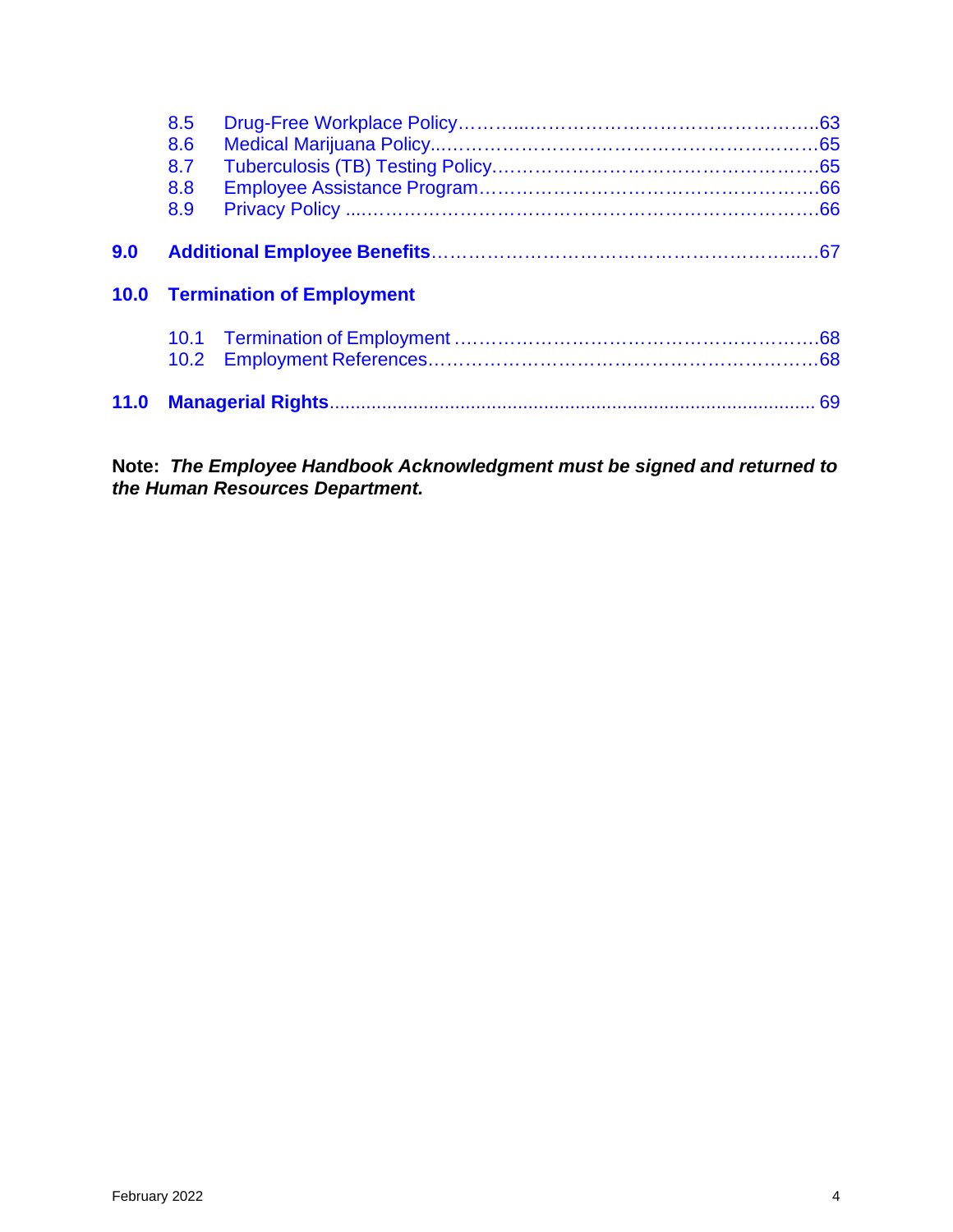8.5 Drug-Free Workplace Policy ........................................................63
8.6 Medical Marijuana Policy ..........................................................65
8.7 Tuberculosis (TB) Testing Policy .................................................65
8.8 Employee Assistance Program ....................................................66
8.9 Privacy Policy ...........................................................................66

**9.0 Additional Employee Benefits** ..................................................67

**10.0 Termination of Employment**

10.1 Termination of Employment .......................................................68
10.2 Employment References ............................................................68

**11.0 Managerial Rights** ..................................................................69

**Note:** ***The Employee Handbook Acknowledgment must be signed and returned to the Human Resources Department.***

February 2022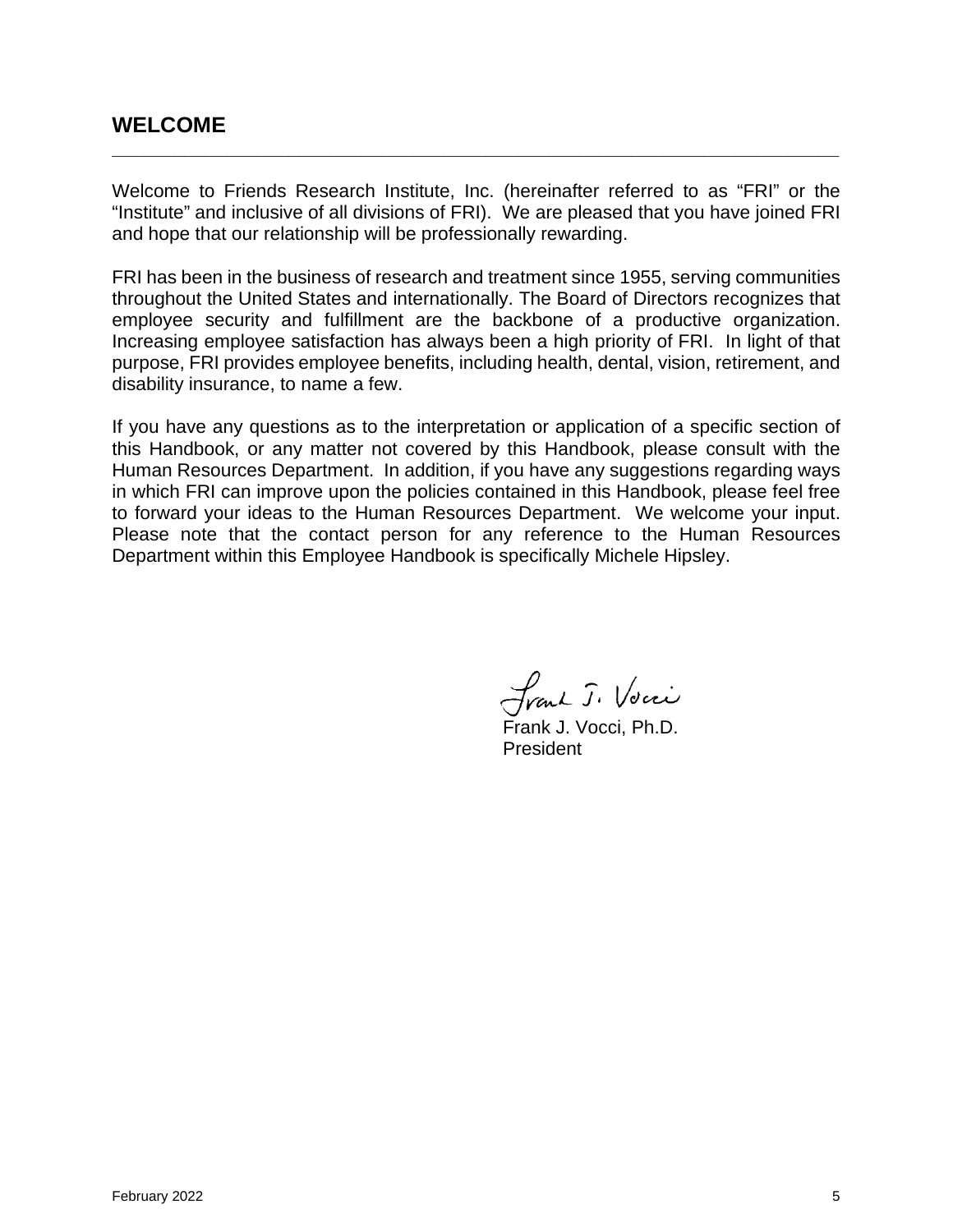## WELCOME

Welcome to Friends Research Institute, Inc. (hereinafter referred to as "FRI" or the "Institute" and inclusive of all divisions of FRI). We are pleased that you have joined FRI and hope that our relationship will be professionally rewarding.

FRI has been in the business of research and treatment since 1955, serving communities throughout the United States and internationally. The Board of Directors recognizes that employee security and fulfillment are the backbone of a productive organization. Increasing employee satisfaction has always been a high priority of FRI. In light of that purpose, FRI provides employee benefits, including health, dental, vision, retirement, and disability insurance, to name a few.

If you have any questions as to the interpretation or application of a specific section of this Handbook, or any matter not covered by this Handbook, please consult with the Human Resources Department. In addition, if you have any suggestions regarding ways in which FRI can improve upon the policies contained in this Handbook, please feel free to forward your ideas to the Human Resources Department. We welcome your input. Please note that the contact person for any reference to the Human Resources Department within this Employee Handbook is specifically Michele Hipsley.

Frank J. Vocci

Frank J. Vocci, Ph.D.
President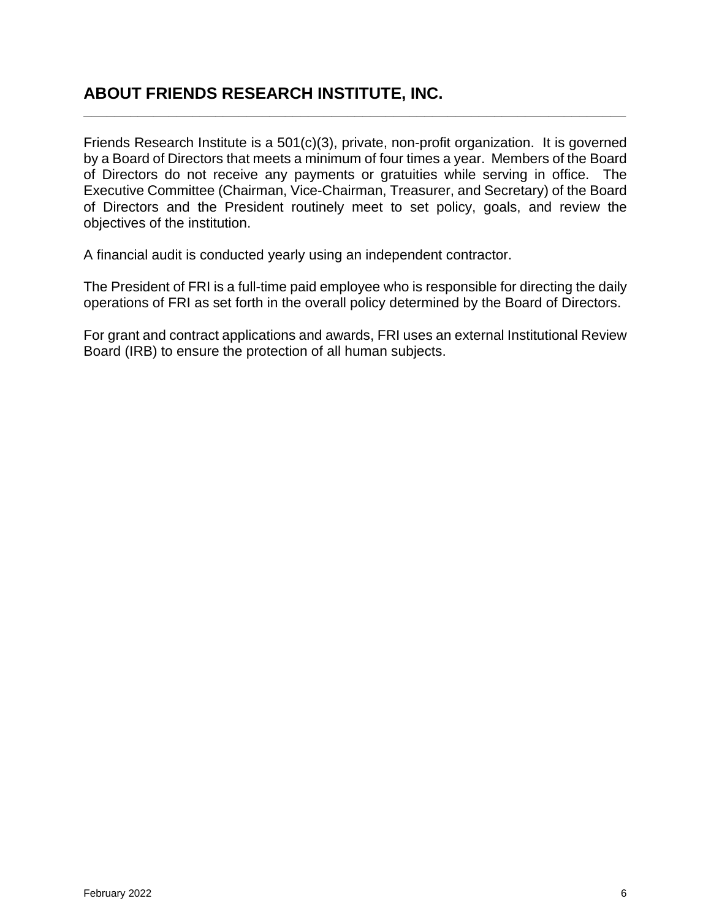## ABOUT FRIENDS RESEARCH INSTITUTE, INC.

Friends Research Institute is a 501(c)(3), private, non-profit organization. It is governed by a Board of Directors that meets a minimum of four times a year. Members of the Board of Directors do not receive any payments or gratuities while serving in office. The Executive Committee (Chairman, Vice-Chairman, Treasurer, and Secretary) of the Board of Directors and the President routinely meet to set policy, goals, and review the objectives of the institution.

A financial audit is conducted yearly using an independent contractor.

The President of FRI is a full-time paid employee who is responsible for directing the daily operations of FRI as set forth in the overall policy determined by the Board of Directors.

For grant and contract applications and awards, FRI uses an external Institutional Review Board (IRB) to ensure the protection of all human subjects.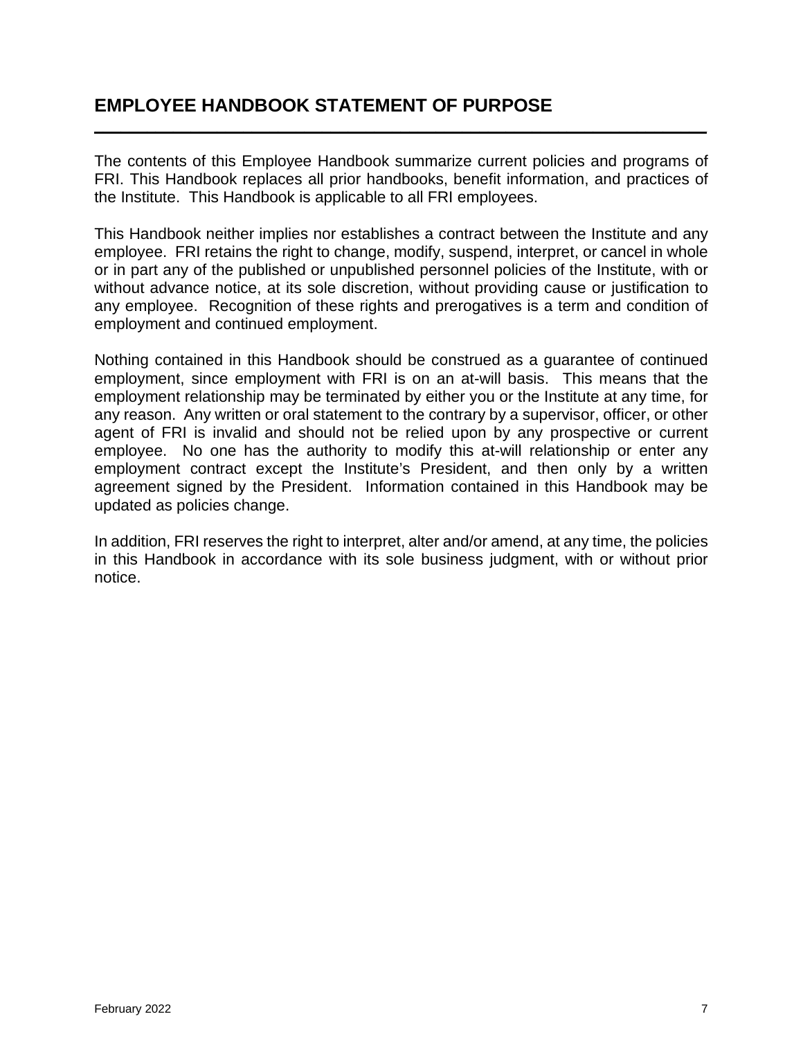## EMPLOYEE HANDBOOK STATEMENT OF PURPOSE

The contents of this Employee Handbook summarize current policies and programs of FRI. This Handbook replaces all prior handbooks, benefit information, and practices of the Institute. This Handbook is applicable to all FRI employees.

This Handbook neither implies nor establishes a contract between the Institute and any employee. FRI retains the right to change, modify, suspend, interpret, or cancel in whole or in part any of the published or unpublished personnel policies of the Institute, with or without advance notice, at its sole discretion, without providing cause or justification to any employee. Recognition of these rights and prerogatives is a term and condition of employment and continued employment.

Nothing contained in this Handbook should be construed as a guarantee of continued employment, since employment with FRI is on an at-will basis. This means that the employment relationship may be terminated by either you or the Institute at any time, for any reason. Any written or oral statement to the contrary by a supervisor, officer, or other agent of FRI is invalid and should not be relied upon by any prospective or current employee. No one has the authority to modify this at-will relationship or enter any employment contract except the Institute's President, and then only by a written agreement signed by the President. Information contained in this Handbook may be updated as policies change.

In addition, FRI reserves the right to interpret, alter and/or amend, at any time, the policies in this Handbook in accordance with its sole business judgment, with or without prior notice.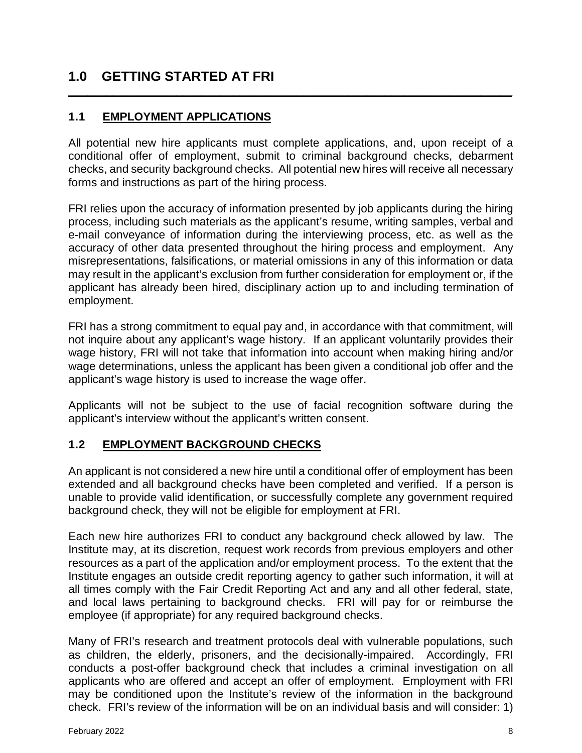# 1.0 GETTING STARTED AT FRI

## 1.1 EMPLOYMENT APPLICATIONS

All potential new hire applicants must complete applications, and, upon receipt of a conditional offer of employment, submit to criminal background checks, debarment checks, and security background checks. All potential new hires will receive all necessary forms and instructions as part of the hiring process.

FRI relies upon the accuracy of information presented by job applicants during the hiring process, including such materials as the applicant's resume, writing samples, verbal and e-mail conveyance of information during the interviewing process, etc. as well as the accuracy of other data presented throughout the hiring process and employment. Any misrepresentations, falsifications, or material omissions in any of this information or data may result in the applicant's exclusion from further consideration for employment or, if the applicant has already been hired, disciplinary action up to and including termination of employment.

FRI has a strong commitment to equal pay and, in accordance with that commitment, will not inquire about any applicant's wage history. If an applicant voluntarily provides their wage history, FRI will not take that information into account when making hiring and/or wage determinations, unless the applicant has been given a conditional job offer and the applicant's wage history is used to increase the wage offer.

Applicants will not be subject to the use of facial recognition software during the applicant's interview without the applicant's written consent.

## 1.2 EMPLOYMENT BACKGROUND CHECKS

An applicant is not considered a new hire until a conditional offer of employment has been extended and all background checks have been completed and verified. If a person is unable to provide valid identification, or successfully complete any government required background check, they will not be eligible for employment at FRI.

Each new hire authorizes FRI to conduct any background check allowed by law. The Institute may, at its discretion, request work records from previous employers and other resources as a part of the application and/or employment process. To the extent that the Institute engages an outside credit reporting agency to gather such information, it will at all times comply with the Fair Credit Reporting Act and any and all other federal, state, and local laws pertaining to background checks. FRI will pay for or reimburse the employee (if appropriate) for any required background checks.

Many of FRI's research and treatment protocols deal with vulnerable populations, such as children, the elderly, prisoners, and the decisionally-impaired. Accordingly, FRI conducts a post-offer background check that includes a criminal investigation on all applicants who are offered and accept an offer of employment. Employment with FRI may be conditioned upon the Institute's review of the information in the background check. FRI's review of the information will be on an individual basis and will consider: 1)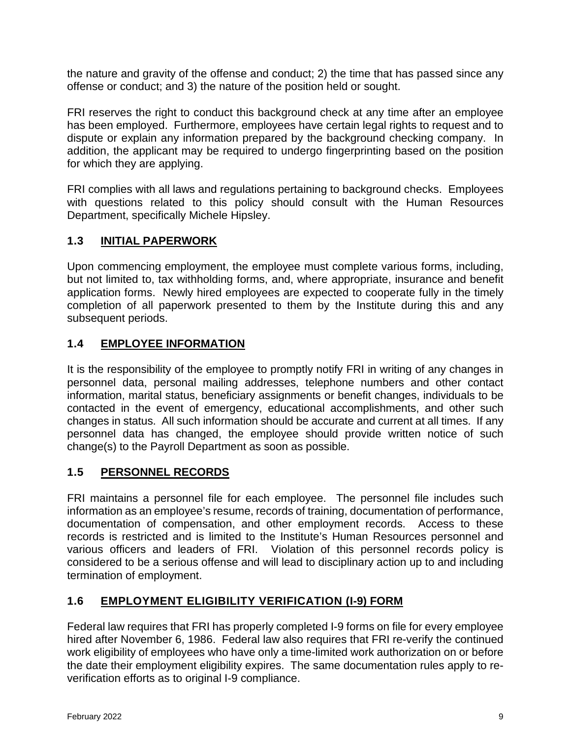the nature and gravity of the offense and conduct; 2) the time that has passed since any offense or conduct; and 3) the nature of the position held or sought.

FRI reserves the right to conduct this background check at any time after an employee has been employed. Furthermore, employees have certain legal rights to request and to dispute or explain any information prepared by the background checking company. In addition, the applicant may be required to undergo fingerprinting based on the position for which they are applying.

FRI complies with all laws and regulations pertaining to background checks. Employees with questions related to this policy should consult with the Human Resources Department, specifically Michele Hipsley.

## 1.3 INITIAL PAPERWORK

Upon commencing employment, the employee must complete various forms, including, but not limited to, tax withholding forms, and, where appropriate, insurance and benefit application forms. Newly hired employees are expected to cooperate fully in the timely completion of all paperwork presented to them by the Institute during this and any subsequent periods.

## 1.4 EMPLOYEE INFORMATION

It is the responsibility of the employee to promptly notify FRI in writing of any changes in personnel data, personal mailing addresses, telephone numbers and other contact information, marital status, beneficiary assignments or benefit changes, individuals to be contacted in the event of emergency, educational accomplishments, and other such changes in status. All such information should be accurate and current at all times. If any personnel data has changed, the employee should provide written notice of such change(s) to the Payroll Department as soon as possible.

## 1.5 PERSONNEL RECORDS

FRI maintains a personnel file for each employee. The personnel file includes such information as an employee's resume, records of training, documentation of performance, documentation of compensation, and other employment records. Access to these records is restricted and is limited to the Institute's Human Resources personnel and various officers and leaders of FRI. Violation of this personnel records policy is considered to be a serious offense and will lead to disciplinary action up to and including termination of employment.

## 1.6 EMPLOYMENT ELIGIBILITY VERIFICATION (I-9) FORM

Federal law requires that FRI has properly completed I-9 forms on file for every employee hired after November 6, 1986. Federal law also requires that FRI re-verify the continued work eligibility of employees who have only a time-limited work authorization on or before the date their employment eligibility expires. The same documentation rules apply to re-verification efforts as to original I-9 compliance.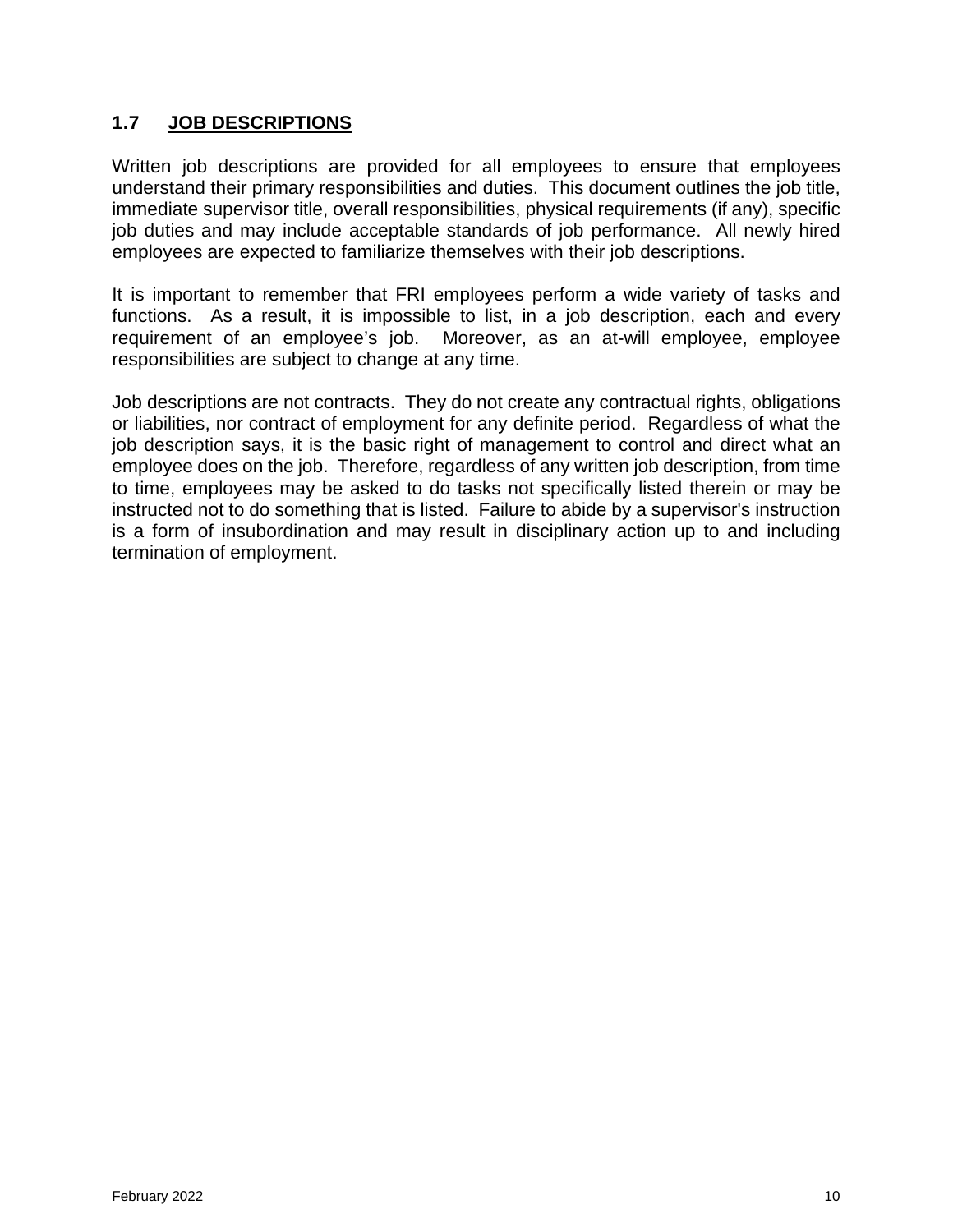## 1.7 JOB DESCRIPTIONS

Written job descriptions are provided for all employees to ensure that employees understand their primary responsibilities and duties. This document outlines the job title, immediate supervisor title, overall responsibilities, physical requirements (if any), specific job duties and may include acceptable standards of job performance. All newly hired employees are expected to familiarize themselves with their job descriptions.

It is important to remember that FRI employees perform a wide variety of tasks and functions. As a result, it is impossible to list, in a job description, each and every requirement of an employee's job. Moreover, as an at-will employee, employee responsibilities are subject to change at any time.

Job descriptions are not contracts. They do not create any contractual rights, obligations or liabilities, nor contract of employment for any definite period. Regardless of what the job description says, it is the basic right of management to control and direct what an employee does on the job. Therefore, regardless of any written job description, from time to time, employees may be asked to do tasks not specifically listed therein or may be instructed not to do something that is listed. Failure to abide by a supervisor's instruction is a form of insubordination and may result in disciplinary action up to and including termination of employment.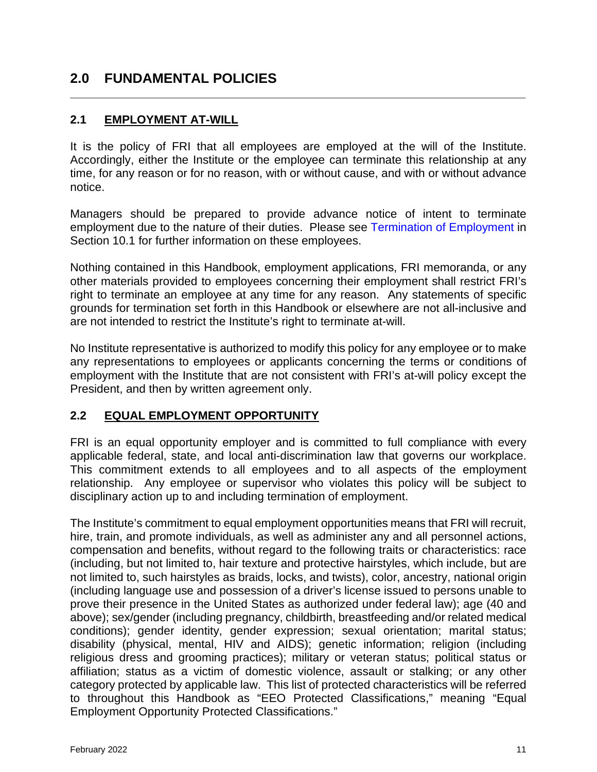# 2.0 FUNDAMENTAL POLICIES

## 2.1 EMPLOYMENT AT-WILL

It is the policy of FRI that all employees are employed at the will of the Institute. Accordingly, either the Institute or the employee can terminate this relationship at any time, for any reason or for no reason, with or without cause, and with or without advance notice.

Managers should be prepared to provide advance notice of intent to terminate employment due to the nature of their duties. Please see Termination of Employment in Section 10.1 for further information on these employees.

Nothing contained in this Handbook, employment applications, FRI memoranda, or any other materials provided to employees concerning their employment shall restrict FRI's right to terminate an employee at any time for any reason. Any statements of specific grounds for termination set forth in this Handbook or elsewhere are not all-inclusive and are not intended to restrict the Institute's right to terminate at-will.

No Institute representative is authorized to modify this policy for any employee or to make any representations to employees or applicants concerning the terms or conditions of employment with the Institute that are not consistent with FRI's at-will policy except the President, and then by written agreement only.

## 2.2 EQUAL EMPLOYMENT OPPORTUNITY

FRI is an equal opportunity employer and is committed to full compliance with every applicable federal, state, and local anti-discrimination law that governs our workplace. This commitment extends to all employees and to all aspects of the employment relationship. Any employee or supervisor who violates this policy will be subject to disciplinary action up to and including termination of employment.

The Institute's commitment to equal employment opportunities means that FRI will recruit, hire, train, and promote individuals, as well as administer any and all personnel actions, compensation and benefits, without regard to the following traits or characteristics: race (including, but not limited to, hair texture and protective hairstyles, which include, but are not limited to, such hairstyles as braids, locks, and twists), color, ancestry, national origin (including language use and possession of a driver's license issued to persons unable to prove their presence in the United States as authorized under federal law); age (40 and above); sex/gender (including pregnancy, childbirth, breastfeeding and/or related medical conditions); gender identity, gender expression; sexual orientation; marital status; disability (physical, mental, HIV and AIDS); genetic information; religion (including religious dress and grooming practices); military or veteran status; political status or affiliation; status as a victim of domestic violence, assault or stalking; or any other category protected by applicable law. This list of protected characteristics will be referred to throughout this Handbook as "EEO Protected Classifications," meaning "Equal Employment Opportunity Protected Classifications."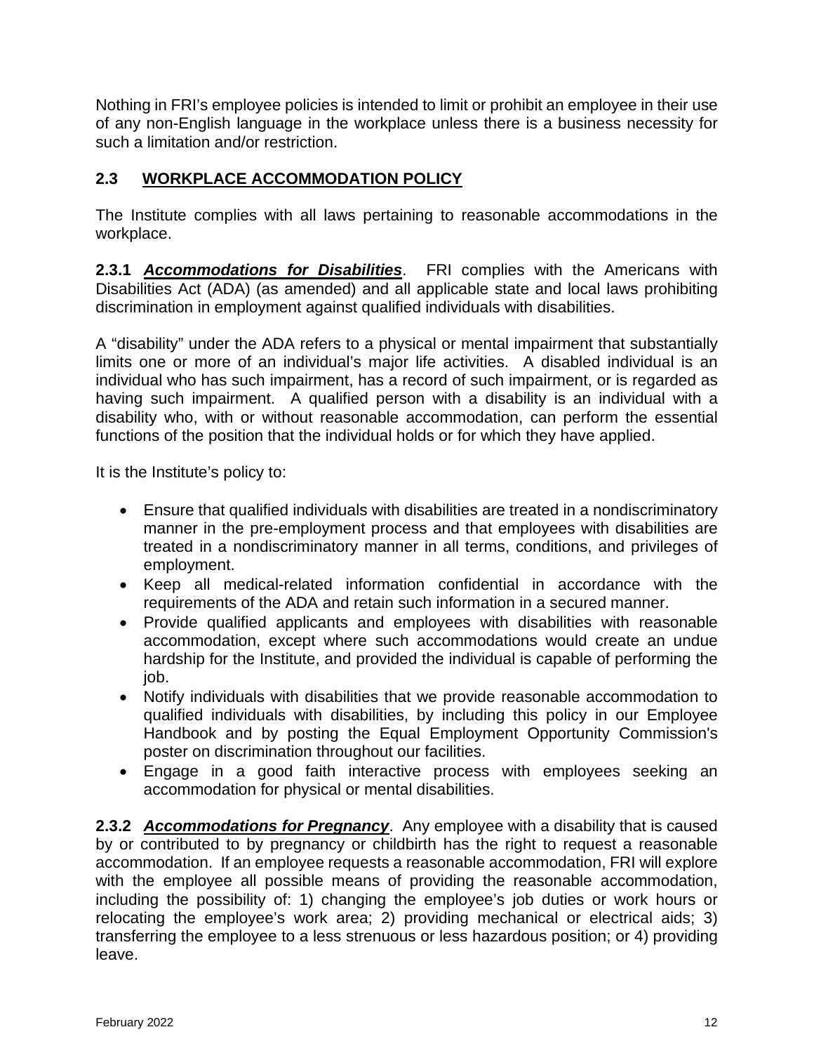Nothing in FRI's employee policies is intended to limit or prohibit an employee in their use of any non-English language in the workplace unless there is a business necessity for such a limitation and/or restriction.

## 2.3 WORKPLACE ACCOMMODATION POLICY

The Institute complies with all laws pertaining to reasonable accommodations in the workplace.

**2.3.1** ***Accommodations for Disabilities***. FRI complies with the Americans with Disabilities Act (ADA) (as amended) and all applicable state and local laws prohibiting discrimination in employment against qualified individuals with disabilities.

A "disability" under the ADA refers to a physical or mental impairment that substantially limits one or more of an individual's major life activities. A disabled individual is an individual who has such impairment, has a record of such impairment, or is regarded as having such impairment. A qualified person with a disability is an individual with a disability who, with or without reasonable accommodation, can perform the essential functions of the position that the individual holds or for which they have applied.

It is the Institute's policy to:

- Ensure that qualified individuals with disabilities are treated in a nondiscriminatory manner in the pre-employment process and that employees with disabilities are treated in a nondiscriminatory manner in all terms, conditions, and privileges of employment.
- Keep all medical-related information confidential in accordance with the requirements of the ADA and retain such information in a secured manner.
- Provide qualified applicants and employees with disabilities with reasonable accommodation, except where such accommodations would create an undue hardship for the Institute, and provided the individual is capable of performing the job.
- Notify individuals with disabilities that we provide reasonable accommodation to qualified individuals with disabilities, by including this policy in our Employee Handbook and by posting the Equal Employment Opportunity Commission's poster on discrimination throughout our facilities.
- Engage in a good faith interactive process with employees seeking an accommodation for physical or mental disabilities.

**2.3.2** ***Accommodations for Pregnancy***. Any employee with a disability that is caused by or contributed to by pregnancy or childbirth has the right to request a reasonable accommodation. If an employee requests a reasonable accommodation, FRI will explore with the employee all possible means of providing the reasonable accommodation, including the possibility of: 1) changing the employee's job duties or work hours or relocating the employee's work area; 2) providing mechanical or electrical aids; 3) transferring the employee to a less strenuous or less hazardous position; or 4) providing leave.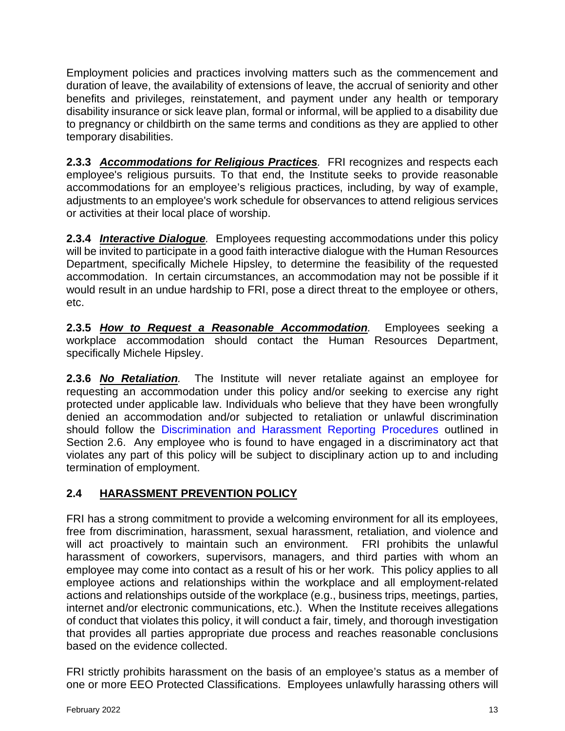Employment policies and practices involving matters such as the commencement and duration of leave, the availability of extensions of leave, the accrual of seniority and other benefits and privileges, reinstatement, and payment under any health or temporary disability insurance or sick leave plan, formal or informal, will be applied to a disability due to pregnancy or childbirth on the same terms and conditions as they are applied to other temporary disabilities.

**2.3.3** ***Accommodations for Religious Practices****.* FRI recognizes and respects each employee's religious pursuits. To that end, the Institute seeks to provide reasonable accommodations for an employee's religious practices, including, by way of example, adjustments to an employee's work schedule for observances to attend religious services or activities at their local place of worship.

**2.3.4** ***Interactive Dialogue****.* Employees requesting accommodations under this policy will be invited to participate in a good faith interactive dialogue with the Human Resources Department, specifically Michele Hipsley, to determine the feasibility of the requested accommodation. In certain circumstances, an accommodation may not be possible if it would result in an undue hardship to FRI, pose a direct threat to the employee or others, etc.

**2.3.5** ***How to Request a Reasonable Accommodation****.* Employees seeking a workplace accommodation should contact the Human Resources Department, specifically Michele Hipsley.

**2.3.6** ***No Retaliation****.* The Institute will never retaliate against an employee for requesting an accommodation under this policy and/or seeking to exercise any right protected under applicable law. Individuals who believe that they have been wrongfully denied an accommodation and/or subjected to retaliation or unlawful discrimination should follow the Discrimination and Harassment Reporting Procedures outlined in Section 2.6. Any employee who is found to have engaged in a discriminatory act that violates any part of this policy will be subject to disciplinary action up to and including termination of employment.

## 2.4 HARASSMENT PREVENTION POLICY

FRI has a strong commitment to provide a welcoming environment for all its employees, free from discrimination, harassment, sexual harassment, retaliation, and violence and will act proactively to maintain such an environment. FRI prohibits the unlawful harassment of coworkers, supervisors, managers, and third parties with whom an employee may come into contact as a result of his or her work. This policy applies to all employee actions and relationships within the workplace and all employment-related actions and relationships outside of the workplace (e.g., business trips, meetings, parties, internet and/or electronic communications, etc.). When the Institute receives allegations of conduct that violates this policy, it will conduct a fair, timely, and thorough investigation that provides all parties appropriate due process and reaches reasonable conclusions based on the evidence collected.

FRI strictly prohibits harassment on the basis of an employee's status as a member of one or more EEO Protected Classifications. Employees unlawfully harassing others will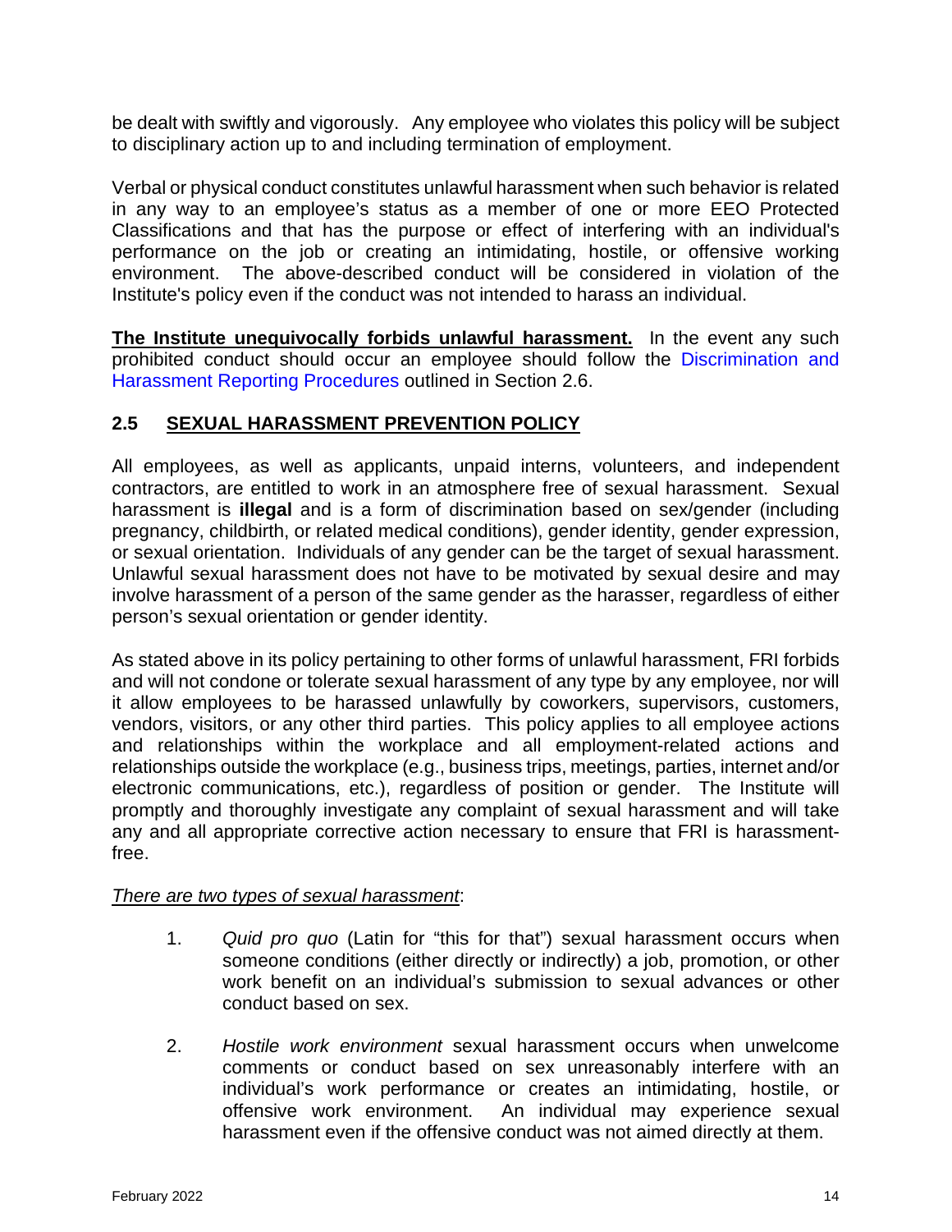be dealt with swiftly and vigorously. Any employee who violates this policy will be subject to disciplinary action up to and including termination of employment.

Verbal or physical conduct constitutes unlawful harassment when such behavior is related in any way to an employee's status as a member of one or more EEO Protected Classifications and that has the purpose or effect of interfering with an individual's performance on the job or creating an intimidating, hostile, or offensive working environment. The above-described conduct will be considered in violation of the Institute's policy even if the conduct was not intended to harass an individual.

**The Institute unequivocally forbids unlawful harassment.** In the event any such prohibited conduct should occur an employee should follow the Discrimination and Harassment Reporting Procedures outlined in Section 2.6.

## 2.5 SEXUAL HARASSMENT PREVENTION POLICY

All employees, as well as applicants, unpaid interns, volunteers, and independent contractors, are entitled to work in an atmosphere free of sexual harassment. Sexual harassment is **illegal** and is a form of discrimination based on sex/gender (including pregnancy, childbirth, or related medical conditions), gender identity, gender expression, or sexual orientation. Individuals of any gender can be the target of sexual harassment. Unlawful sexual harassment does not have to be motivated by sexual desire and may involve harassment of a person of the same gender as the harasser, regardless of either person's sexual orientation or gender identity.

As stated above in its policy pertaining to other forms of unlawful harassment, FRI forbids and will not condone or tolerate sexual harassment of any type by any employee, nor will it allow employees to be harassed unlawfully by coworkers, supervisors, customers, vendors, visitors, or any other third parties. This policy applies to all employee actions and relationships within the workplace and all employment-related actions and relationships outside the workplace (e.g., business trips, meetings, parties, internet and/or electronic communications, etc.), regardless of position or gender. The Institute will promptly and thoroughly investigate any complaint of sexual harassment and will take any and all appropriate corrective action necessary to ensure that FRI is harassment-free.

*There are two types of sexual harassment*:

1. *Quid pro quo* (Latin for "this for that") sexual harassment occurs when someone conditions (either directly or indirectly) a job, promotion, or other work benefit on an individual's submission to sexual advances or other conduct based on sex.

2. *Hostile work environment* sexual harassment occurs when unwelcome comments or conduct based on sex unreasonably interfere with an individual's work performance or creates an intimidating, hostile, or offensive work environment. An individual may experience sexual harassment even if the offensive conduct was not aimed directly at them.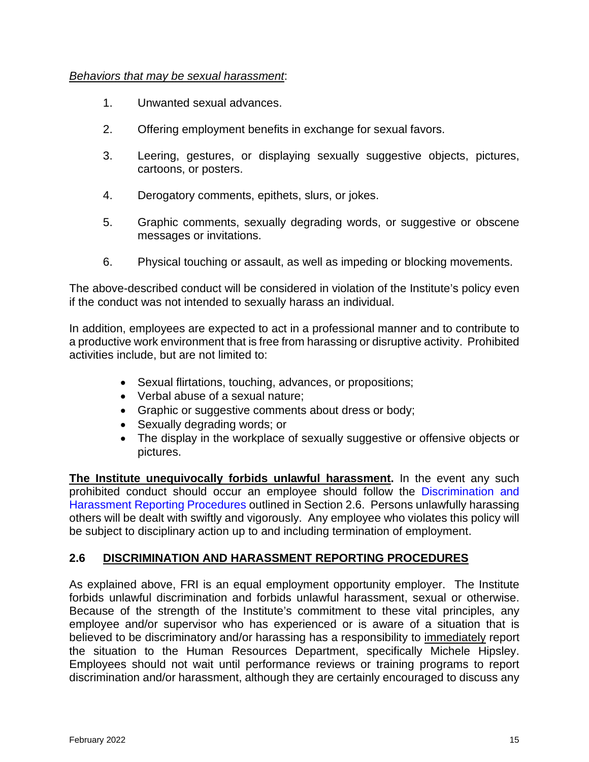*Behaviors that may be sexual harassment*:

1. Unwanted sexual advances.
2. Offering employment benefits in exchange for sexual favors.
3. Leering, gestures, or displaying sexually suggestive objects, pictures, cartoons, or posters.
4. Derogatory comments, epithets, slurs, or jokes.
5. Graphic comments, sexually degrading words, or suggestive or obscene messages or invitations.
6. Physical touching or assault, as well as impeding or blocking movements.

The above-described conduct will be considered in violation of the Institute's policy even if the conduct was not intended to sexually harass an individual.

In addition, employees are expected to act in a professional manner and to contribute to a productive work environment that is free from harassing or disruptive activity. Prohibited activities include, but are not limited to:

- Sexual flirtations, touching, advances, or propositions;
- Verbal abuse of a sexual nature;
- Graphic or suggestive comments about dress or body;
- Sexually degrading words; or
- The display in the workplace of sexually suggestive or offensive objects or pictures.

**The Institute unequivocally forbids unlawful harassment.** In the event any such prohibited conduct should occur an employee should follow the Discrimination and Harassment Reporting Procedures outlined in Section 2.6. Persons unlawfully harassing others will be dealt with swiftly and vigorously. Any employee who violates this policy will be subject to disciplinary action up to and including termination of employment.

## 2.6 DISCRIMINATION AND HARASSMENT REPORTING PROCEDURES

As explained above, FRI is an equal employment opportunity employer. The Institute forbids unlawful discrimination and forbids unlawful harassment, sexual or otherwise. Because of the strength of the Institute's commitment to these vital principles, any employee and/or supervisor who has experienced or is aware of a situation that is believed to be discriminatory and/or harassing has a responsibility to immediately report the situation to the Human Resources Department, specifically Michele Hipsley. Employees should not wait until performance reviews or training programs to report discrimination and/or harassment, although they are certainly encouraged to discuss any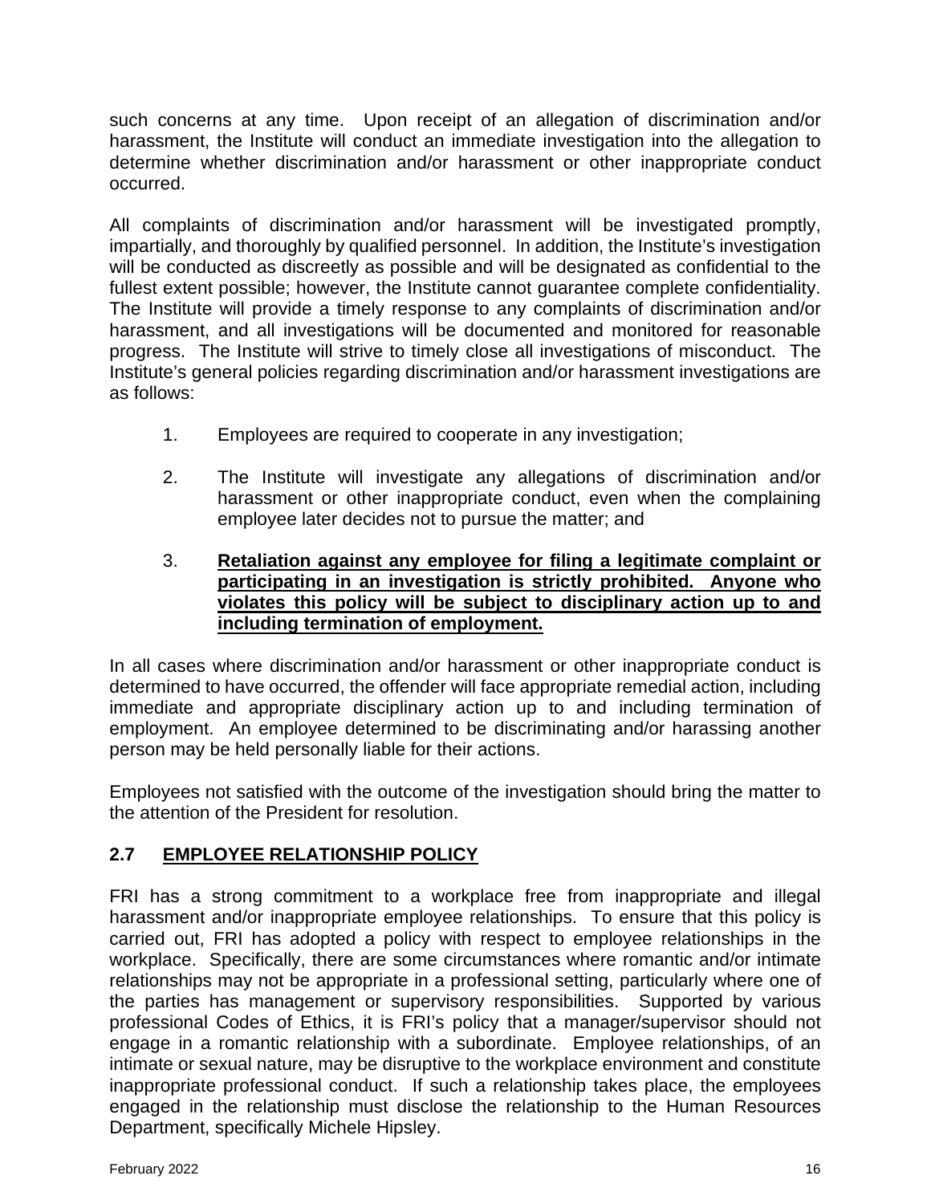such concerns at any time. Upon receipt of an allegation of discrimination and/or harassment, the Institute will conduct an immediate investigation into the allegation to determine whether discrimination and/or harassment or other inappropriate conduct occurred.

All complaints of discrimination and/or harassment will be investigated promptly, impartially, and thoroughly by qualified personnel. In addition, the Institute's investigation will be conducted as discreetly as possible and will be designated as confidential to the fullest extent possible; however, the Institute cannot guarantee complete confidentiality. The Institute will provide a timely response to any complaints of discrimination and/or harassment, and all investigations will be documented and monitored for reasonable progress. The Institute will strive to timely close all investigations of misconduct. The Institute's general policies regarding discrimination and/or harassment investigations are as follows:

1. Employees are required to cooperate in any investigation;

2. The Institute will investigate any allegations of discrimination and/or harassment or other inappropriate conduct, even when the complaining employee later decides not to pursue the matter; and

3. **Retaliation against any employee for filing a legitimate complaint or participating in an investigation is strictly prohibited. Anyone who violates this policy will be subject to disciplinary action up to and including termination of employment.**

In all cases where discrimination and/or harassment or other inappropriate conduct is determined to have occurred, the offender will face appropriate remedial action, including immediate and appropriate disciplinary action up to and including termination of employment. An employee determined to be discriminating and/or harassing another person may be held personally liable for their actions.

Employees not satisfied with the outcome of the investigation should bring the matter to the attention of the President for resolution.

## 2.7 EMPLOYEE RELATIONSHIP POLICY

FRI has a strong commitment to a workplace free from inappropriate and illegal harassment and/or inappropriate employee relationships. To ensure that this policy is carried out, FRI has adopted a policy with respect to employee relationships in the workplace. Specifically, there are some circumstances where romantic and/or intimate relationships may not be appropriate in a professional setting, particularly where one of the parties has management or supervisory responsibilities. Supported by various professional Codes of Ethics, it is FRI's policy that a manager/supervisor should not engage in a romantic relationship with a subordinate. Employee relationships, of an intimate or sexual nature, may be disruptive to the workplace environment and constitute inappropriate professional conduct. If such a relationship takes place, the employees engaged in the relationship must disclose the relationship to the Human Resources Department, specifically Michele Hipsley.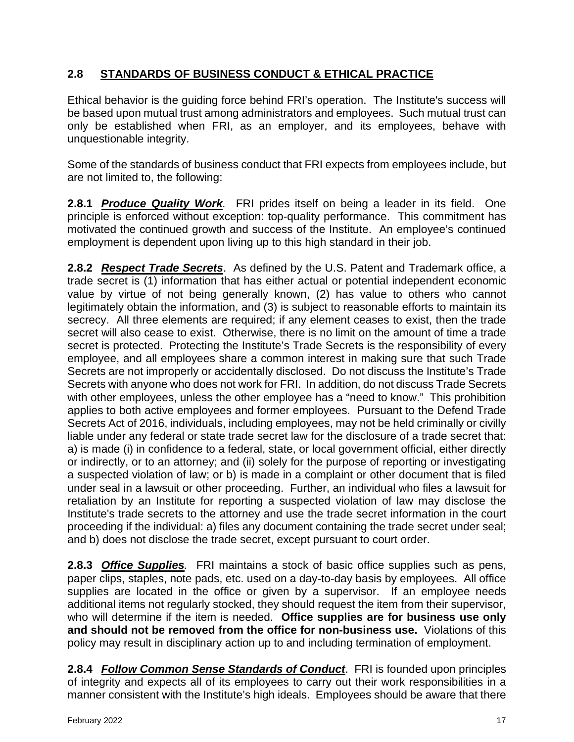## 2.8 STANDARDS OF BUSINESS CONDUCT & ETHICAL PRACTICE

Ethical behavior is the guiding force behind FRI's operation. The Institute's success will be based upon mutual trust among administrators and employees. Such mutual trust can only be established when FRI, as an employer, and its employees, behave with unquestionable integrity.

Some of the standards of business conduct that FRI expects from employees include, but are not limited to, the following:

**2.8.1** ***Produce Quality Work***. FRI prides itself on being a leader in its field. One principle is enforced without exception: top-quality performance. This commitment has motivated the continued growth and success of the Institute. An employee's continued employment is dependent upon living up to this high standard in their job.

**2.8.2** ***Respect Trade Secrets***. As defined by the U.S. Patent and Trademark office, a trade secret is (1) information that has either actual or potential independent economic value by virtue of not being generally known, (2) has value to others who cannot legitimately obtain the information, and (3) is subject to reasonable efforts to maintain its secrecy. All three elements are required; if any element ceases to exist, then the trade secret will also cease to exist. Otherwise, there is no limit on the amount of time a trade secret is protected. Protecting the Institute's Trade Secrets is the responsibility of every employee, and all employees share a common interest in making sure that such Trade Secrets are not improperly or accidentally disclosed. Do not discuss the Institute's Trade Secrets with anyone who does not work for FRI. In addition, do not discuss Trade Secrets with other employees, unless the other employee has a "need to know." This prohibition applies to both active employees and former employees. Pursuant to the Defend Trade Secrets Act of 2016, individuals, including employees, may not be held criminally or civilly liable under any federal or state trade secret law for the disclosure of a trade secret that: a) is made (i) in confidence to a federal, state, or local government official, either directly or indirectly, or to an attorney; and (ii) solely for the purpose of reporting or investigating a suspected violation of law; or b) is made in a complaint or other document that is filed under seal in a lawsuit or other proceeding. Further, an individual who files a lawsuit for retaliation by an Institute for reporting a suspected violation of law may disclose the Institute's trade secrets to the attorney and use the trade secret information in the court proceeding if the individual: a) files any document containing the trade secret under seal; and b) does not disclose the trade secret, except pursuant to court order.

**2.8.3** ***Office Supplies***. FRI maintains a stock of basic office supplies such as pens, paper clips, staples, note pads, etc. used on a day-to-day basis by employees. All office supplies are located in the office or given by a supervisor. If an employee needs additional items not regularly stocked, they should request the item from their supervisor, who will determine if the item is needed. **Office supplies are for business use only and should not be removed from the office for non-business use.** Violations of this policy may result in disciplinary action up to and including termination of employment.

**2.8.4** ***Follow Common Sense Standards of Conduct***. FRI is founded upon principles of integrity and expects all of its employees to carry out their work responsibilities in a manner consistent with the Institute's high ideals. Employees should be aware that there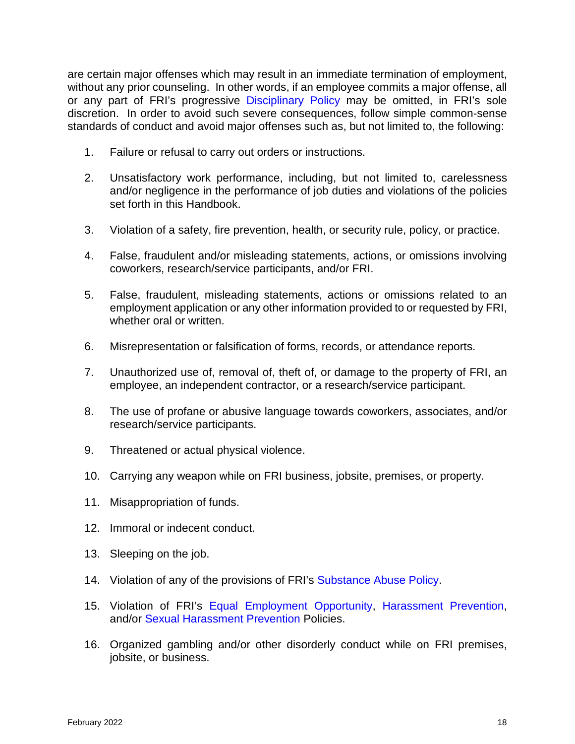are certain major offenses which may result in an immediate termination of employment, without any prior counseling. In other words, if an employee commits a major offense, all or any part of FRI's progressive Disciplinary Policy may be omitted, in FRI's sole discretion. In order to avoid such severe consequences, follow simple common-sense standards of conduct and avoid major offenses such as, but not limited to, the following:

1. Failure or refusal to carry out orders or instructions.

2. Unsatisfactory work performance, including, but not limited to, carelessness and/or negligence in the performance of job duties and violations of the policies set forth in this Handbook.

3. Violation of a safety, fire prevention, health, or security rule, policy, or practice.

4. False, fraudulent and/or misleading statements, actions, or omissions involving coworkers, research/service participants, and/or FRI.

5. False, fraudulent, misleading statements, actions or omissions related to an employment application or any other information provided to or requested by FRI, whether oral or written.

6. Misrepresentation or falsification of forms, records, or attendance reports.

7. Unauthorized use of, removal of, theft of, or damage to the property of FRI, an employee, an independent contractor, or a research/service participant.

8. The use of profane or abusive language towards coworkers, associates, and/or research/service participants.

9. Threatened or actual physical violence.

10. Carrying any weapon while on FRI business, jobsite, premises, or property.

11. Misappropriation of funds.

12. Immoral or indecent conduct.

13. Sleeping on the job.

14. Violation of any of the provisions of FRI's Substance Abuse Policy.

15. Violation of FRI's Equal Employment Opportunity, Harassment Prevention, and/or Sexual Harassment Prevention Policies.

16. Organized gambling and/or other disorderly conduct while on FRI premises, jobsite, or business.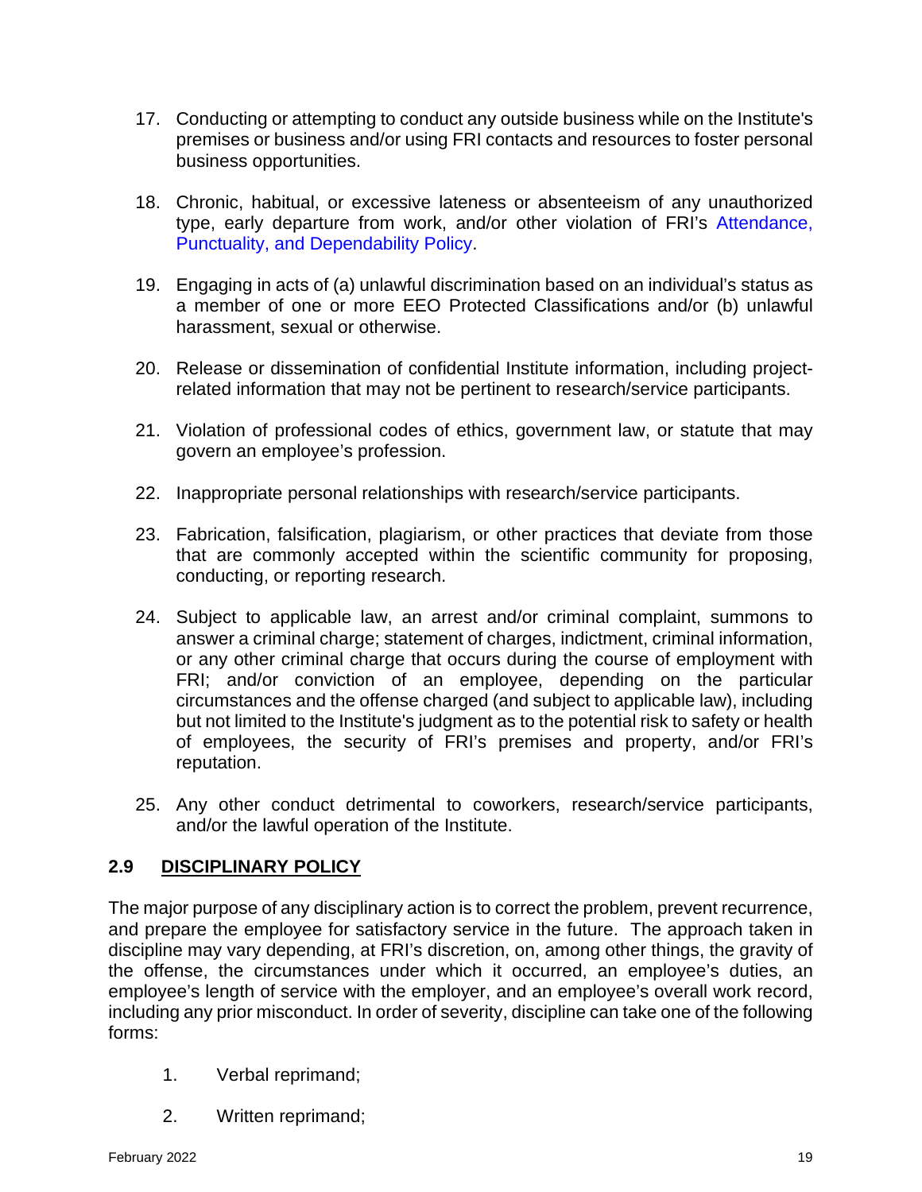17. Conducting or attempting to conduct any outside business while on the Institute's premises or business and/or using FRI contacts and resources to foster personal business opportunities.

18. Chronic, habitual, or excessive lateness or absenteeism of any unauthorized type, early departure from work, and/or other violation of FRI's Attendance, Punctuality, and Dependability Policy.

19. Engaging in acts of (a) unlawful discrimination based on an individual's status as a member of one or more EEO Protected Classifications and/or (b) unlawful harassment, sexual or otherwise.

20. Release or dissemination of confidential Institute information, including project-related information that may not be pertinent to research/service participants.

21. Violation of professional codes of ethics, government law, or statute that may govern an employee's profession.

22. Inappropriate personal relationships with research/service participants.

23. Fabrication, falsification, plagiarism, or other practices that deviate from those that are commonly accepted within the scientific community for proposing, conducting, or reporting research.

24. Subject to applicable law, an arrest and/or criminal complaint, summons to answer a criminal charge; statement of charges, indictment, criminal information, or any other criminal charge that occurs during the course of employment with FRI; and/or conviction of an employee, depending on the particular circumstances and the offense charged (and subject to applicable law), including but not limited to the Institute's judgment as to the potential risk to safety or health of employees, the security of FRI's premises and property, and/or FRI's reputation.

25. Any other conduct detrimental to coworkers, research/service participants, and/or the lawful operation of the Institute.

## 2.9 DISCIPLINARY POLICY

The major purpose of any disciplinary action is to correct the problem, prevent recurrence, and prepare the employee for satisfactory service in the future. The approach taken in discipline may vary depending, at FRI's discretion, on, among other things, the gravity of the offense, the circumstances under which it occurred, an employee's duties, an employee's length of service with the employer, and an employee's overall work record, including any prior misconduct. In order of severity, discipline can take one of the following forms:

1. Verbal reprimand;

2. Written reprimand;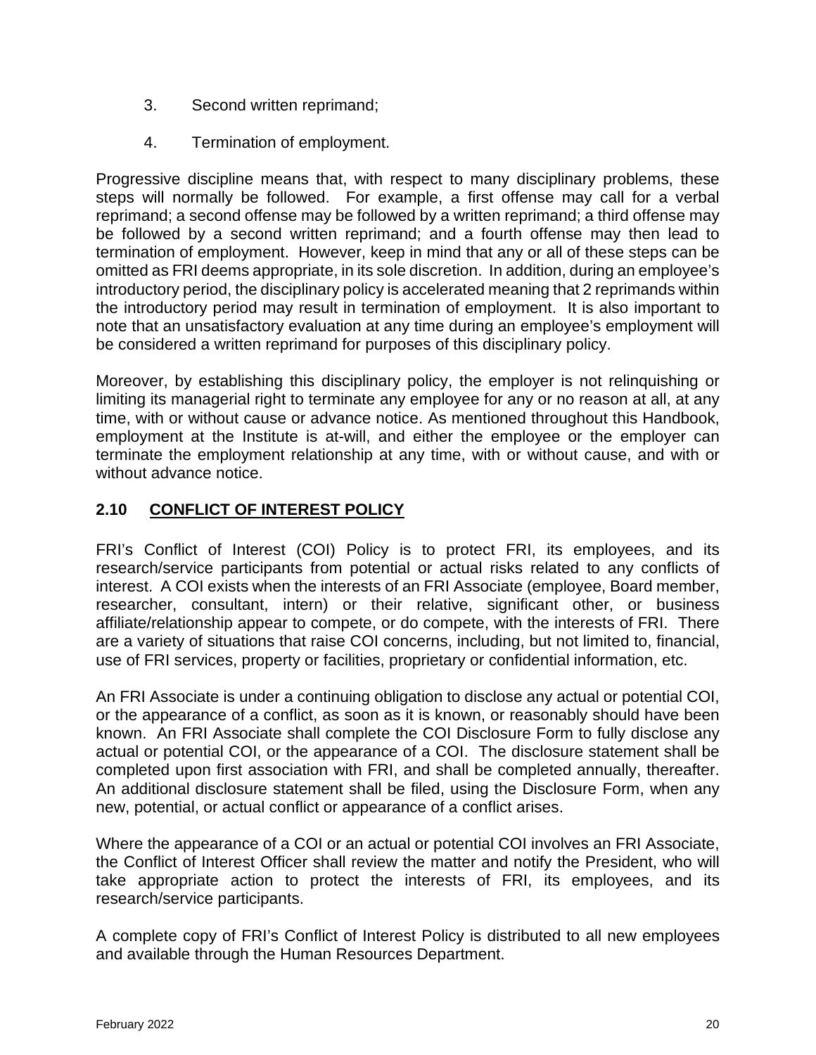3. Second written reprimand;

4. Termination of employment.

Progressive discipline means that, with respect to many disciplinary problems, these steps will normally be followed. For example, a first offense may call for a verbal reprimand; a second offense may be followed by a written reprimand; a third offense may be followed by a second written reprimand; and a fourth offense may then lead to termination of employment. However, keep in mind that any or all of these steps can be omitted as FRI deems appropriate, in its sole discretion. In addition, during an employee's introductory period, the disciplinary policy is accelerated meaning that 2 reprimands within the introductory period may result in termination of employment. It is also important to note that an unsatisfactory evaluation at any time during an employee's employment will be considered a written reprimand for purposes of this disciplinary policy.

Moreover, by establishing this disciplinary policy, the employer is not relinquishing or limiting its managerial right to terminate any employee for any or no reason at all, at any time, with or without cause or advance notice. As mentioned throughout this Handbook, employment at the Institute is at-will, and either the employee or the employer can terminate the employment relationship at any time, with or without cause, and with or without advance notice.

## 2.10 CONFLICT OF INTEREST POLICY

FRI's Conflict of Interest (COI) Policy is to protect FRI, its employees, and its research/service participants from potential or actual risks related to any conflicts of interest. A COI exists when the interests of an FRI Associate (employee, Board member, researcher, consultant, intern) or their relative, significant other, or business affiliate/relationship appear to compete, or do compete, with the interests of FRI. There are a variety of situations that raise COI concerns, including, but not limited to, financial, use of FRI services, property or facilities, proprietary or confidential information, etc.

An FRI Associate is under a continuing obligation to disclose any actual or potential COI, or the appearance of a conflict, as soon as it is known, or reasonably should have been known. An FRI Associate shall complete the COI Disclosure Form to fully disclose any actual or potential COI, or the appearance of a COI. The disclosure statement shall be completed upon first association with FRI, and shall be completed annually, thereafter. An additional disclosure statement shall be filed, using the Disclosure Form, when any new, potential, or actual conflict or appearance of a conflict arises.

Where the appearance of a COI or an actual or potential COI involves an FRI Associate, the Conflict of Interest Officer shall review the matter and notify the President, who will take appropriate action to protect the interests of FRI, its employees, and its research/service participants.

A complete copy of FRI's Conflict of Interest Policy is distributed to all new employees and available through the Human Resources Department.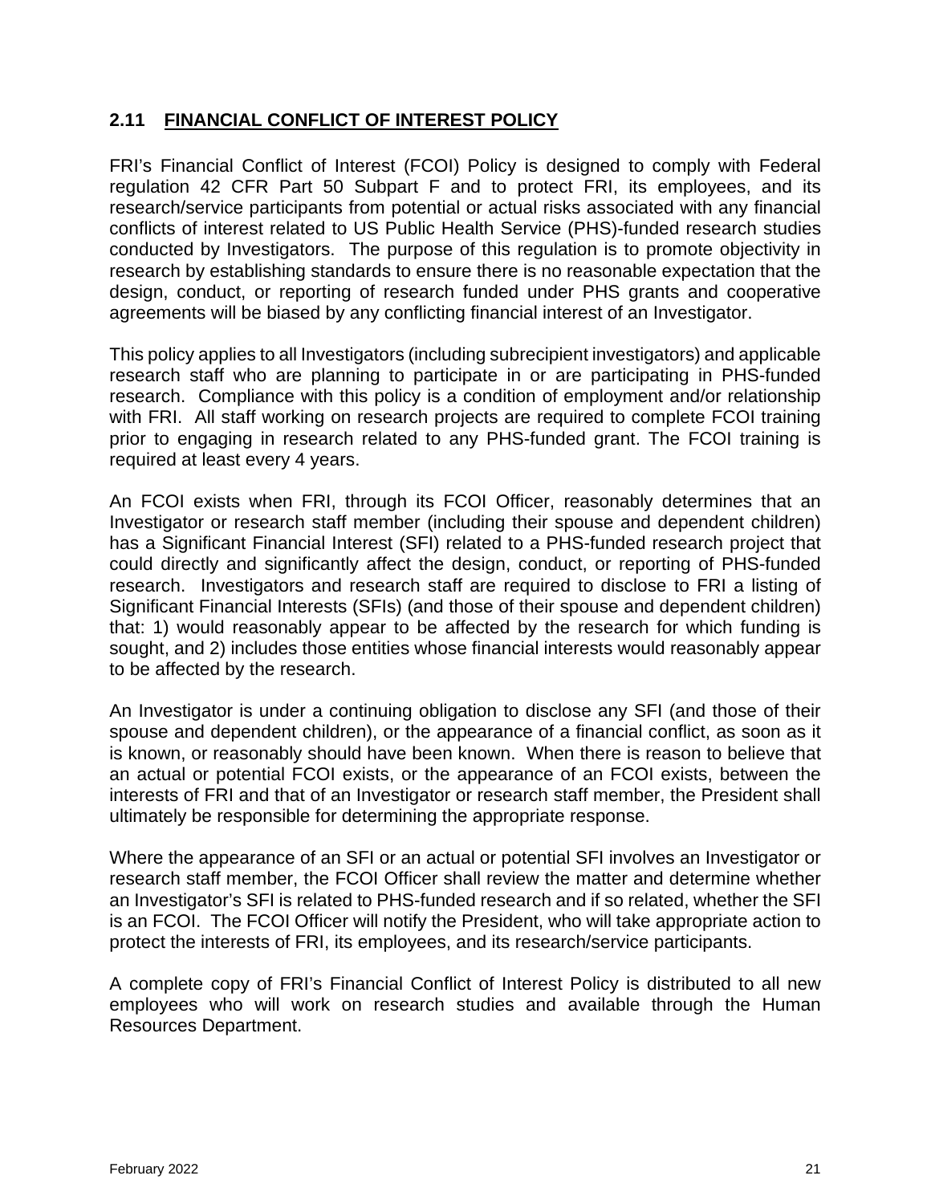## 2.11 FINANCIAL CONFLICT OF INTEREST POLICY

FRI's Financial Conflict of Interest (FCOI) Policy is designed to comply with Federal regulation 42 CFR Part 50 Subpart F and to protect FRI, its employees, and its research/service participants from potential or actual risks associated with any financial conflicts of interest related to US Public Health Service (PHS)-funded research studies conducted by Investigators. The purpose of this regulation is to promote objectivity in research by establishing standards to ensure there is no reasonable expectation that the design, conduct, or reporting of research funded under PHS grants and cooperative agreements will be biased by any conflicting financial interest of an Investigator.

This policy applies to all Investigators (including subrecipient investigators) and applicable research staff who are planning to participate in or are participating in PHS-funded research. Compliance with this policy is a condition of employment and/or relationship with FRI. All staff working on research projects are required to complete FCOI training prior to engaging in research related to any PHS-funded grant. The FCOI training is required at least every 4 years.

An FCOI exists when FRI, through its FCOI Officer, reasonably determines that an Investigator or research staff member (including their spouse and dependent children) has a Significant Financial Interest (SFI) related to a PHS-funded research project that could directly and significantly affect the design, conduct, or reporting of PHS-funded research. Investigators and research staff are required to disclose to FRI a listing of Significant Financial Interests (SFIs) (and those of their spouse and dependent children) that: 1) would reasonably appear to be affected by the research for which funding is sought, and 2) includes those entities whose financial interests would reasonably appear to be affected by the research.

An Investigator is under a continuing obligation to disclose any SFI (and those of their spouse and dependent children), or the appearance of a financial conflict, as soon as it is known, or reasonably should have been known. When there is reason to believe that an actual or potential FCOI exists, or the appearance of an FCOI exists, between the interests of FRI and that of an Investigator or research staff member, the President shall ultimately be responsible for determining the appropriate response.

Where the appearance of an SFI or an actual or potential SFI involves an Investigator or research staff member, the FCOI Officer shall review the matter and determine whether an Investigator's SFI is related to PHS-funded research and if so related, whether the SFI is an FCOI. The FCOI Officer will notify the President, who will take appropriate action to protect the interests of FRI, its employees, and its research/service participants.

A complete copy of FRI's Financial Conflict of Interest Policy is distributed to all new employees who will work on research studies and available through the Human Resources Department.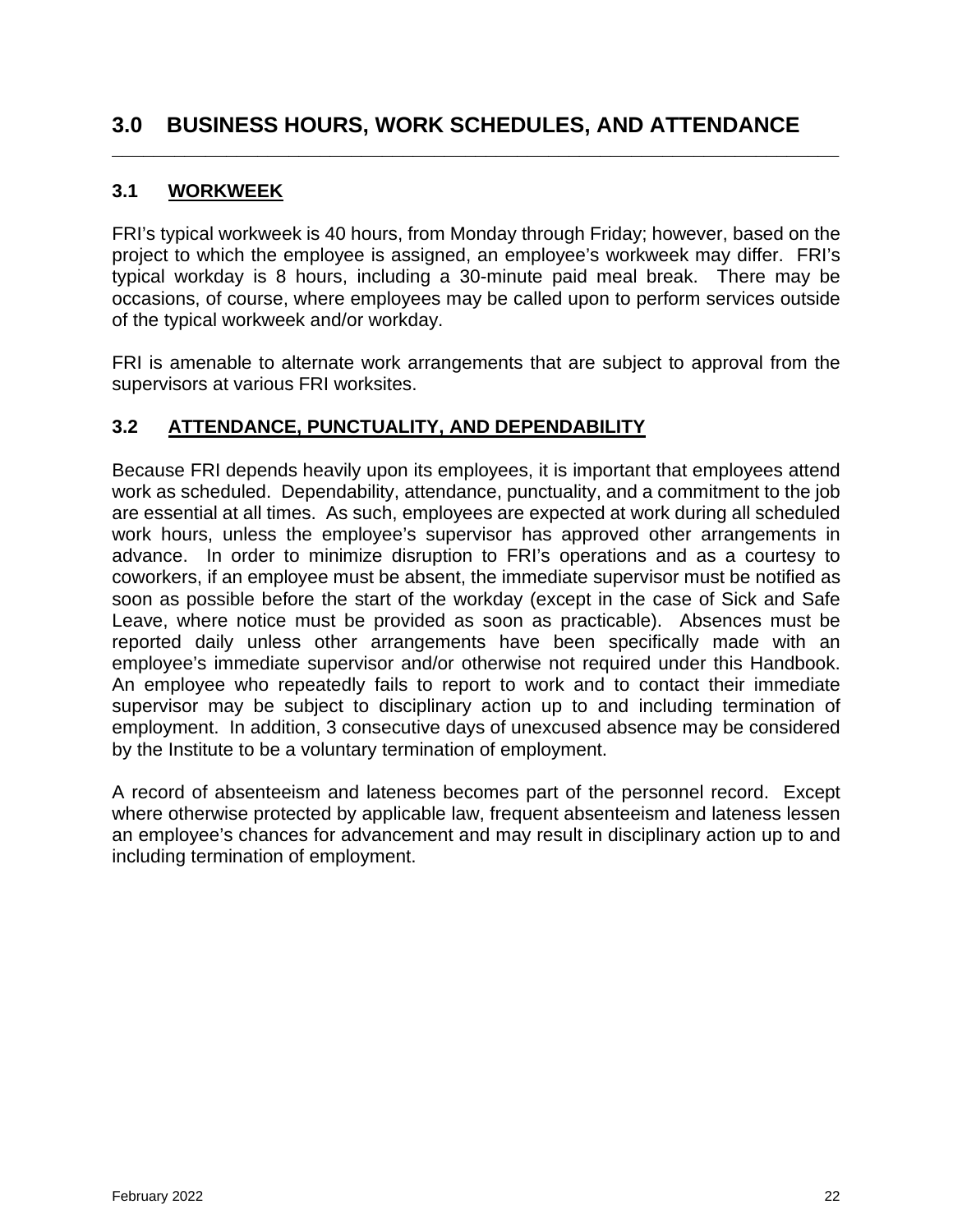# 3.0 BUSINESS HOURS, WORK SCHEDULES, AND ATTENDANCE

## 3.1 WORKWEEK

FRI's typical workweek is 40 hours, from Monday through Friday; however, based on the project to which the employee is assigned, an employee's workweek may differ. FRI's typical workday is 8 hours, including a 30-minute paid meal break. There may be occasions, of course, where employees may be called upon to perform services outside of the typical workweek and/or workday.

FRI is amenable to alternate work arrangements that are subject to approval from the supervisors at various FRI worksites.

## 3.2 ATTENDANCE, PUNCTUALITY, AND DEPENDABILITY

Because FRI depends heavily upon its employees, it is important that employees attend work as scheduled. Dependability, attendance, punctuality, and a commitment to the job are essential at all times. As such, employees are expected at work during all scheduled work hours, unless the employee's supervisor has approved other arrangements in advance. In order to minimize disruption to FRI's operations and as a courtesy to coworkers, if an employee must be absent, the immediate supervisor must be notified as soon as possible before the start of the workday (except in the case of Sick and Safe Leave, where notice must be provided as soon as practicable). Absences must be reported daily unless other arrangements have been specifically made with an employee's immediate supervisor and/or otherwise not required under this Handbook. An employee who repeatedly fails to report to work and to contact their immediate supervisor may be subject to disciplinary action up to and including termination of employment. In addition, 3 consecutive days of unexcused absence may be considered by the Institute to be a voluntary termination of employment.

A record of absenteeism and lateness becomes part of the personnel record. Except where otherwise protected by applicable law, frequent absenteeism and lateness lessen an employee's chances for advancement and may result in disciplinary action up to and including termination of employment.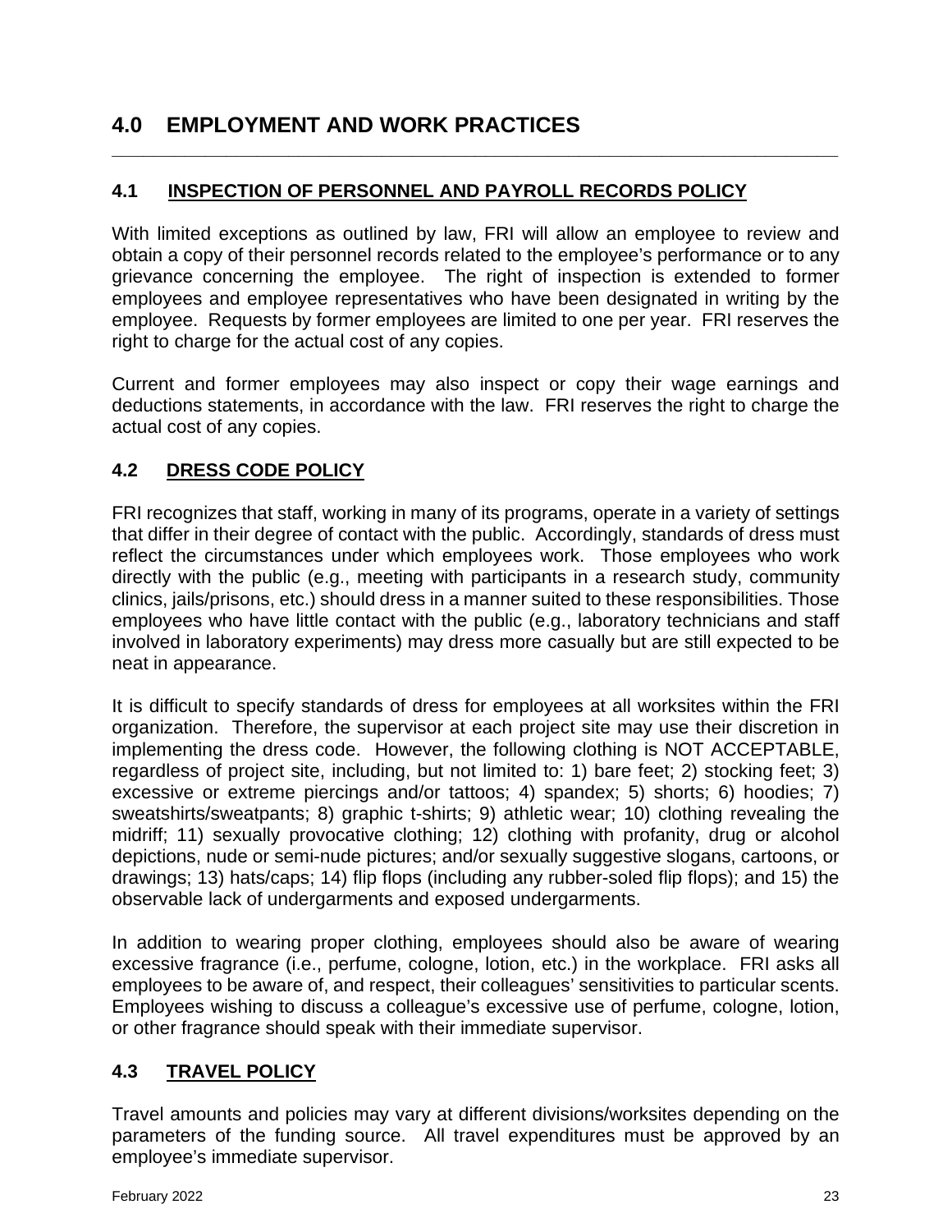# 4.0 EMPLOYMENT AND WORK PRACTICES

## 4.1 INSPECTION OF PERSONNEL AND PAYROLL RECORDS POLICY

With limited exceptions as outlined by law, FRI will allow an employee to review and obtain a copy of their personnel records related to the employee's performance or to any grievance concerning the employee. The right of inspection is extended to former employees and employee representatives who have been designated in writing by the employee. Requests by former employees are limited to one per year. FRI reserves the right to charge for the actual cost of any copies.

Current and former employees may also inspect or copy their wage earnings and deductions statements, in accordance with the law. FRI reserves the right to charge the actual cost of any copies.

## 4.2 DRESS CODE POLICY

FRI recognizes that staff, working in many of its programs, operate in a variety of settings that differ in their degree of contact with the public. Accordingly, standards of dress must reflect the circumstances under which employees work. Those employees who work directly with the public (e.g., meeting with participants in a research study, community clinics, jails/prisons, etc.) should dress in a manner suited to these responsibilities. Those employees who have little contact with the public (e.g., laboratory technicians and staff involved in laboratory experiments) may dress more casually but are still expected to be neat in appearance.

It is difficult to specify standards of dress for employees at all worksites within the FRI organization. Therefore, the supervisor at each project site may use their discretion in implementing the dress code. However, the following clothing is NOT ACCEPTABLE, regardless of project site, including, but not limited to: 1) bare feet; 2) stocking feet; 3) excessive or extreme piercings and/or tattoos; 4) spandex; 5) shorts; 6) hoodies; 7) sweatshirts/sweatpants; 8) graphic t-shirts; 9) athletic wear; 10) clothing revealing the midriff; 11) sexually provocative clothing; 12) clothing with profanity, drug or alcohol depictions, nude or semi-nude pictures; and/or sexually suggestive slogans, cartoons, or drawings; 13) hats/caps; 14) flip flops (including any rubber-soled flip flops); and 15) the observable lack of undergarments and exposed undergarments.

In addition to wearing proper clothing, employees should also be aware of wearing excessive fragrance (i.e., perfume, cologne, lotion, etc.) in the workplace. FRI asks all employees to be aware of, and respect, their colleagues' sensitivities to particular scents. Employees wishing to discuss a colleague's excessive use of perfume, cologne, lotion, or other fragrance should speak with their immediate supervisor.

## 4.3 TRAVEL POLICY

Travel amounts and policies may vary at different divisions/worksites depending on the parameters of the funding source. All travel expenditures must be approved by an employee's immediate supervisor.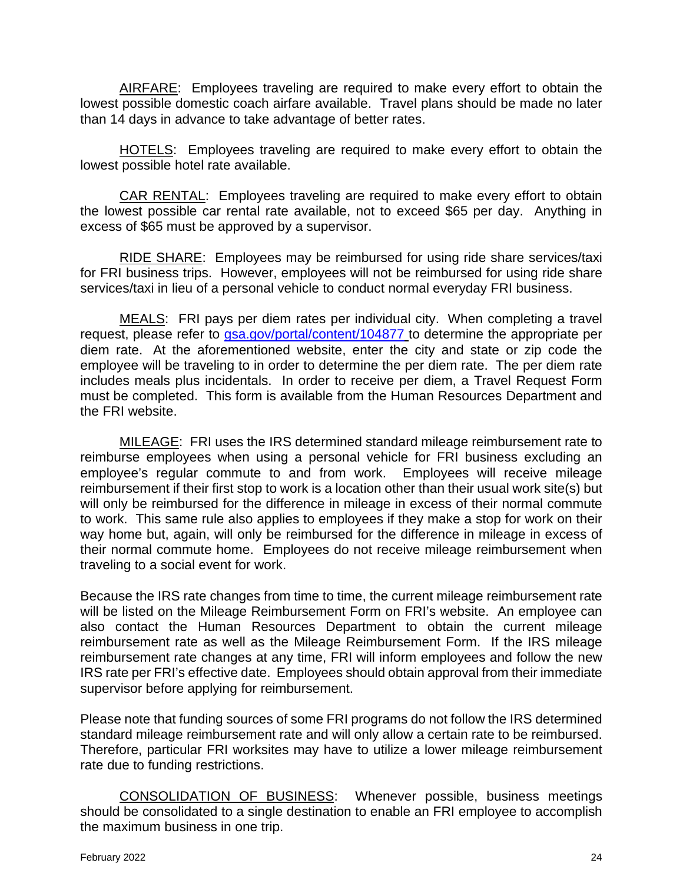AIRFARE: Employees traveling are required to make every effort to obtain the lowest possible domestic coach airfare available. Travel plans should be made no later than 14 days in advance to take advantage of better rates.

HOTELS: Employees traveling are required to make every effort to obtain the lowest possible hotel rate available.

CAR RENTAL: Employees traveling are required to make every effort to obtain the lowest possible car rental rate available, not to exceed $65 per day. Anything in excess of $65 must be approved by a supervisor.

RIDE SHARE: Employees may be reimbursed for using ride share services/taxi for FRI business trips. However, employees will not be reimbursed for using ride share services/taxi in lieu of a personal vehicle to conduct normal everyday FRI business.

MEALS: FRI pays per diem rates per individual city. When completing a travel request, please refer to [gsa.gov/portal/content/104877](gsa.gov/portal/content/104877) to determine the appropriate per diem rate. At the aforementioned website, enter the city and state or zip code the employee will be traveling to in order to determine the per diem rate. The per diem rate includes meals plus incidentals. In order to receive per diem, a Travel Request Form must be completed. This form is available from the Human Resources Department and the FRI website.

MILEAGE: FRI uses the IRS determined standard mileage reimbursement rate to reimburse employees when using a personal vehicle for FRI business excluding an employee's regular commute to and from work. Employees will receive mileage reimbursement if their first stop to work is a location other than their usual work site(s) but will only be reimbursed for the difference in mileage in excess of their normal commute to work. This same rule also applies to employees if they make a stop for work on their way home but, again, will only be reimbursed for the difference in mileage in excess of their normal commute home. Employees do not receive mileage reimbursement when traveling to a social event for work.

Because the IRS rate changes from time to time, the current mileage reimbursement rate will be listed on the Mileage Reimbursement Form on FRI's website. An employee can also contact the Human Resources Department to obtain the current mileage reimbursement rate as well as the Mileage Reimbursement Form. If the IRS mileage reimbursement rate changes at any time, FRI will inform employees and follow the new IRS rate per FRI's effective date. Employees should obtain approval from their immediate supervisor before applying for reimbursement.

Please note that funding sources of some FRI programs do not follow the IRS determined standard mileage reimbursement rate and will only allow a certain rate to be reimbursed. Therefore, particular FRI worksites may have to utilize a lower mileage reimbursement rate due to funding restrictions.

CONSOLIDATION OF BUSINESS: Whenever possible, business meetings should be consolidated to a single destination to enable an FRI employee to accomplish the maximum business in one trip.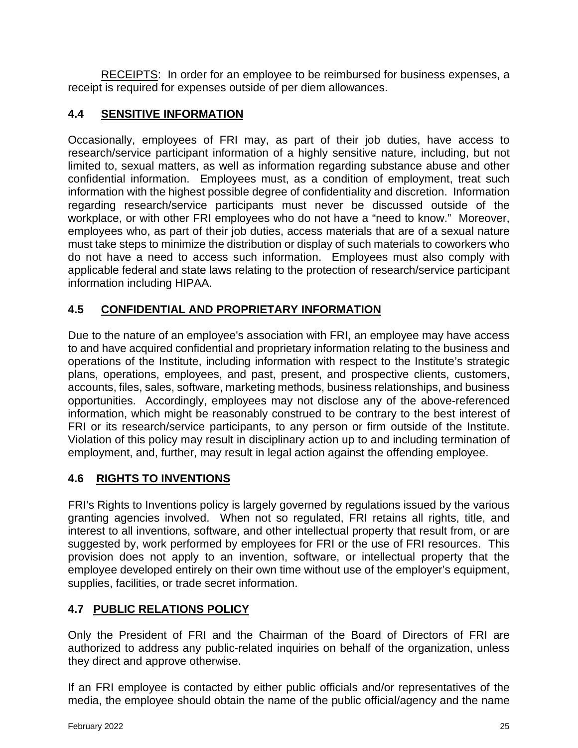RECEIPTS: In order for an employee to be reimbursed for business expenses, a receipt is required for expenses outside of per diem allowances.

## 4.4 SENSITIVE INFORMATION

Occasionally, employees of FRI may, as part of their job duties, have access to research/service participant information of a highly sensitive nature, including, but not limited to, sexual matters, as well as information regarding substance abuse and other confidential information. Employees must, as a condition of employment, treat such information with the highest possible degree of confidentiality and discretion. Information regarding research/service participants must never be discussed outside of the workplace, or with other FRI employees who do not have a "need to know." Moreover, employees who, as part of their job duties, access materials that are of a sexual nature must take steps to minimize the distribution or display of such materials to coworkers who do not have a need to access such information. Employees must also comply with applicable federal and state laws relating to the protection of research/service participant information including HIPAA.

## 4.5 CONFIDENTIAL AND PROPRIETARY INFORMATION

Due to the nature of an employee's association with FRI, an employee may have access to and have acquired confidential and proprietary information relating to the business and operations of the Institute, including information with respect to the Institute's strategic plans, operations, employees, and past, present, and prospective clients, customers, accounts, files, sales, software, marketing methods, business relationships, and business opportunities. Accordingly, employees may not disclose any of the above-referenced information, which might be reasonably construed to be contrary to the best interest of FRI or its research/service participants, to any person or firm outside of the Institute. Violation of this policy may result in disciplinary action up to and including termination of employment, and, further, may result in legal action against the offending employee.

## 4.6 RIGHTS TO INVENTIONS

FRI's Rights to Inventions policy is largely governed by regulations issued by the various granting agencies involved. When not so regulated, FRI retains all rights, title, and interest to all inventions, software, and other intellectual property that result from, or are suggested by, work performed by employees for FRI or the use of FRI resources. This provision does not apply to an invention, software, or intellectual property that the employee developed entirely on their own time without use of the employer's equipment, supplies, facilities, or trade secret information.

## 4.7 PUBLIC RELATIONS POLICY

Only the President of FRI and the Chairman of the Board of Directors of FRI are authorized to address any public-related inquiries on behalf of the organization, unless they direct and approve otherwise.

If an FRI employee is contacted by either public officials and/or representatives of the media, the employee should obtain the name of the public official/agency and the name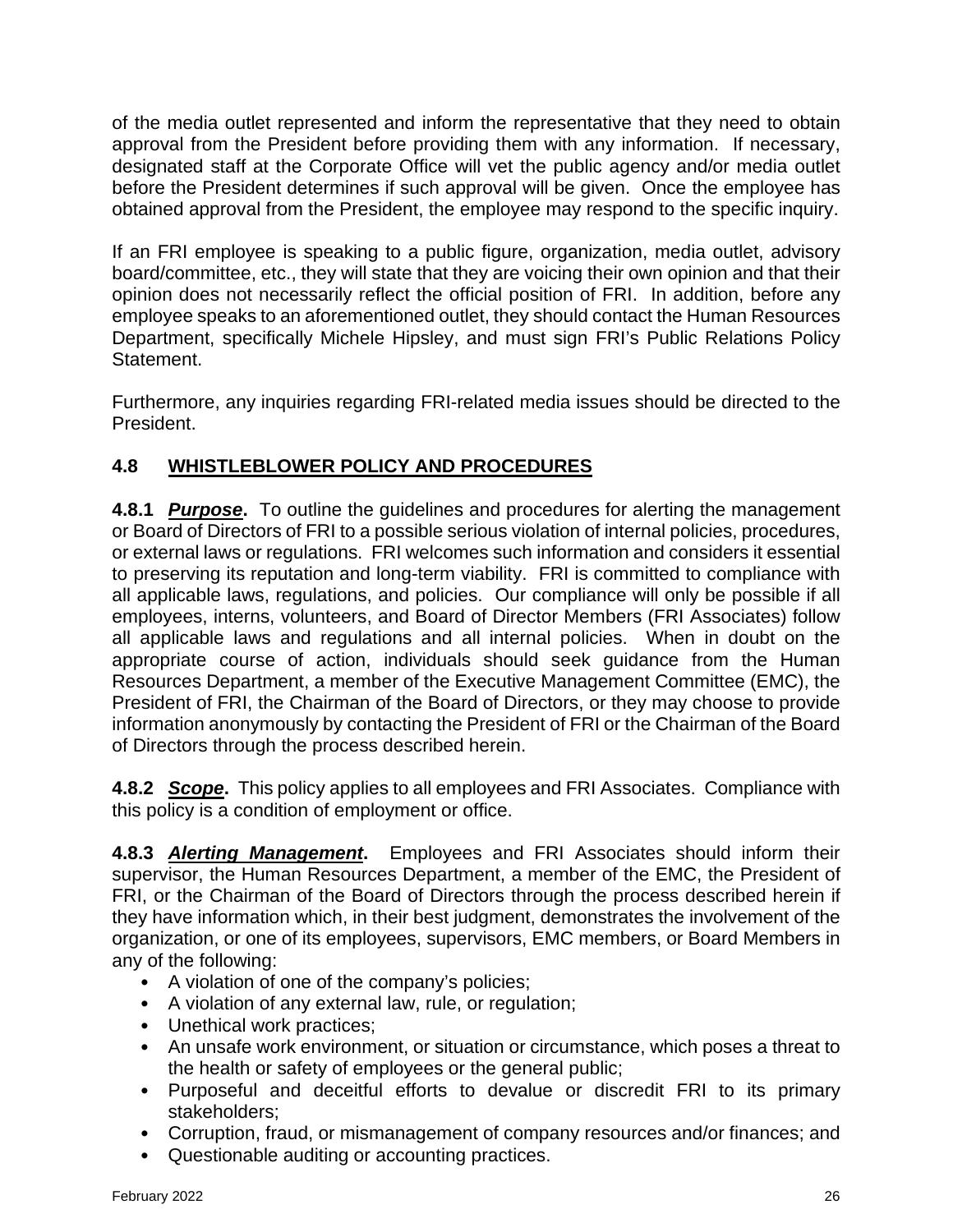of the media outlet represented and inform the representative that they need to obtain approval from the President before providing them with any information. If necessary, designated staff at the Corporate Office will vet the public agency and/or media outlet before the President determines if such approval will be given. Once the employee has obtained approval from the President, the employee may respond to the specific inquiry.

If an FRI employee is speaking to a public figure, organization, media outlet, advisory board/committee, etc., they will state that they are voicing their own opinion and that their opinion does not necessarily reflect the official position of FRI. In addition, before any employee speaks to an aforementioned outlet, they should contact the Human Resources Department, specifically Michele Hipsley, and must sign FRI's Public Relations Policy Statement.

Furthermore, any inquiries regarding FRI-related media issues should be directed to the President.

## 4.8 WHISTLEBLOWER POLICY AND PROCEDURES

**4.8.1 *Purpose*.** To outline the guidelines and procedures for alerting the management or Board of Directors of FRI to a possible serious violation of internal policies, procedures, or external laws or regulations. FRI welcomes such information and considers it essential to preserving its reputation and long-term viability. FRI is committed to compliance with all applicable laws, regulations, and policies. Our compliance will only be possible if all employees, interns, volunteers, and Board of Director Members (FRI Associates) follow all applicable laws and regulations and all internal policies. When in doubt on the appropriate course of action, individuals should seek guidance from the Human Resources Department, a member of the Executive Management Committee (EMC), the President of FRI, the Chairman of the Board of Directors, or they may choose to provide information anonymously by contacting the President of FRI or the Chairman of the Board of Directors through the process described herein.

**4.8.2 *Scope*.** This policy applies to all employees and FRI Associates. Compliance with this policy is a condition of employment or office.

**4.8.3 *Alerting Management*.** Employees and FRI Associates should inform their supervisor, the Human Resources Department, a member of the EMC, the President of FRI, or the Chairman of the Board of Directors through the process described herein if they have information which, in their best judgment, demonstrates the involvement of the organization, or one of its employees, supervisors, EMC members, or Board Members in any of the following:

- A violation of one of the company's policies;
- A violation of any external law, rule, or regulation;
- Unethical work practices;
- An unsafe work environment, or situation or circumstance, which poses a threat to the health or safety of employees or the general public;
- Purposeful and deceitful efforts to devalue or discredit FRI to its primary stakeholders;
- Corruption, fraud, or mismanagement of company resources and/or finances; and
- Questionable auditing or accounting practices.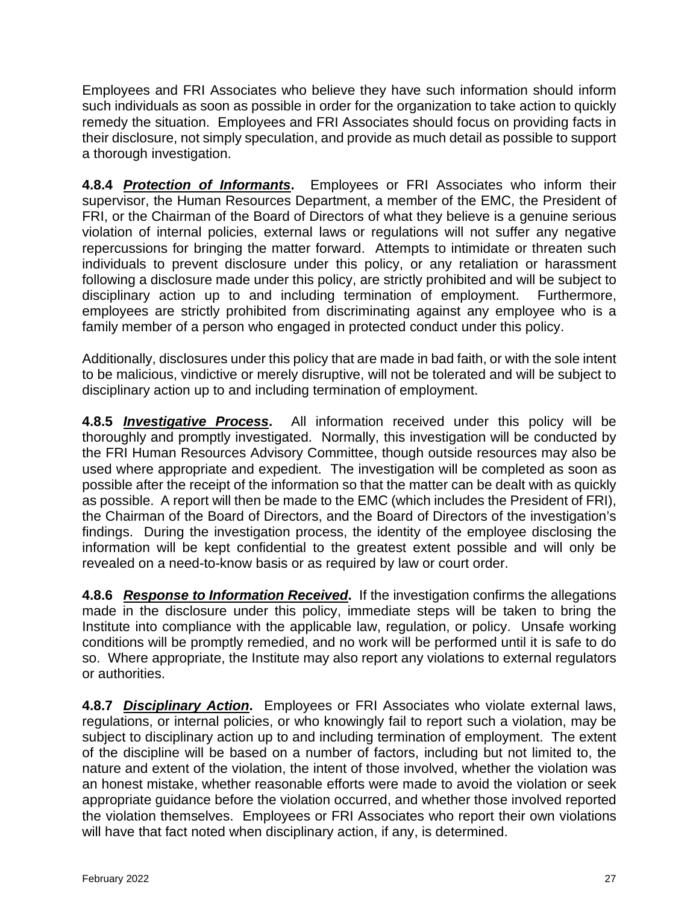Employees and FRI Associates who believe they have such information should inform such individuals as soon as possible in order for the organization to take action to quickly remedy the situation. Employees and FRI Associates should focus on providing facts in their disclosure, not simply speculation, and provide as much detail as possible to support a thorough investigation.

**4.8.4** ***Protection of Informants*.** Employees or FRI Associates who inform their supervisor, the Human Resources Department, a member of the EMC, the President of FRI, or the Chairman of the Board of Directors of what they believe is a genuine serious violation of internal policies, external laws or regulations will not suffer any negative repercussions for bringing the matter forward. Attempts to intimidate or threaten such individuals to prevent disclosure under this policy, or any retaliation or harassment following a disclosure made under this policy, are strictly prohibited and will be subject to disciplinary action up to and including termination of employment. Furthermore, employees are strictly prohibited from discriminating against any employee who is a family member of a person who engaged in protected conduct under this policy.

Additionally, disclosures under this policy that are made in bad faith, or with the sole intent to be malicious, vindictive or merely disruptive, will not be tolerated and will be subject to disciplinary action up to and including termination of employment.

**4.8.5** ***Investigative Process*.** All information received under this policy will be thoroughly and promptly investigated. Normally, this investigation will be conducted by the FRI Human Resources Advisory Committee, though outside resources may also be used where appropriate and expedient. The investigation will be completed as soon as possible after the receipt of the information so that the matter can be dealt with as quickly as possible. A report will then be made to the EMC (which includes the President of FRI), the Chairman of the Board of Directors, and the Board of Directors of the investigation's findings. During the investigation process, the identity of the employee disclosing the information will be kept confidential to the greatest extent possible and will only be revealed on a need-to-know basis or as required by law or court order.

**4.8.6** ***Response to Information Received*.** If the investigation confirms the allegations made in the disclosure under this policy, immediate steps will be taken to bring the Institute into compliance with the applicable law, regulation, or policy. Unsafe working conditions will be promptly remedied, and no work will be performed until it is safe to do so. Where appropriate, the Institute may also report any violations to external regulators or authorities.

**4.8.7** ***Disciplinary Action*.** Employees or FRI Associates who violate external laws, regulations, or internal policies, or who knowingly fail to report such a violation, may be subject to disciplinary action up to and including termination of employment. The extent of the discipline will be based on a number of factors, including but not limited to, the nature and extent of the violation, the intent of those involved, whether the violation was an honest mistake, whether reasonable efforts were made to avoid the violation or seek appropriate guidance before the violation occurred, and whether those involved reported the violation themselves. Employees or FRI Associates who report their own violations will have that fact noted when disciplinary action, if any, is determined.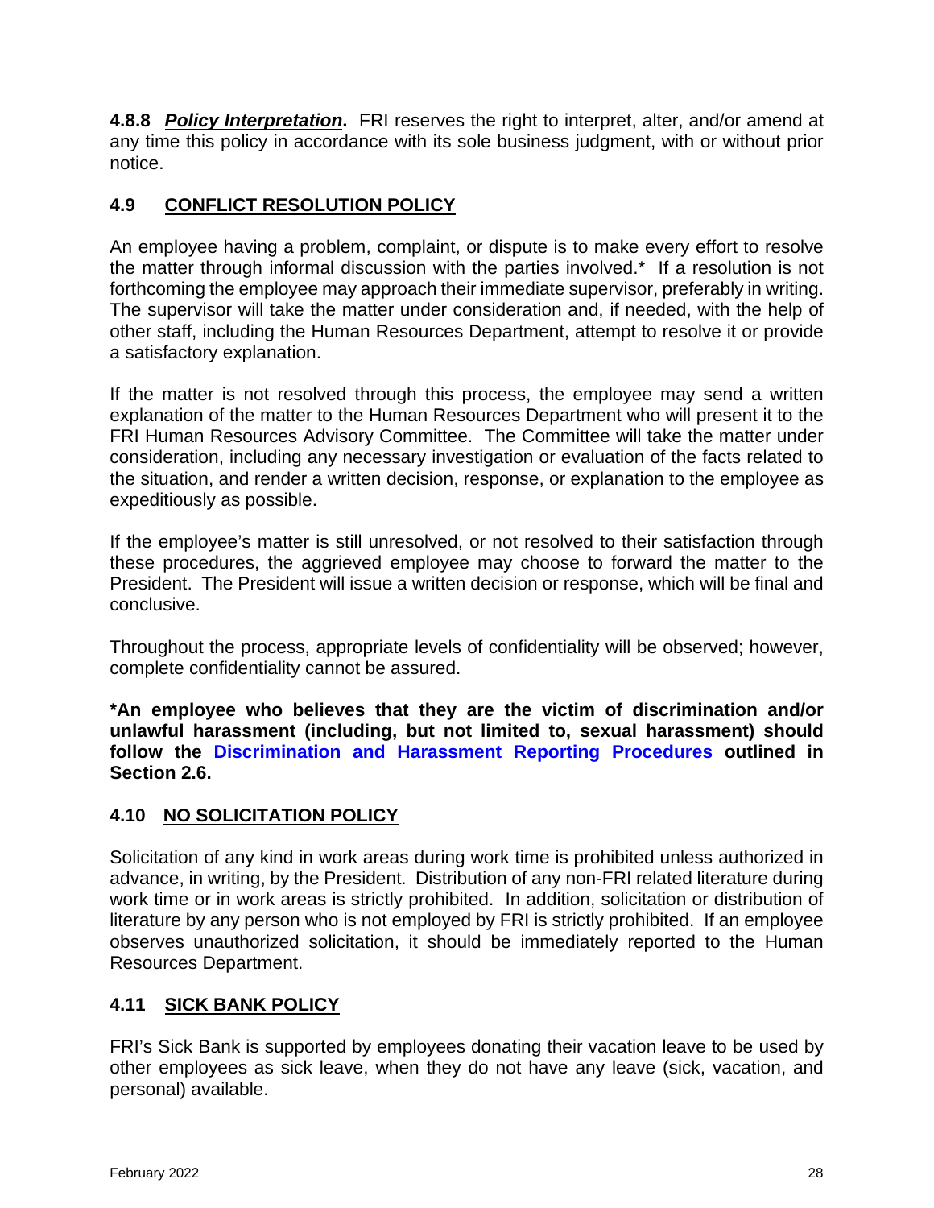**4.8.8** ***Policy Interpretation*****.** FRI reserves the right to interpret, alter, and/or amend at any time this policy in accordance with its sole business judgment, with or without prior notice.

## 4.9 CONFLICT RESOLUTION POLICY

An employee having a problem, complaint, or dispute is to make every effort to resolve the matter through informal discussion with the parties involved.* If a resolution is not forthcoming the employee may approach their immediate supervisor, preferably in writing. The supervisor will take the matter under consideration and, if needed, with the help of other staff, including the Human Resources Department, attempt to resolve it or provide a satisfactory explanation.

If the matter is not resolved through this process, the employee may send a written explanation of the matter to the Human Resources Department who will present it to the FRI Human Resources Advisory Committee. The Committee will take the matter under consideration, including any necessary investigation or evaluation of the facts related to the situation, and render a written decision, response, or explanation to the employee as expeditiously as possible.

If the employee's matter is still unresolved, or not resolved to their satisfaction through these procedures, the aggrieved employee may choose to forward the matter to the President. The President will issue a written decision or response, which will be final and conclusive.

Throughout the process, appropriate levels of confidentiality will be observed; however, complete confidentiality cannot be assured.

**\*An employee who believes that they are the victim of discrimination and/or unlawful harassment (including, but not limited to, sexual harassment) should follow the Discrimination and Harassment Reporting Procedures outlined in Section 2.6.**

## 4.10 NO SOLICITATION POLICY

Solicitation of any kind in work areas during work time is prohibited unless authorized in advance, in writing, by the President. Distribution of any non-FRI related literature during work time or in work areas is strictly prohibited. In addition, solicitation or distribution of literature by any person who is not employed by FRI is strictly prohibited. If an employee observes unauthorized solicitation, it should be immediately reported to the Human Resources Department.

## 4.11 SICK BANK POLICY

FRI's Sick Bank is supported by employees donating their vacation leave to be used by other employees as sick leave, when they do not have any leave (sick, vacation, and personal) available.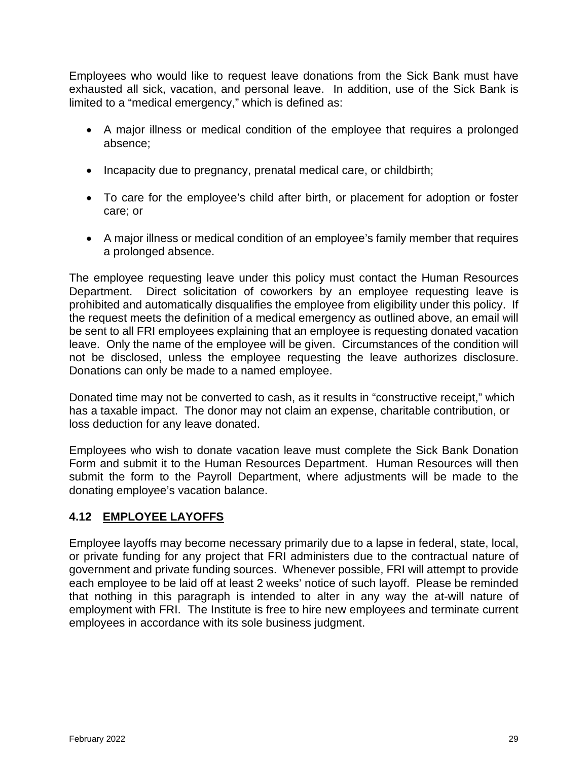Employees who would like to request leave donations from the Sick Bank must have exhausted all sick, vacation, and personal leave. In addition, use of the Sick Bank is limited to a "medical emergency," which is defined as:

- A major illness or medical condition of the employee that requires a prolonged absence;
- Incapacity due to pregnancy, prenatal medical care, or childbirth;
- To care for the employee's child after birth, or placement for adoption or foster care; or
- A major illness or medical condition of an employee's family member that requires a prolonged absence.

The employee requesting leave under this policy must contact the Human Resources Department. Direct solicitation of coworkers by an employee requesting leave is prohibited and automatically disqualifies the employee from eligibility under this policy. If the request meets the definition of a medical emergency as outlined above, an email will be sent to all FRI employees explaining that an employee is requesting donated vacation leave. Only the name of the employee will be given. Circumstances of the condition will not be disclosed, unless the employee requesting the leave authorizes disclosure. Donations can only be made to a named employee.

Donated time may not be converted to cash, as it results in "constructive receipt," which has a taxable impact. The donor may not claim an expense, charitable contribution, or loss deduction for any leave donated.

Employees who wish to donate vacation leave must complete the Sick Bank Donation Form and submit it to the Human Resources Department. Human Resources will then submit the form to the Payroll Department, where adjustments will be made to the donating employee's vacation balance.

### 4.12 EMPLOYEE LAYOFFS

Employee layoffs may become necessary primarily due to a lapse in federal, state, local, or private funding for any project that FRI administers due to the contractual nature of government and private funding sources. Whenever possible, FRI will attempt to provide each employee to be laid off at least 2 weeks' notice of such layoff. Please be reminded that nothing in this paragraph is intended to alter in any way the at-will nature of employment with FRI. The Institute is free to hire new employees and terminate current employees in accordance with its sole business judgment.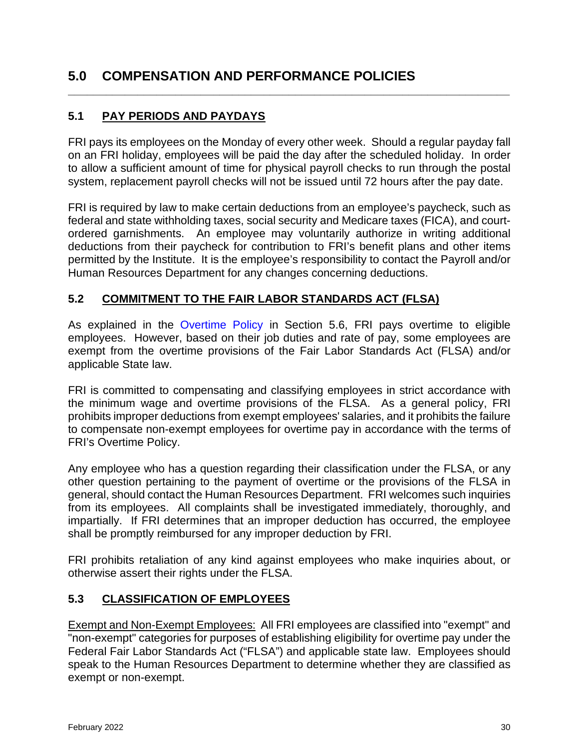# 5.0 COMPENSATION AND PERFORMANCE POLICIES

## 5.1 PAY PERIODS AND PAYDAYS

FRI pays its employees on the Monday of every other week. Should a regular payday fall on an FRI holiday, employees will be paid the day after the scheduled holiday. In order to allow a sufficient amount of time for physical payroll checks to run through the postal system, replacement payroll checks will not be issued until 72 hours after the pay date.

FRI is required by law to make certain deductions from an employee's paycheck, such as federal and state withholding taxes, social security and Medicare taxes (FICA), and court-ordered garnishments. An employee may voluntarily authorize in writing additional deductions from their paycheck for contribution to FRI's benefit plans and other items permitted by the Institute. It is the employee's responsibility to contact the Payroll and/or Human Resources Department for any changes concerning deductions.

## 5.2 COMMITMENT TO THE FAIR LABOR STANDARDS ACT (FLSA)

As explained in the Overtime Policy in Section 5.6, FRI pays overtime to eligible employees. However, based on their job duties and rate of pay, some employees are exempt from the overtime provisions of the Fair Labor Standards Act (FLSA) and/or applicable State law.

FRI is committed to compensating and classifying employees in strict accordance with the minimum wage and overtime provisions of the FLSA. As a general policy, FRI prohibits improper deductions from exempt employees' salaries, and it prohibits the failure to compensate non-exempt employees for overtime pay in accordance with the terms of FRI's Overtime Policy.

Any employee who has a question regarding their classification under the FLSA, or any other question pertaining to the payment of overtime or the provisions of the FLSA in general, should contact the Human Resources Department. FRI welcomes such inquiries from its employees. All complaints shall be investigated immediately, thoroughly, and impartially. If FRI determines that an improper deduction has occurred, the employee shall be promptly reimbursed for any improper deduction by FRI.

FRI prohibits retaliation of any kind against employees who make inquiries about, or otherwise assert their rights under the FLSA.

## 5.3 CLASSIFICATION OF EMPLOYEES

Exempt and Non-Exempt Employees: All FRI employees are classified into "exempt" and "non-exempt" categories for purposes of establishing eligibility for overtime pay under the Federal Fair Labor Standards Act ("FLSA") and applicable state law. Employees should speak to the Human Resources Department to determine whether they are classified as exempt or non-exempt.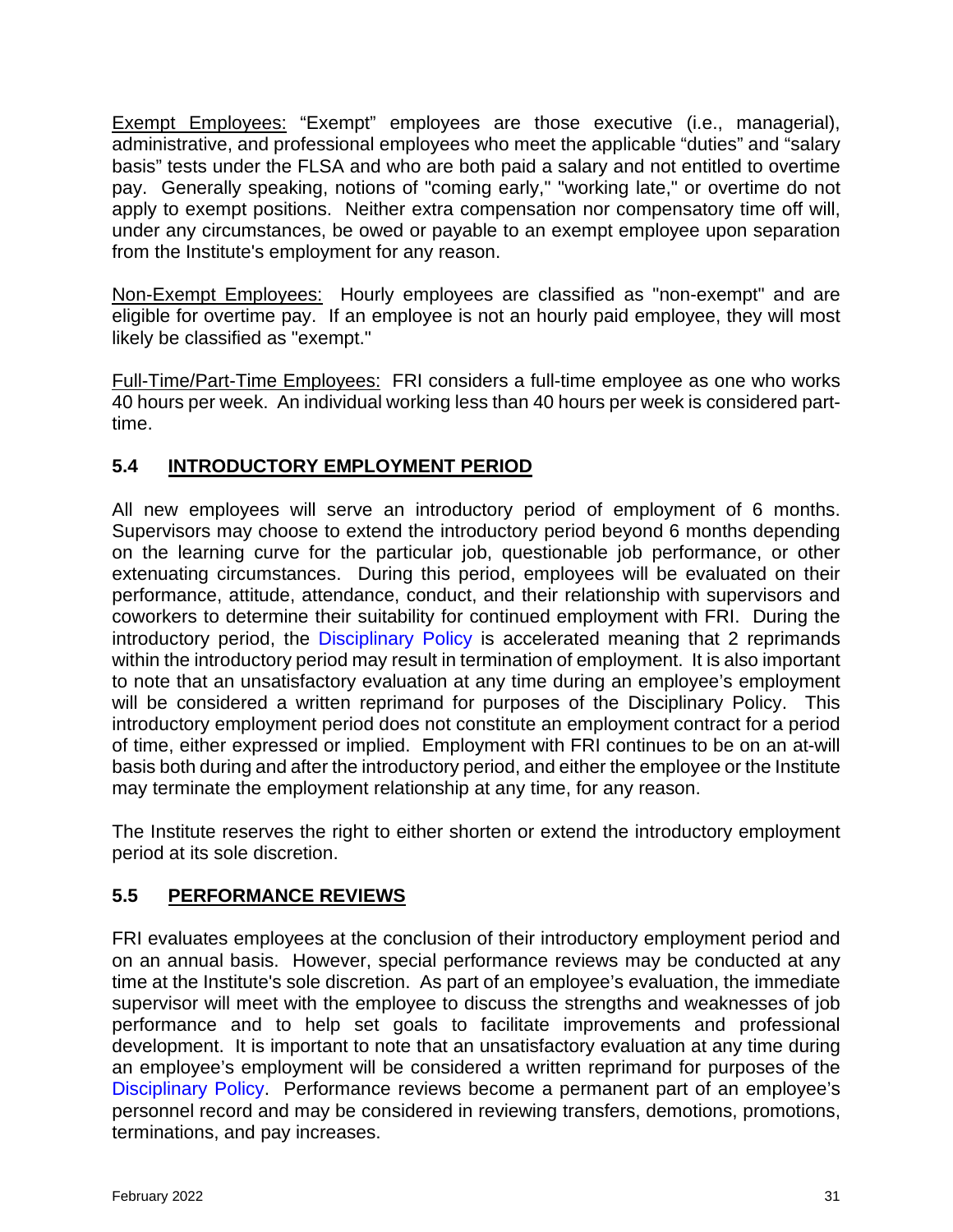Exempt Employees: "Exempt" employees are those executive (i.e., managerial), administrative, and professional employees who meet the applicable "duties" and "salary basis" tests under the FLSA and who are both paid a salary and not entitled to overtime pay. Generally speaking, notions of "coming early," "working late," or overtime do not apply to exempt positions. Neither extra compensation nor compensatory time off will, under any circumstances, be owed or payable to an exempt employee upon separation from the Institute's employment for any reason.

Non-Exempt Employees: Hourly employees are classified as "non-exempt" and are eligible for overtime pay. If an employee is not an hourly paid employee, they will most likely be classified as "exempt."

Full-Time/Part-Time Employees: FRI considers a full-time employee as one who works 40 hours per week. An individual working less than 40 hours per week is considered part-time.

## 5.4 INTRODUCTORY EMPLOYMENT PERIOD

All new employees will serve an introductory period of employment of 6 months. Supervisors may choose to extend the introductory period beyond 6 months depending on the learning curve for the particular job, questionable job performance, or other extenuating circumstances. During this period, employees will be evaluated on their performance, attitude, attendance, conduct, and their relationship with supervisors and coworkers to determine their suitability for continued employment with FRI. During the introductory period, the Disciplinary Policy is accelerated meaning that 2 reprimands within the introductory period may result in termination of employment. It is also important to note that an unsatisfactory evaluation at any time during an employee's employment will be considered a written reprimand for purposes of the Disciplinary Policy. This introductory employment period does not constitute an employment contract for a period of time, either expressed or implied. Employment with FRI continues to be on an at-will basis both during and after the introductory period, and either the employee or the Institute may terminate the employment relationship at any time, for any reason.

The Institute reserves the right to either shorten or extend the introductory employment period at its sole discretion.

## 5.5 PERFORMANCE REVIEWS

FRI evaluates employees at the conclusion of their introductory employment period and on an annual basis. However, special performance reviews may be conducted at any time at the Institute's sole discretion. As part of an employee's evaluation, the immediate supervisor will meet with the employee to discuss the strengths and weaknesses of job performance and to help set goals to facilitate improvements and professional development. It is important to note that an unsatisfactory evaluation at any time during an employee's employment will be considered a written reprimand for purposes of the Disciplinary Policy. Performance reviews become a permanent part of an employee's personnel record and may be considered in reviewing transfers, demotions, promotions, terminations, and pay increases.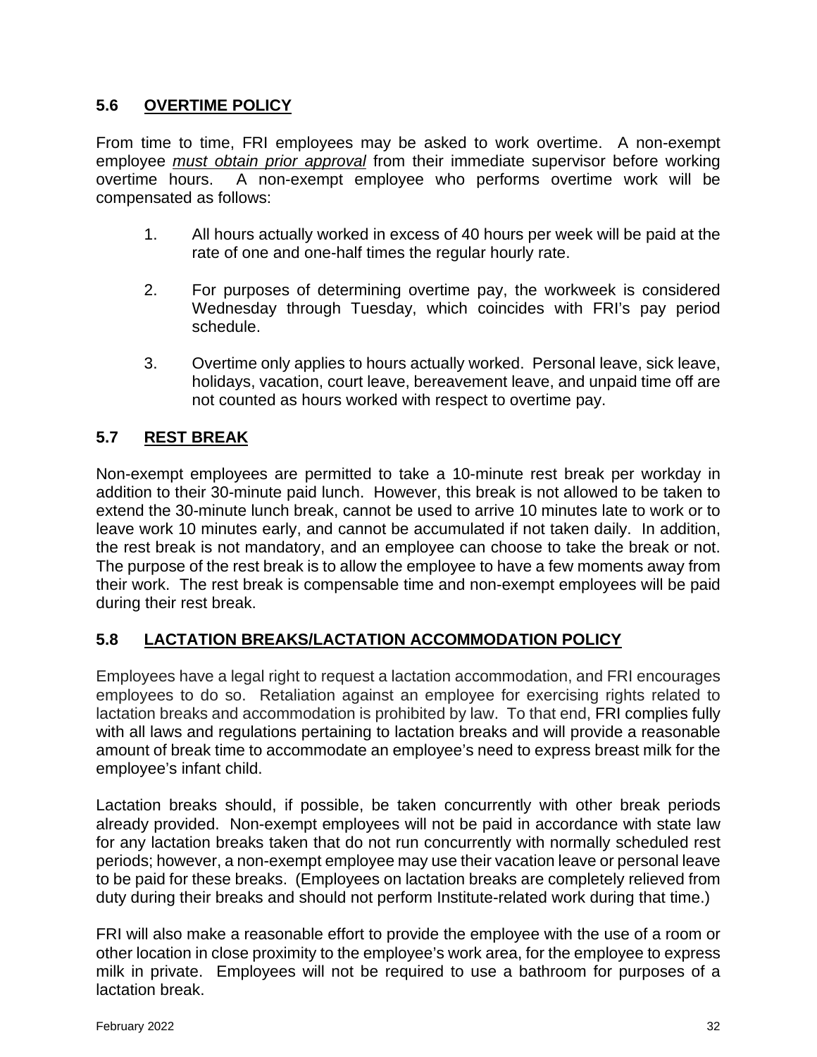## 5.6 **<u>OVERTIME POLICY</u>**

From time to time, FRI employees may be asked to work overtime. A non-exempt employee ***<u>must obtain prior approval</u>*** from their immediate supervisor before working overtime hours. A non-exempt employee who performs overtime work will be compensated as follows:

1. All hours actually worked in excess of 40 hours per week will be paid at the rate of one and one-half times the regular hourly rate.

2. For purposes of determining overtime pay, the workweek is considered Wednesday through Tuesday, which coincides with FRI's pay period schedule.

3. Overtime only applies to hours actually worked. Personal leave, sick leave, holidays, vacation, court leave, bereavement leave, and unpaid time off are not counted as hours worked with respect to overtime pay.

## 5.7 **<u>REST BREAK</u>**

Non-exempt employees are permitted to take a 10-minute rest break per workday in addition to their 30-minute paid lunch. However, this break is not allowed to be taken to extend the 30-minute lunch break, cannot be used to arrive 10 minutes late to work or to leave work 10 minutes early, and cannot be accumulated if not taken daily. In addition, the rest break is not mandatory, and an employee can choose to take the break or not. The purpose of the rest break is to allow the employee to have a few moments away from their work. The rest break is compensable time and non-exempt employees will be paid during their rest break.

## 5.8 **<u>LACTATION BREAKS/LACTATION ACCOMMODATION POLICY</u>**

Employees have a legal right to request a lactation accommodation, and FRI encourages employees to do so. Retaliation against an employee for exercising rights related to lactation breaks and accommodation is prohibited by law. To that end, FRI complies fully with all laws and regulations pertaining to lactation breaks and will provide a reasonable amount of break time to accommodate an employee's need to express breast milk for the employee's infant child.

Lactation breaks should, if possible, be taken concurrently with other break periods already provided. Non-exempt employees will not be paid in accordance with state law for any lactation breaks taken that do not run concurrently with normally scheduled rest periods; however, a non-exempt employee may use their vacation leave or personal leave to be paid for these breaks. (Employees on lactation breaks are completely relieved from duty during their breaks and should not perform Institute-related work during that time.)

FRI will also make a reasonable effort to provide the employee with the use of a room or other location in close proximity to the employee's work area, for the employee to express milk in private. Employees will not be required to use a bathroom for purposes of a lactation break.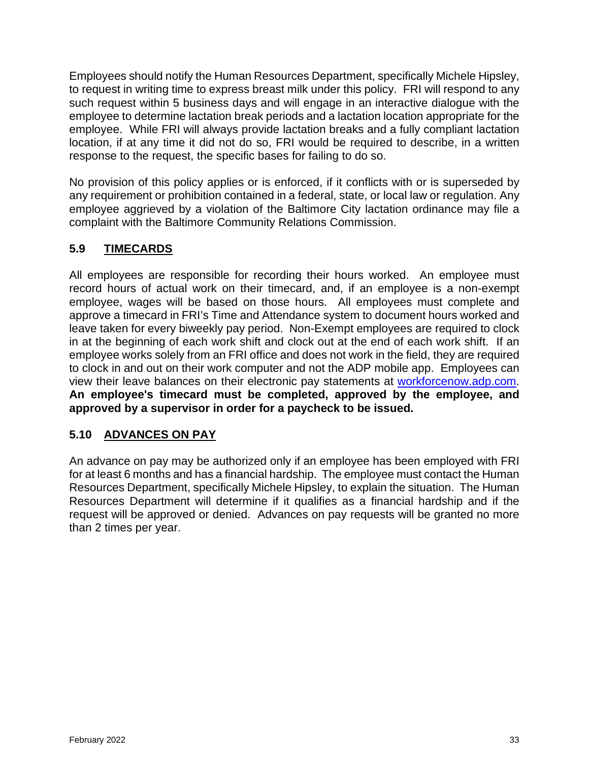Employees should notify the Human Resources Department, specifically Michele Hipsley, to request in writing time to express breast milk under this policy. FRI will respond to any such request within 5 business days and will engage in an interactive dialogue with the employee to determine lactation break periods and a lactation location appropriate for the employee. While FRI will always provide lactation breaks and a fully compliant lactation location, if at any time it did not do so, FRI would be required to describe, in a written response to the request, the specific bases for failing to do so.

No provision of this policy applies or is enforced, if it conflicts with or is superseded by any requirement or prohibition contained in a federal, state, or local law or regulation. Any employee aggrieved by a violation of the Baltimore City lactation ordinance may file a complaint with the Baltimore Community Relations Commission.

## 5.9 TIMECARDS

All employees are responsible for recording their hours worked. An employee must record hours of actual work on their timecard, and, if an employee is a non-exempt employee, wages will be based on those hours. All employees must complete and approve a timecard in FRI's Time and Attendance system to document hours worked and leave taken for every biweekly pay period. Non-Exempt employees are required to clock in at the beginning of each work shift and clock out at the end of each work shift. If an employee works solely from an FRI office and does not work in the field, they are required to clock in and out on their work computer and not the ADP mobile app. Employees can view their leave balances on their electronic pay statements at workforcenow.adp.com. **An employee's timecard must be completed, approved by the employee, and approved by a supervisor in order for a paycheck to be issued.**

## 5.10 ADVANCES ON PAY

An advance on pay may be authorized only if an employee has been employed with FRI for at least 6 months and has a financial hardship. The employee must contact the Human Resources Department, specifically Michele Hipsley, to explain the situation. The Human Resources Department will determine if it qualifies as a financial hardship and if the request will be approved or denied. Advances on pay requests will be granted no more than 2 times per year.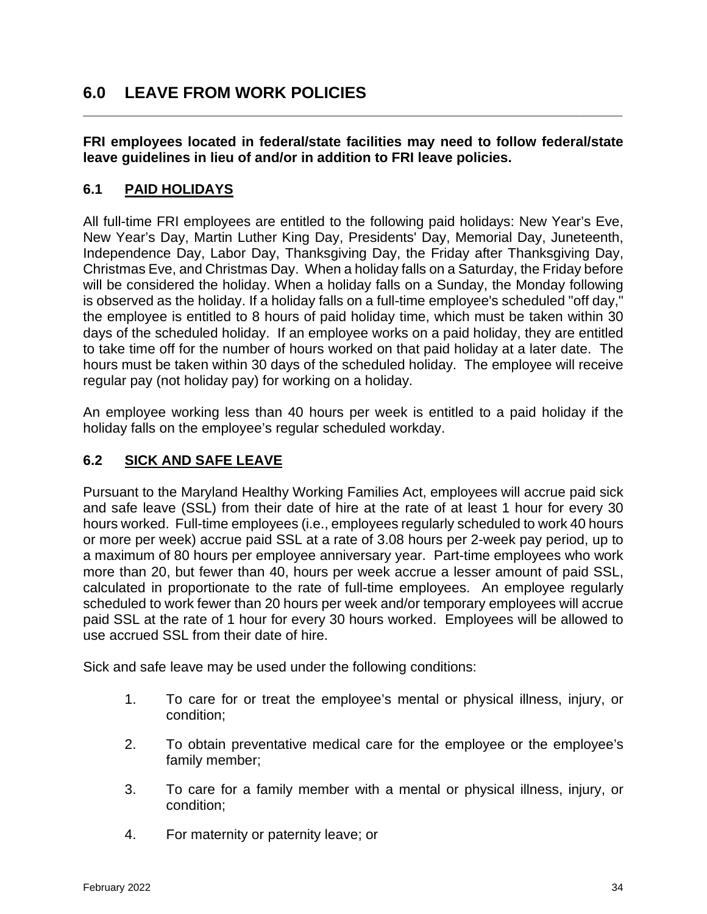# 6.0 LEAVE FROM WORK POLICIES

**FRI employees located in federal/state facilities may need to follow federal/state leave guidelines in lieu of and/or in addition to FRI leave policies.**

## 6.1 PAID HOLIDAYS

All full-time FRI employees are entitled to the following paid holidays: New Year's Eve, New Year's Day, Martin Luther King Day, Presidents' Day, Memorial Day, Juneteenth, Independence Day, Labor Day, Thanksgiving Day, the Friday after Thanksgiving Day, Christmas Eve, and Christmas Day. When a holiday falls on a Saturday, the Friday before will be considered the holiday. When a holiday falls on a Sunday, the Monday following is observed as the holiday. If a holiday falls on a full-time employee's scheduled "off day," the employee is entitled to 8 hours of paid holiday time, which must be taken within 30 days of the scheduled holiday. If an employee works on a paid holiday, they are entitled to take time off for the number of hours worked on that paid holiday at a later date. The hours must be taken within 30 days of the scheduled holiday. The employee will receive regular pay (not holiday pay) for working on a holiday.

An employee working less than 40 hours per week is entitled to a paid holiday if the holiday falls on the employee's regular scheduled workday.

## 6.2 SICK AND SAFE LEAVE

Pursuant to the Maryland Healthy Working Families Act, employees will accrue paid sick and safe leave (SSL) from their date of hire at the rate of at least 1 hour for every 30 hours worked. Full-time employees (i.e., employees regularly scheduled to work 40 hours or more per week) accrue paid SSL at a rate of 3.08 hours per 2-week pay period, up to a maximum of 80 hours per employee anniversary year. Part-time employees who work more than 20, but fewer than 40, hours per week accrue a lesser amount of paid SSL, calculated in proportionate to the rate of full-time employees. An employee regularly scheduled to work fewer than 20 hours per week and/or temporary employees will accrue paid SSL at the rate of 1 hour for every 30 hours worked. Employees will be allowed to use accrued SSL from their date of hire.

Sick and safe leave may be used under the following conditions:

1. To care for or treat the employee's mental or physical illness, injury, or condition;

2. To obtain preventative medical care for the employee or the employee's family member;

3. To care for a family member with a mental or physical illness, injury, or condition;

4. For maternity or paternity leave; or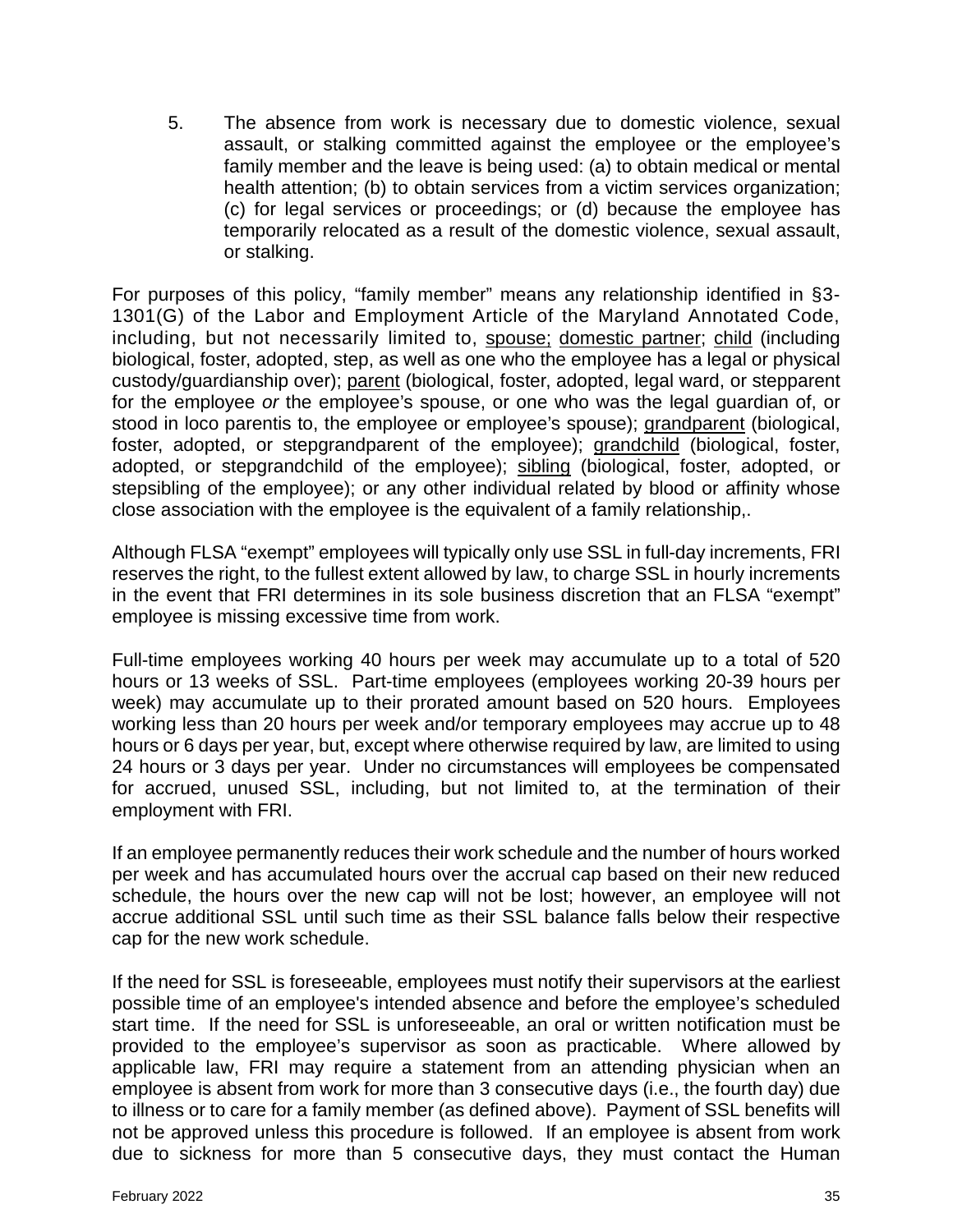5. The absence from work is necessary due to domestic violence, sexual assault, or stalking committed against the employee or the employee's family member and the leave is being used: (a) to obtain medical or mental health attention; (b) to obtain services from a victim services organization; (c) for legal services or proceedings; or (d) because the employee has temporarily relocated as a result of the domestic violence, sexual assault, or stalking.

For purposes of this policy, "family member" means any relationship identified in §3-1301(G) of the Labor and Employment Article of the Maryland Annotated Code, including, but not necessarily limited to, <u>spouse;</u> <u>domestic partner</u>; <u>child</u> (including biological, foster, adopted, step, as well as one who the employee has a legal or physical custody/guardianship over); <u>parent</u> (biological, foster, adopted, legal ward, or stepparent for the employee *or* the employee's spouse, or one who was the legal guardian of, or stood in loco parentis to, the employee or employee's spouse); <u>grandparent</u> (biological, foster, adopted, or stepgrandparent of the employee); <u>grandchild</u> (biological, foster, adopted, or stepgrandchild of the employee); <u>sibling</u> (biological, foster, adopted, or stepsibling of the employee); or any other individual related by blood or affinity whose close association with the employee is the equivalent of a family relationship,.

Although FLSA "exempt" employees will typically only use SSL in full-day increments, FRI reserves the right, to the fullest extent allowed by law, to charge SSL in hourly increments in the event that FRI determines in its sole business discretion that an FLSA "exempt" employee is missing excessive time from work.

Full-time employees working 40 hours per week may accumulate up to a total of 520 hours or 13 weeks of SSL. Part-time employees (employees working 20-39 hours per week) may accumulate up to their prorated amount based on 520 hours. Employees working less than 20 hours per week and/or temporary employees may accrue up to 48 hours or 6 days per year, but, except where otherwise required by law, are limited to using 24 hours or 3 days per year. Under no circumstances will employees be compensated for accrued, unused SSL, including, but not limited to, at the termination of their employment with FRI.

If an employee permanently reduces their work schedule and the number of hours worked per week and has accumulated hours over the accrual cap based on their new reduced schedule, the hours over the new cap will not be lost; however, an employee will not accrue additional SSL until such time as their SSL balance falls below their respective cap for the new work schedule.

If the need for SSL is foreseeable, employees must notify their supervisors at the earliest possible time of an employee's intended absence and before the employee's scheduled start time. If the need for SSL is unforeseeable, an oral or written notification must be provided to the employee's supervisor as soon as practicable. Where allowed by applicable law, FRI may require a statement from an attending physician when an employee is absent from work for more than 3 consecutive days (i.e., the fourth day) due to illness or to care for a family member (as defined above). Payment of SSL benefits will not be approved unless this procedure is followed. If an employee is absent from work due to sickness for more than 5 consecutive days, they must contact the Human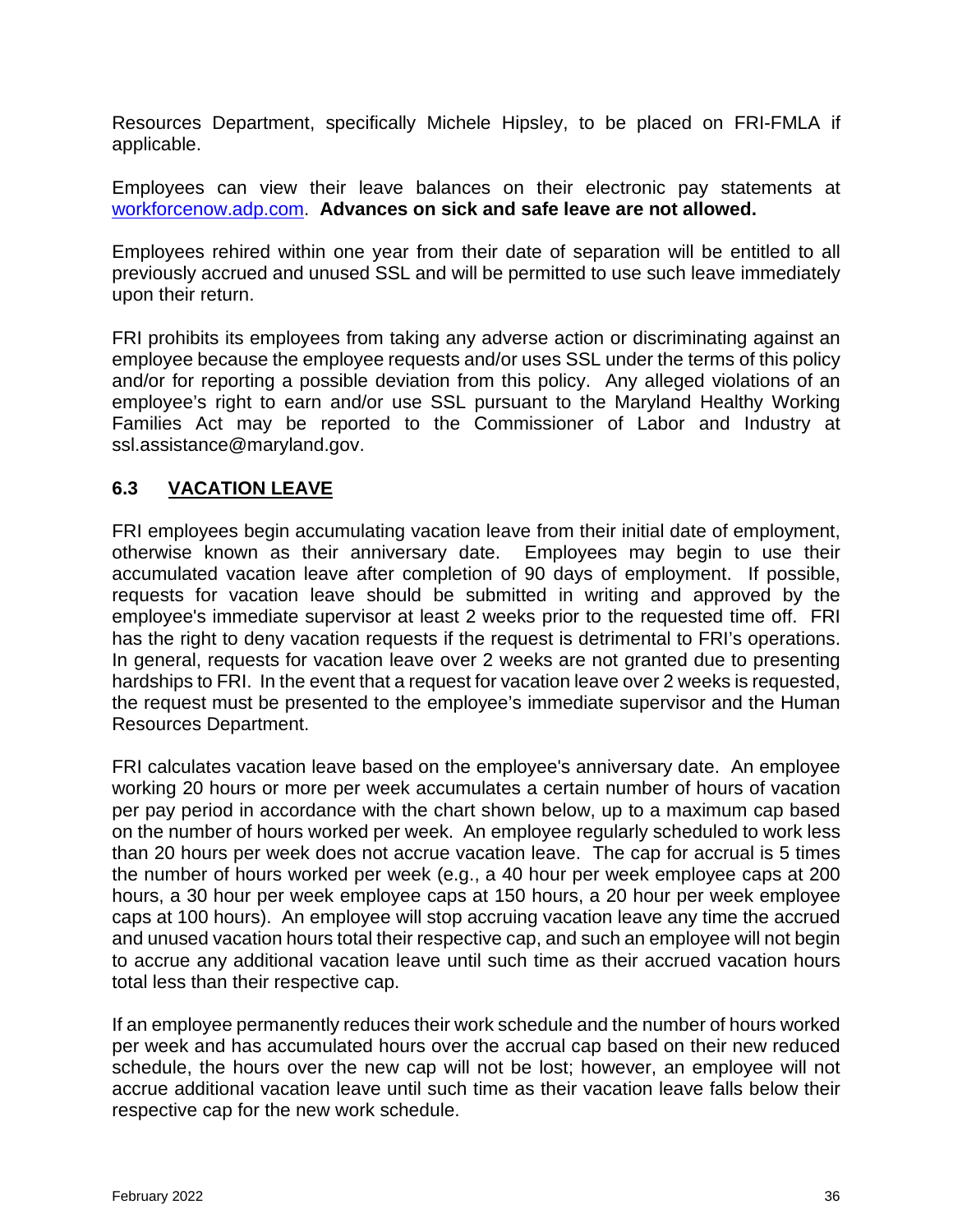Resources Department, specifically Michele Hipsley, to be placed on FRI-FMLA if applicable.

Employees can view their leave balances on their electronic pay statements at workforcenow.adp.com. **Advances on sick and safe leave are not allowed.**

Employees rehired within one year from their date of separation will be entitled to all previously accrued and unused SSL and will be permitted to use such leave immediately upon their return.

FRI prohibits its employees from taking any adverse action or discriminating against an employee because the employee requests and/or uses SSL under the terms of this policy and/or for reporting a possible deviation from this policy. Any alleged violations of an employee's right to earn and/or use SSL pursuant to the Maryland Healthy Working Families Act may be reported to the Commissioner of Labor and Industry at ssl.assistance@maryland.gov.

## 6.3 VACATION LEAVE

FRI employees begin accumulating vacation leave from their initial date of employment, otherwise known as their anniversary date. Employees may begin to use their accumulated vacation leave after completion of 90 days of employment. If possible, requests for vacation leave should be submitted in writing and approved by the employee's immediate supervisor at least 2 weeks prior to the requested time off. FRI has the right to deny vacation requests if the request is detrimental to FRI's operations. In general, requests for vacation leave over 2 weeks are not granted due to presenting hardships to FRI. In the event that a request for vacation leave over 2 weeks is requested, the request must be presented to the employee's immediate supervisor and the Human Resources Department.

FRI calculates vacation leave based on the employee's anniversary date. An employee working 20 hours or more per week accumulates a certain number of hours of vacation per pay period in accordance with the chart shown below, up to a maximum cap based on the number of hours worked per week. An employee regularly scheduled to work less than 20 hours per week does not accrue vacation leave. The cap for accrual is 5 times the number of hours worked per week (e.g., a 40 hour per week employee caps at 200 hours, a 30 hour per week employee caps at 150 hours, a 20 hour per week employee caps at 100 hours). An employee will stop accruing vacation leave any time the accrued and unused vacation hours total their respective cap, and such an employee will not begin to accrue any additional vacation leave until such time as their accrued vacation hours total less than their respective cap.

If an employee permanently reduces their work schedule and the number of hours worked per week and has accumulated hours over the accrual cap based on their new reduced schedule, the hours over the new cap will not be lost; however, an employee will not accrue additional vacation leave until such time as their vacation leave falls below their respective cap for the new work schedule.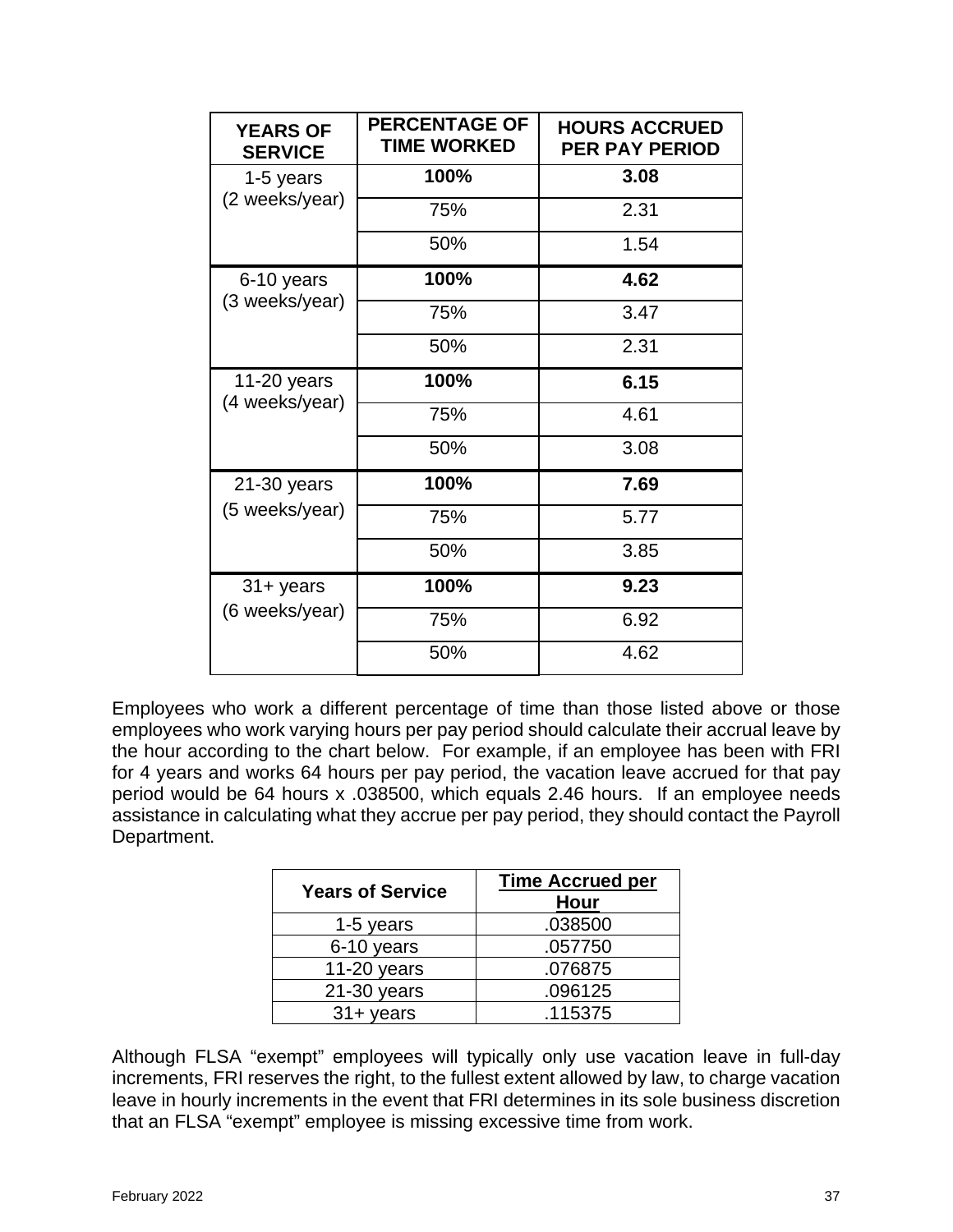| YEARS OF SERVICE | PERCENTAGE OF TIME WORKED | HOURS ACCRUED PER PAY PERIOD |
| --- | --- | --- |
| 1-5 years (2 weeks/year) | **100%** | **3.08** |
| | 75% | 2.31 |
| | 50% | 1.54 |
| 6-10 years (3 weeks/year) | **100%** | **4.62** |
| | 75% | 3.47 |
| | 50% | 2.31 |
| 11-20 years (4 weeks/year) | **100%** | **6.15** |
| | 75% | 4.61 |
| | 50% | 3.08 |
| 21-30 years (5 weeks/year) | **100%** | **7.69** |
| | 75% | 5.77 |
| | 50% | 3.85 |
| 31+ years (6 weeks/year) | **100%** | **9.23** |
| | 75% | 6.92 |
| | 50% | 4.62 |

Employees who work a different percentage of time than those listed above or those employees who work varying hours per pay period should calculate their accrual leave by the hour according to the chart below. For example, if an employee has been with FRI for 4 years and works 64 hours per pay period, the vacation leave accrued for that pay period would be 64 hours x .038500, which equals 2.46 hours. If an employee needs assistance in calculating what they accrue per pay period, they should contact the Payroll Department.

| Years of Service | Time Accrued per Hour |
| --- | --- |
| 1-5 years | .038500 |
| 6-10 years | .057750 |
| 11-20 years | .076875 |
| 21-30 years | .096125 |
| 31+ years | .115375 |

Although FLSA "exempt" employees will typically only use vacation leave in full-day increments, FRI reserves the right, to the fullest extent allowed by law, to charge vacation leave in hourly increments in the event that FRI determines in its sole business discretion that an FLSA "exempt" employee is missing excessive time from work.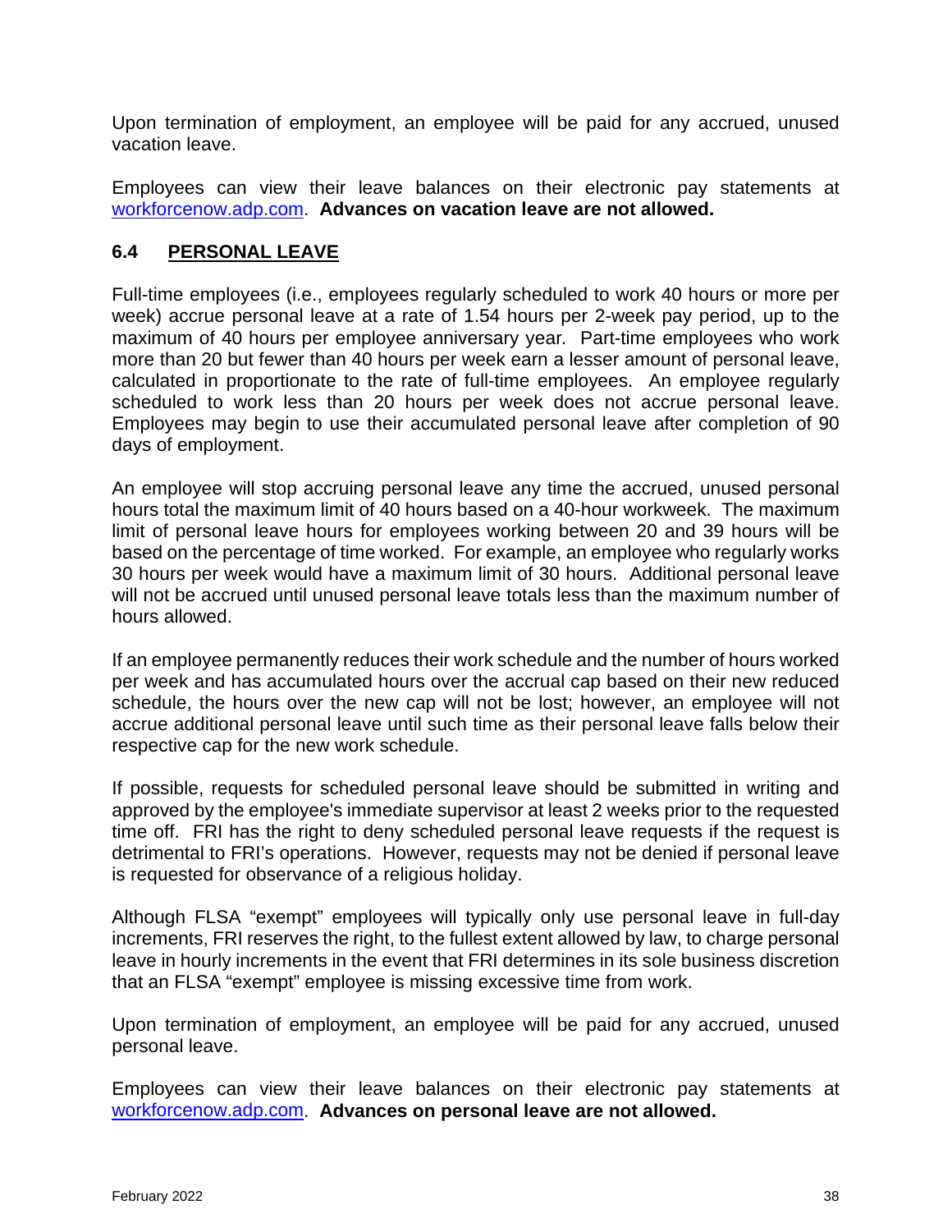Upon termination of employment, an employee will be paid for any accrued, unused vacation leave.

Employees can view their leave balances on their electronic pay statements at workforcenow.adp.com. **Advances on vacation leave are not allowed.**

## 6.4 PERSONAL LEAVE

Full-time employees (i.e., employees regularly scheduled to work 40 hours or more per week) accrue personal leave at a rate of 1.54 hours per 2-week pay period, up to the maximum of 40 hours per employee anniversary year. Part-time employees who work more than 20 but fewer than 40 hours per week earn a lesser amount of personal leave, calculated in proportionate to the rate of full-time employees. An employee regularly scheduled to work less than 20 hours per week does not accrue personal leave. Employees may begin to use their accumulated personal leave after completion of 90 days of employment.

An employee will stop accruing personal leave any time the accrued, unused personal hours total the maximum limit of 40 hours based on a 40-hour workweek. The maximum limit of personal leave hours for employees working between 20 and 39 hours will be based on the percentage of time worked. For example, an employee who regularly works 30 hours per week would have a maximum limit of 30 hours. Additional personal leave will not be accrued until unused personal leave totals less than the maximum number of hours allowed.

If an employee permanently reduces their work schedule and the number of hours worked per week and has accumulated hours over the accrual cap based on their new reduced schedule, the hours over the new cap will not be lost; however, an employee will not accrue additional personal leave until such time as their personal leave falls below their respective cap for the new work schedule.

If possible, requests for scheduled personal leave should be submitted in writing and approved by the employee's immediate supervisor at least 2 weeks prior to the requested time off. FRI has the right to deny scheduled personal leave requests if the request is detrimental to FRI's operations. However, requests may not be denied if personal leave is requested for observance of a religious holiday.

Although FLSA "exempt" employees will typically only use personal leave in full-day increments, FRI reserves the right, to the fullest extent allowed by law, to charge personal leave in hourly increments in the event that FRI determines in its sole business discretion that an FLSA "exempt" employee is missing excessive time from work.

Upon termination of employment, an employee will be paid for any accrued, unused personal leave.

Employees can view their leave balances on their electronic pay statements at workforcenow.adp.com. **Advances on personal leave are not allowed.**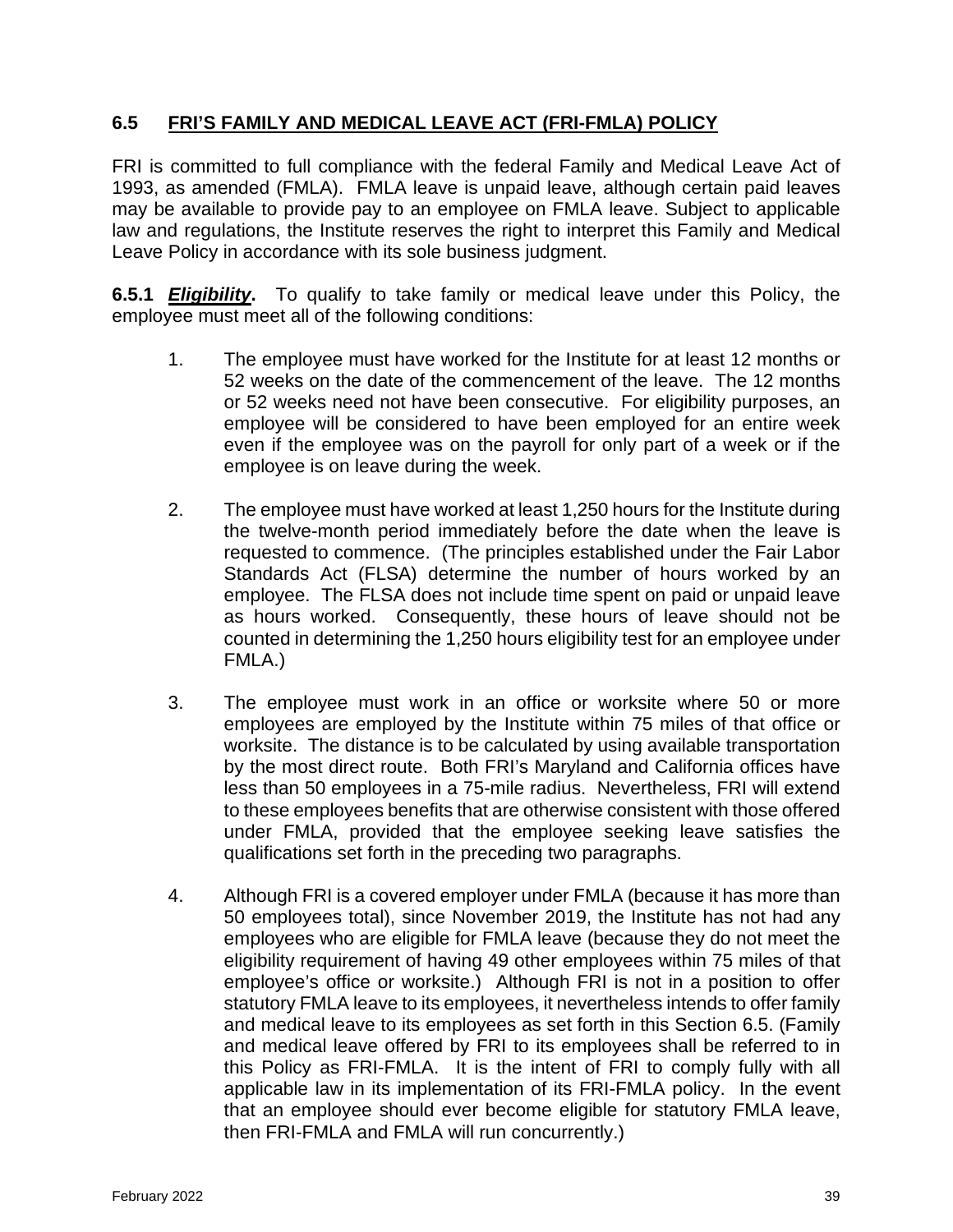## 6.5 FRI'S FAMILY AND MEDICAL LEAVE ACT (FRI-FMLA) POLICY

FRI is committed to full compliance with the federal Family and Medical Leave Act of 1993, as amended (FMLA). FMLA leave is unpaid leave, although certain paid leaves may be available to provide pay to an employee on FMLA leave. Subject to applicable law and regulations, the Institute reserves the right to interpret this Family and Medical Leave Policy in accordance with its sole business judgment.

**6.5.1 *Eligibility*.** To qualify to take family or medical leave under this Policy, the employee must meet all of the following conditions:

1. The employee must have worked for the Institute for at least 12 months or 52 weeks on the date of the commencement of the leave. The 12 months or 52 weeks need not have been consecutive. For eligibility purposes, an employee will be considered to have been employed for an entire week even if the employee was on the payroll for only part of a week or if the employee is on leave during the week.

2. The employee must have worked at least 1,250 hours for the Institute during the twelve-month period immediately before the date when the leave is requested to commence. (The principles established under the Fair Labor Standards Act (FLSA) determine the number of hours worked by an employee. The FLSA does not include time spent on paid or unpaid leave as hours worked. Consequently, these hours of leave should not be counted in determining the 1,250 hours eligibility test for an employee under FMLA.)

3. The employee must work in an office or worksite where 50 or more employees are employed by the Institute within 75 miles of that office or worksite. The distance is to be calculated by using available transportation by the most direct route. Both FRI's Maryland and California offices have less than 50 employees in a 75-mile radius. Nevertheless, FRI will extend to these employees benefits that are otherwise consistent with those offered under FMLA, provided that the employee seeking leave satisfies the qualifications set forth in the preceding two paragraphs.

4. Although FRI is a covered employer under FMLA (because it has more than 50 employees total), since November 2019, the Institute has not had any employees who are eligible for FMLA leave (because they do not meet the eligibility requirement of having 49 other employees within 75 miles of that employee's office or worksite.) Although FRI is not in a position to offer statutory FMLA leave to its employees, it nevertheless intends to offer family and medical leave to its employees as set forth in this Section 6.5. (Family and medical leave offered by FRI to its employees shall be referred to in this Policy as FRI-FMLA. It is the intent of FRI to comply fully with all applicable law in its implementation of its FRI-FMLA policy. In the event that an employee should ever become eligible for statutory FMLA leave, then FRI-FMLA and FMLA will run concurrently.)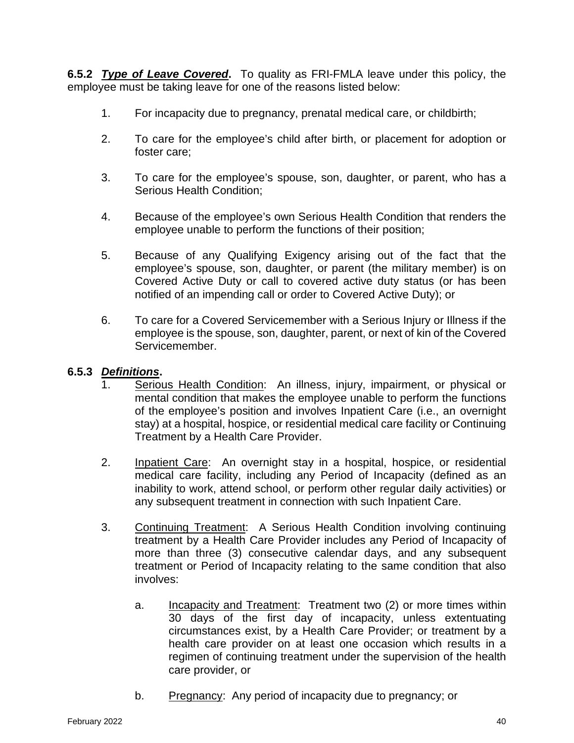**6.5.2** ***Type of Leave Covered*.** To quality as FRI-FMLA leave under this policy, the employee must be taking leave for one of the reasons listed below:

1. For incapacity due to pregnancy, prenatal medical care, or childbirth;

2. To care for the employee's child after birth, or placement for adoption or foster care;

3. To care for the employee's spouse, son, daughter, or parent, who has a Serious Health Condition;

4. Because of the employee's own Serious Health Condition that renders the employee unable to perform the functions of their position;

5. Because of any Qualifying Exigency arising out of the fact that the employee's spouse, son, daughter, or parent (the military member) is on Covered Active Duty or call to covered active duty status (or has been notified of an impending call or order to Covered Active Duty); or

6. To care for a Covered Servicemember with a Serious Injury or Illness if the employee is the spouse, son, daughter, parent, or next of kin of the Covered Servicemember.

**6.5.3** ***Definitions*.**

1. Serious Health Condition: An illness, injury, impairment, or physical or mental condition that makes the employee unable to perform the functions of the employee's position and involves Inpatient Care (i.e., an overnight stay) at a hospital, hospice, or residential medical care facility or Continuing Treatment by a Health Care Provider.

2. Inpatient Care: An overnight stay in a hospital, hospice, or residential medical care facility, including any Period of Incapacity (defined as an inability to work, attend school, or perform other regular daily activities) or any subsequent treatment in connection with such Inpatient Care.

3. Continuing Treatment: A Serious Health Condition involving continuing treatment by a Health Care Provider includes any Period of Incapacity of more than three (3) consecutive calendar days, and any subsequent treatment or Period of Incapacity relating to the same condition that also involves:

   a. Incapacity and Treatment: Treatment two (2) or more times within 30 days of the first day of incapacity, unless extentuating circumstances exist, by a Health Care Provider; or treatment by a health care provider on at least one occasion which results in a regimen of continuing treatment under the supervision of the health care provider, or

   b. Pregnancy: Any period of incapacity due to pregnancy; or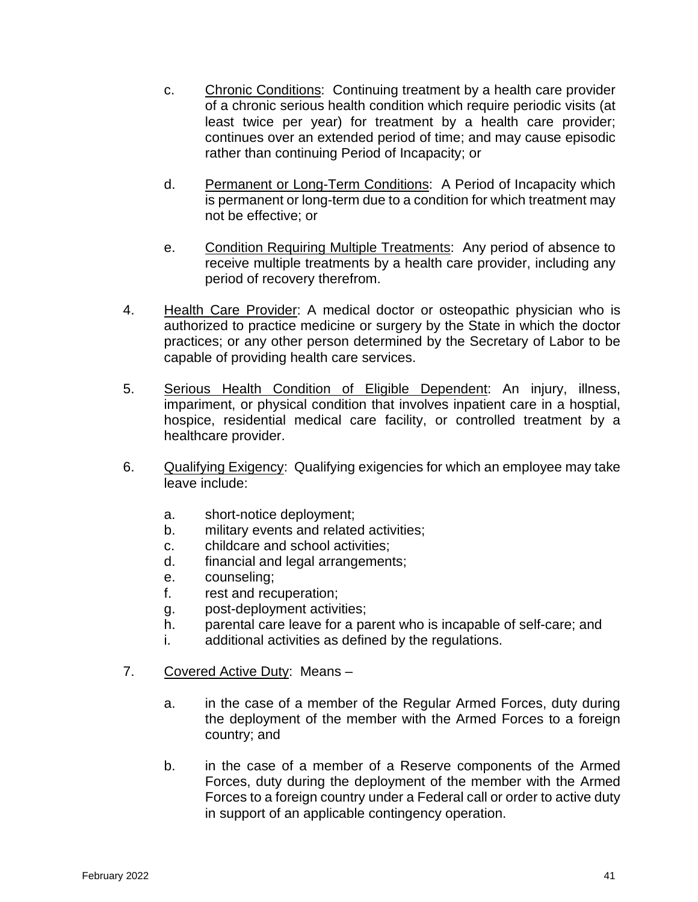c. <u>Chronic Conditions</u>: Continuing treatment by a health care provider of a chronic serious health condition which require periodic visits (at least twice per year) for treatment by a health care provider; continues over an extended period of time; and may cause episodic rather than continuing Period of Incapacity; or

d. <u>Permanent or Long-Term Conditions</u>: A Period of Incapacity which is permanent or long-term due to a condition for which treatment may not be effective; or

e. <u>Condition Requiring Multiple Treatments</u>: Any period of absence to receive multiple treatments by a health care provider, including any period of recovery therefrom.

4. <u>Health Care Provider</u>: A medical doctor or osteopathic physician who is authorized to practice medicine or surgery by the State in which the doctor practices; or any other person determined by the Secretary of Labor to be capable of providing health care services.

5. <u>Serious Health Condition of Eligible Dependent</u>: An injury, illness, impariment, or physical condition that involves inpatient care in a hosptial, hospice, residential medical care facility, or controlled treatment by a healthcare provider.

6. <u>Qualifying Exigency</u>: Qualifying exigencies for which an employee may take leave include:

   a. short-notice deployment;
   b. military events and related activities;
   c. childcare and school activities;
   d. financial and legal arrangements;
   e. counseling;
   f. rest and recuperation;
   g. post-deployment activities;
   h. parental care leave for a parent who is incapable of self-care; and
   i. additional activities as defined by the regulations.

7. <u>Covered Active Duty</u>: Means –

   a. in the case of a member of the Regular Armed Forces, duty during the deployment of the member with the Armed Forces to a foreign country; and

   b. in the case of a member of a Reserve components of the Armed Forces, duty during the deployment of the member with the Armed Forces to a foreign country under a Federal call or order to active duty in support of an applicable contingency operation.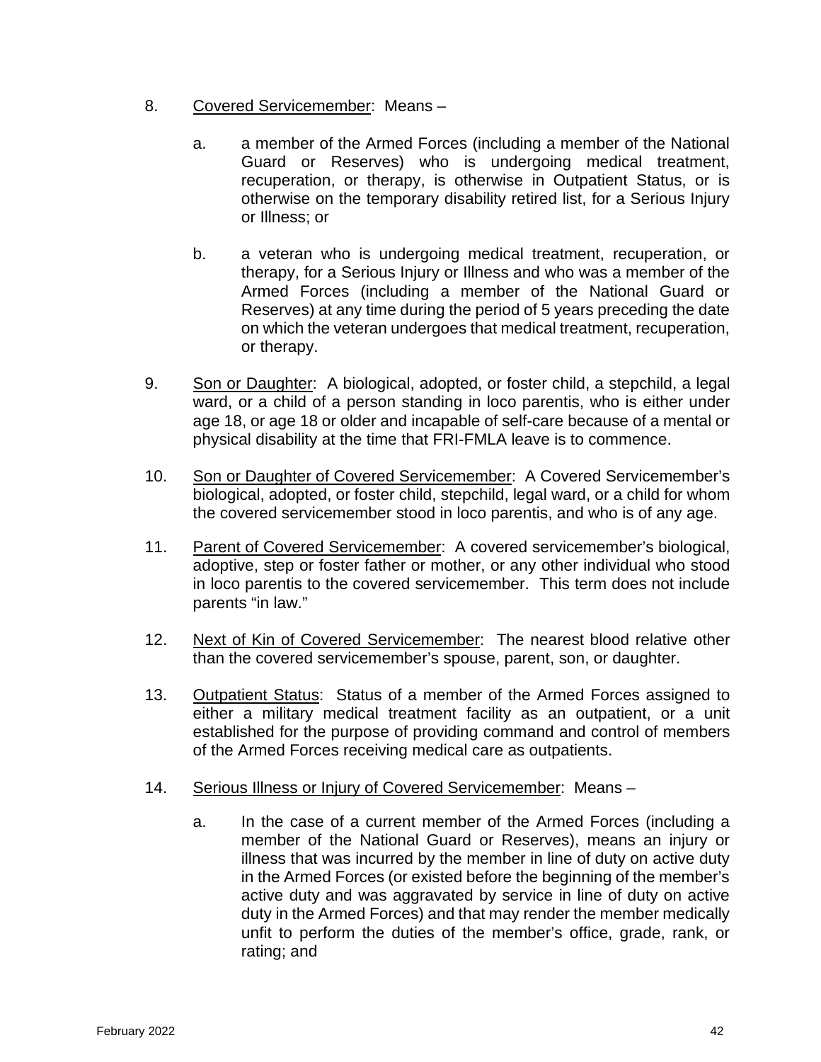8. <u>Covered Servicemember</u>: Means –

    a. a member of the Armed Forces (including a member of the National Guard or Reserves) who is undergoing medical treatment, recuperation, or therapy, is otherwise in Outpatient Status, or is otherwise on the temporary disability retired list, for a Serious Injury or Illness; or

    b. a veteran who is undergoing medical treatment, recuperation, or therapy, for a Serious Injury or Illness and who was a member of the Armed Forces (including a member of the National Guard or Reserves) at any time during the period of 5 years preceding the date on which the veteran undergoes that medical treatment, recuperation, or therapy.

9. <u>Son or Daughter</u>: A biological, adopted, or foster child, a stepchild, a legal ward, or a child of a person standing in loco parentis, who is either under age 18, or age 18 or older and incapable of self-care because of a mental or physical disability at the time that FRI-FMLA leave is to commence.

10. <u>Son or Daughter of Covered Servicemember</u>: A Covered Servicemember's biological, adopted, or foster child, stepchild, legal ward, or a child for whom the covered servicemember stood in loco parentis, and who is of any age.

11. <u>Parent of Covered Servicemember</u>: A covered servicemember's biological, adoptive, step or foster father or mother, or any other individual who stood in loco parentis to the covered servicemember. This term does not include parents "in law."

12. <u>Next of Kin of Covered Servicemember</u>: The nearest blood relative other than the covered servicemember's spouse, parent, son, or daughter.

13. <u>Outpatient Status</u>: Status of a member of the Armed Forces assigned to either a military medical treatment facility as an outpatient, or a unit established for the purpose of providing command and control of members of the Armed Forces receiving medical care as outpatients.

14. <u>Serious Illness or Injury of Covered Servicemember</u>: Means –

    a. In the case of a current member of the Armed Forces (including a member of the National Guard or Reserves), means an injury or illness that was incurred by the member in line of duty on active duty in the Armed Forces (or existed before the beginning of the member's active duty and was aggravated by service in line of duty on active duty in the Armed Forces) and that may render the member medically unfit to perform the duties of the member's office, grade, rank, or rating; and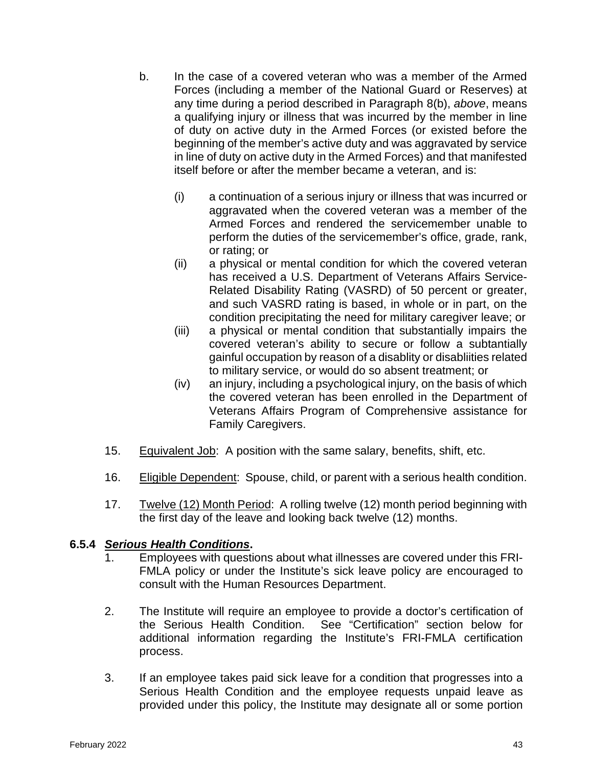b. In the case of a covered veteran who was a member of the Armed Forces (including a member of the National Guard or Reserves) at any time during a period described in Paragraph 8(b), *above*, means a qualifying injury or illness that was incurred by the member in line of duty on active duty in the Armed Forces (or existed before the beginning of the member's active duty and was aggravated by service in line of duty on active duty in the Armed Forces) and that manifested itself before or after the member became a veteran, and is:

   (i) a continuation of a serious injury or illness that was incurred or aggravated when the covered veteran was a member of the Armed Forces and rendered the servicemember unable to perform the duties of the servicemember's office, grade, rank, or rating; or

   (ii) a physical or mental condition for which the covered veteran has received a U.S. Department of Veterans Affairs Service-Related Disability Rating (VASRD) of 50 percent or greater, and such VASRD rating is based, in whole or in part, on the condition precipitating the need for military caregiver leave; or

   (iii) a physical or mental condition that substantially impairs the covered veteran's ability to secure or follow a subtantially gainful occupation by reason of a disablity or disabliities related to military service, or would do so absent treatment; or

   (iv) an injury, including a psychological injury, on the basis of which the covered veteran has been enrolled in the Department of Veterans Affairs Program of Comprehensive assistance for Family Caregivers.

15. Equivalent Job: A position with the same salary, benefits, shift, etc.

16. Eligible Dependent: Spouse, child, or parent with a serious health condition.

17. Twelve (12) Month Period: A rolling twelve (12) month period beginning with the first day of the leave and looking back twelve (12) months.

### 6.5.4 ***Serious Health Conditions*.**

1. Employees with questions about what illnesses are covered under this FRI-FMLA policy or under the Institute's sick leave policy are encouraged to consult with the Human Resources Department.

2. The Institute will require an employee to provide a doctor's certification of the Serious Health Condition. See "Certification" section below for additional information regarding the Institute's FRI-FMLA certification process.

3. If an employee takes paid sick leave for a condition that progresses into a Serious Health Condition and the employee requests unpaid leave as provided under this policy, the Institute may designate all or some portion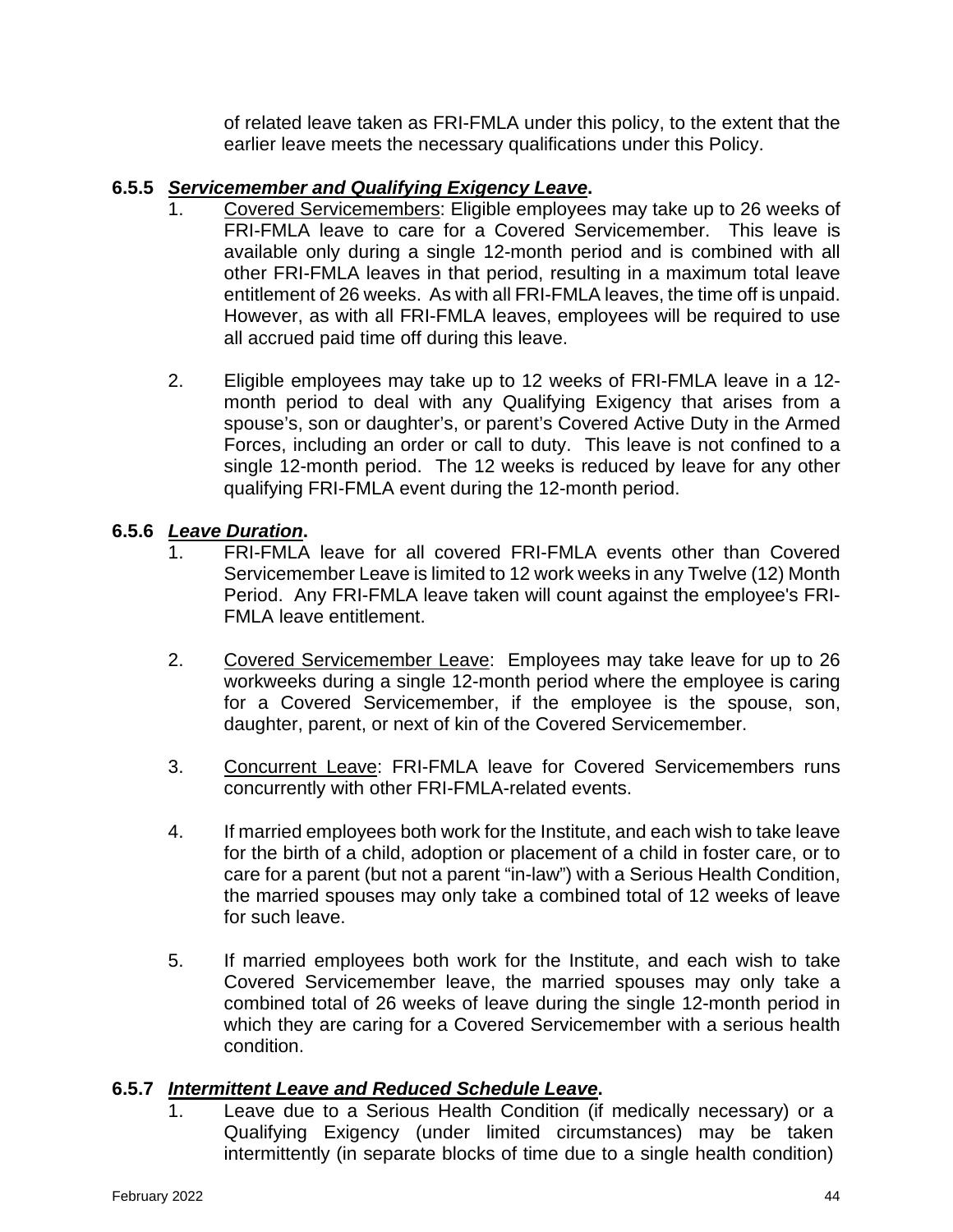of related leave taken as FRI-FMLA under this policy, to the extent that the earlier leave meets the necessary qualifications under this Policy.

### 6.5.5 ***Servicemember and Qualifying Exigency Leave*.**

1. Covered Servicemembers: Eligible employees may take up to 26 weeks of FRI-FMLA leave to care for a Covered Servicemember. This leave is available only during a single 12-month period and is combined with all other FRI-FMLA leaves in that period, resulting in a maximum total leave entitlement of 26 weeks. As with all FRI-FMLA leaves, the time off is unpaid. However, as with all FRI-FMLA leaves, employees will be required to use all accrued paid time off during this leave.

2. Eligible employees may take up to 12 weeks of FRI-FMLA leave in a 12-month period to deal with any Qualifying Exigency that arises from a spouse's, son or daughter's, or parent's Covered Active Duty in the Armed Forces, including an order or call to duty. This leave is not confined to a single 12-month period. The 12 weeks is reduced by leave for any other qualifying FRI-FMLA event during the 12-month period.

### 6.5.6 ***Leave Duration*.**

1. FRI-FMLA leave for all covered FRI-FMLA events other than Covered Servicemember Leave is limited to 12 work weeks in any Twelve (12) Month Period. Any FRI-FMLA leave taken will count against the employee's FRI-FMLA leave entitlement.

2. Covered Servicemember Leave: Employees may take leave for up to 26 workweeks during a single 12-month period where the employee is caring for a Covered Servicemember, if the employee is the spouse, son, daughter, parent, or next of kin of the Covered Servicemember.

3. Concurrent Leave: FRI-FMLA leave for Covered Servicemembers runs concurrently with other FRI-FMLA-related events.

4. If married employees both work for the Institute, and each wish to take leave for the birth of a child, adoption or placement of a child in foster care, or to care for a parent (but not a parent "in-law") with a Serious Health Condition, the married spouses may only take a combined total of 12 weeks of leave for such leave.

5. If married employees both work for the Institute, and each wish to take Covered Servicemember leave, the married spouses may only take a combined total of 26 weeks of leave during the single 12-month period in which they are caring for a Covered Servicemember with a serious health condition.

### 6.5.7 ***Intermittent Leave and Reduced Schedule Leave*.**

1. Leave due to a Serious Health Condition (if medically necessary) or a Qualifying Exigency (under limited circumstances) may be taken intermittently (in separate blocks of time due to a single health condition)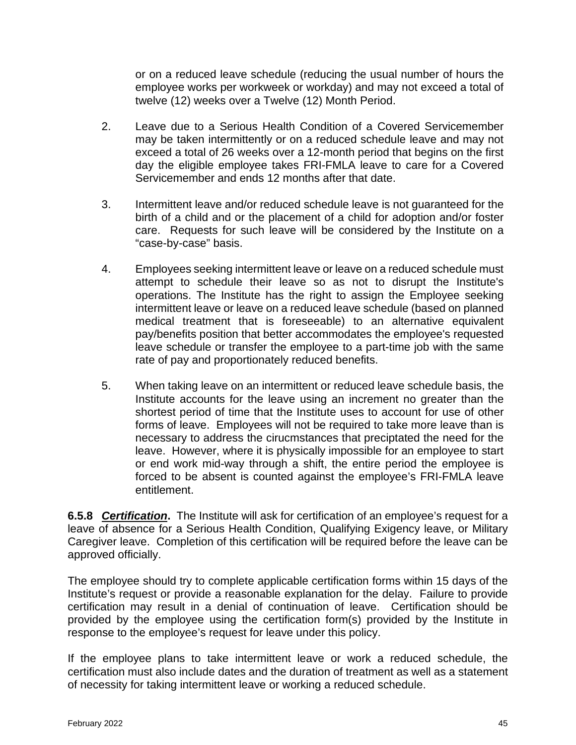or on a reduced leave schedule (reducing the usual number of hours the employee works per workweek or workday) and may not exceed a total of twelve (12) weeks over a Twelve (12) Month Period.

2. Leave due to a Serious Health Condition of a Covered Servicemember may be taken intermittently or on a reduced schedule leave and may not exceed a total of 26 weeks over a 12-month period that begins on the first day the eligible employee takes FRI-FMLA leave to care for a Covered Servicemember and ends 12 months after that date.

3. Intermittent leave and/or reduced schedule leave is not guaranteed for the birth of a child and or the placement of a child for adoption and/or foster care. Requests for such leave will be considered by the Institute on a "case-by-case" basis.

4. Employees seeking intermittent leave or leave on a reduced schedule must attempt to schedule their leave so as not to disrupt the Institute's operations. The Institute has the right to assign the Employee seeking intermittent leave or leave on a reduced leave schedule (based on planned medical treatment that is foreseeable) to an alternative equivalent pay/benefits position that better accommodates the employee's requested leave schedule or transfer the employee to a part-time job with the same rate of pay and proportionately reduced benefits.

5. When taking leave on an intermittent or reduced leave schedule basis, the Institute accounts for the leave using an increment no greater than the shortest period of time that the Institute uses to account for use of other forms of leave. Employees will not be required to take more leave than is necessary to address the cirucmstances that preciptated the need for the leave. However, where it is physically impossible for an employee to start or end work mid-way through a shift, the entire period the employee is forced to be absent is counted against the employee's FRI-FMLA leave entitlement.

**6.5.8** ***Certification*****.** The Institute will ask for certification of an employee's request for a leave of absence for a Serious Health Condition, Qualifying Exigency leave, or Military Caregiver leave. Completion of this certification will be required before the leave can be approved officially.

The employee should try to complete applicable certification forms within 15 days of the Institute's request or provide a reasonable explanation for the delay. Failure to provide certification may result in a denial of continuation of leave. Certification should be provided by the employee using the certification form(s) provided by the Institute in response to the employee's request for leave under this policy.

If the employee plans to take intermittent leave or work a reduced schedule, the certification must also include dates and the duration of treatment as well as a statement of necessity for taking intermittent leave or working a reduced schedule.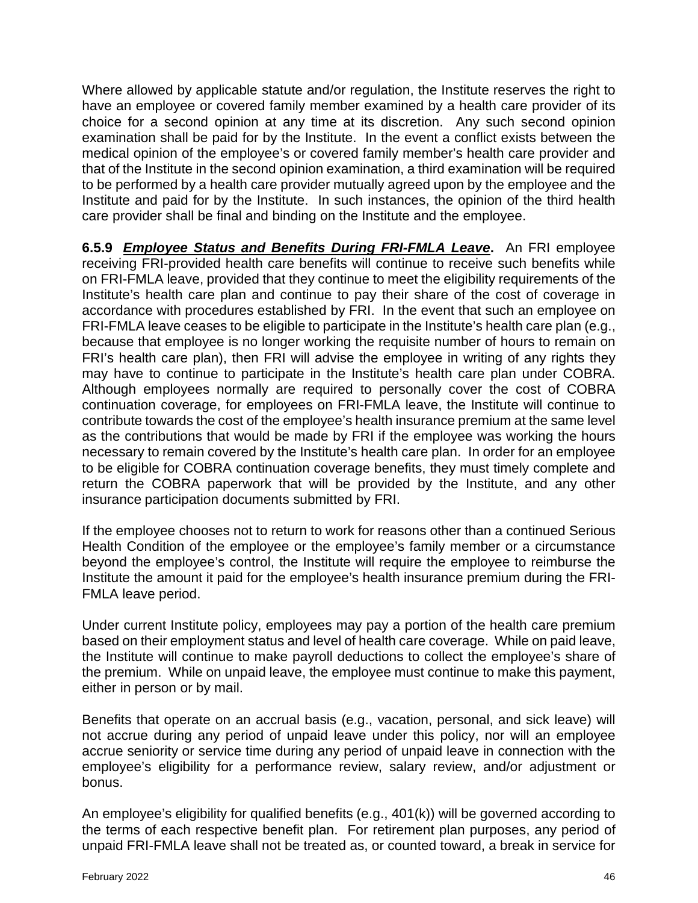Where allowed by applicable statute and/or regulation, the Institute reserves the right to have an employee or covered family member examined by a health care provider of its choice for a second opinion at any time at its discretion. Any such second opinion examination shall be paid for by the Institute. In the event a conflict exists between the medical opinion of the employee's or covered family member's health care provider and that of the Institute in the second opinion examination, a third examination will be required to be performed by a health care provider mutually agreed upon by the employee and the Institute and paid for by the Institute. In such instances, the opinion of the third health care provider shall be final and binding on the Institute and the employee.

**6.5.9** ***Employee Status and Benefits During FRI-FMLA Leave*****.** An FRI employee receiving FRI-provided health care benefits will continue to receive such benefits while on FRI-FMLA leave, provided that they continue to meet the eligibility requirements of the Institute's health care plan and continue to pay their share of the cost of coverage in accordance with procedures established by FRI. In the event that such an employee on FRI-FMLA leave ceases to be eligible to participate in the Institute's health care plan (e.g., because that employee is no longer working the requisite number of hours to remain on FRI's health care plan), then FRI will advise the employee in writing of any rights they may have to continue to participate in the Institute's health care plan under COBRA. Although employees normally are required to personally cover the cost of COBRA continuation coverage, for employees on FRI-FMLA leave, the Institute will continue to contribute towards the cost of the employee's health insurance premium at the same level as the contributions that would be made by FRI if the employee was working the hours necessary to remain covered by the Institute's health care plan. In order for an employee to be eligible for COBRA continuation coverage benefits, they must timely complete and return the COBRA paperwork that will be provided by the Institute, and any other insurance participation documents submitted by FRI.

If the employee chooses not to return to work for reasons other than a continued Serious Health Condition of the employee or the employee's family member or a circumstance beyond the employee's control, the Institute will require the employee to reimburse the Institute the amount it paid for the employee's health insurance premium during the FRI-FMLA leave period.

Under current Institute policy, employees may pay a portion of the health care premium based on their employment status and level of health care coverage. While on paid leave, the Institute will continue to make payroll deductions to collect the employee's share of the premium. While on unpaid leave, the employee must continue to make this payment, either in person or by mail.

Benefits that operate on an accrual basis (e.g., vacation, personal, and sick leave) will not accrue during any period of unpaid leave under this policy, nor will an employee accrue seniority or service time during any period of unpaid leave in connection with the employee's eligibility for a performance review, salary review, and/or adjustment or bonus.

An employee's eligibility for qualified benefits (e.g., 401(k)) will be governed according to the terms of each respective benefit plan. For retirement plan purposes, any period of unpaid FRI-FMLA leave shall not be treated as, or counted toward, a break in service for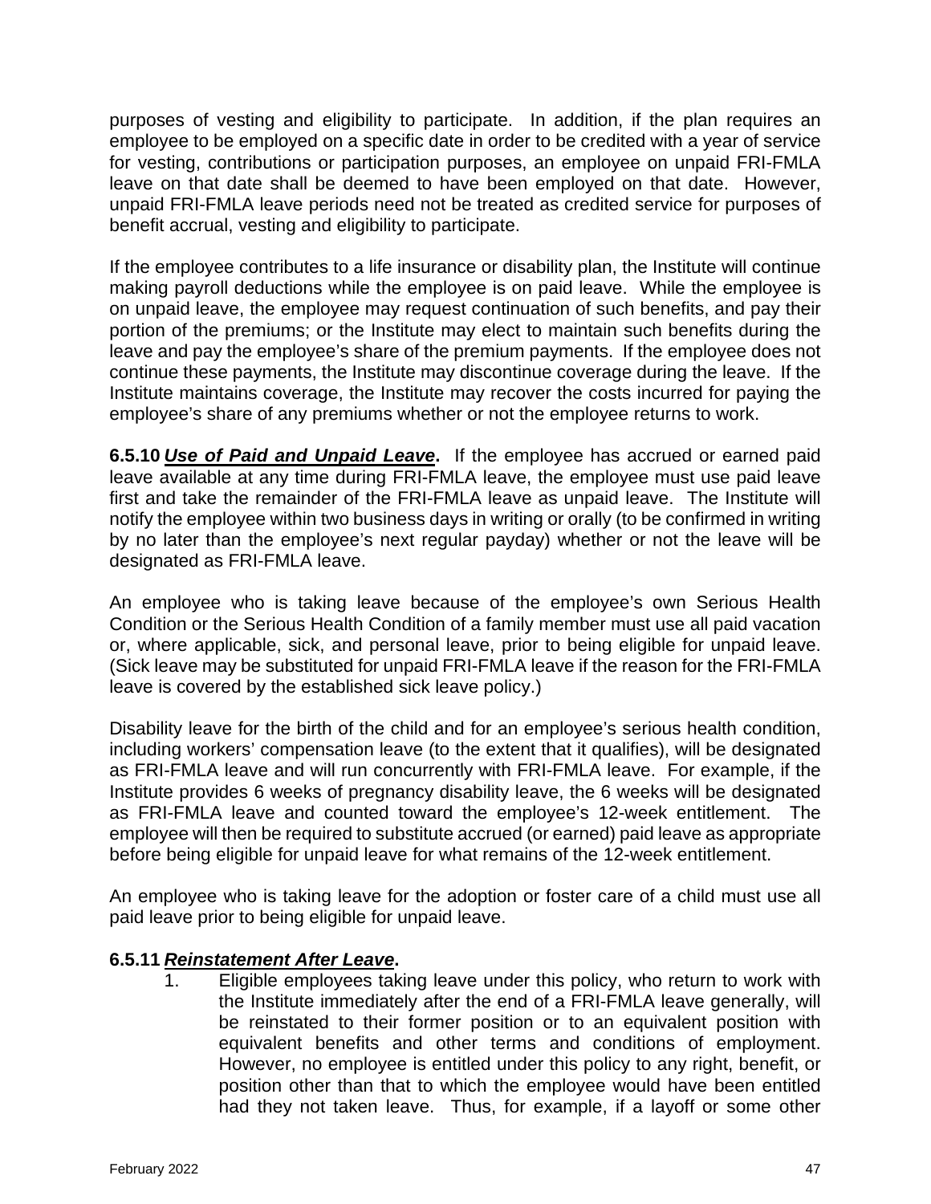purposes of vesting and eligibility to participate. In addition, if the plan requires an employee to be employed on a specific date in order to be credited with a year of service for vesting, contributions or participation purposes, an employee on unpaid FRI-FMLA leave on that date shall be deemed to have been employed on that date. However, unpaid FRI-FMLA leave periods need not be treated as credited service for purposes of benefit accrual, vesting and eligibility to participate.

If the employee contributes to a life insurance or disability plan, the Institute will continue making payroll deductions while the employee is on paid leave. While the employee is on unpaid leave, the employee may request continuation of such benefits, and pay their portion of the premiums; or the Institute may elect to maintain such benefits during the leave and pay the employee's share of the premium payments. If the employee does not continue these payments, the Institute may discontinue coverage during the leave. If the Institute maintains coverage, the Institute may recover the costs incurred for paying the employee's share of any premiums whether or not the employee returns to work.

**6.5.10** ***Use of Paid and Unpaid Leave*****.** If the employee has accrued or earned paid leave available at any time during FRI-FMLA leave, the employee must use paid leave first and take the remainder of the FRI-FMLA leave as unpaid leave. The Institute will notify the employee within two business days in writing or orally (to be confirmed in writing by no later than the employee's next regular payday) whether or not the leave will be designated as FRI-FMLA leave.

An employee who is taking leave because of the employee's own Serious Health Condition or the Serious Health Condition of a family member must use all paid vacation or, where applicable, sick, and personal leave, prior to being eligible for unpaid leave. (Sick leave may be substituted for unpaid FRI-FMLA leave if the reason for the FRI-FMLA leave is covered by the established sick leave policy.)

Disability leave for the birth of the child and for an employee's serious health condition, including workers' compensation leave (to the extent that it qualifies), will be designated as FRI-FMLA leave and will run concurrently with FRI-FMLA leave. For example, if the Institute provides 6 weeks of pregnancy disability leave, the 6 weeks will be designated as FRI-FMLA leave and counted toward the employee's 12-week entitlement. The employee will then be required to substitute accrued (or earned) paid leave as appropriate before being eligible for unpaid leave for what remains of the 12-week entitlement.

An employee who is taking leave for the adoption or foster care of a child must use all paid leave prior to being eligible for unpaid leave.

**6.5.11** ***Reinstatement After Leave*****.**

1. Eligible employees taking leave under this policy, who return to work with the Institute immediately after the end of a FRI-FMLA leave generally, will be reinstated to their former position or to an equivalent position with equivalent benefits and other terms and conditions of employment. However, no employee is entitled under this policy to any right, benefit, or position other than that to which the employee would have been entitled had they not taken leave. Thus, for example, if a layoff or some other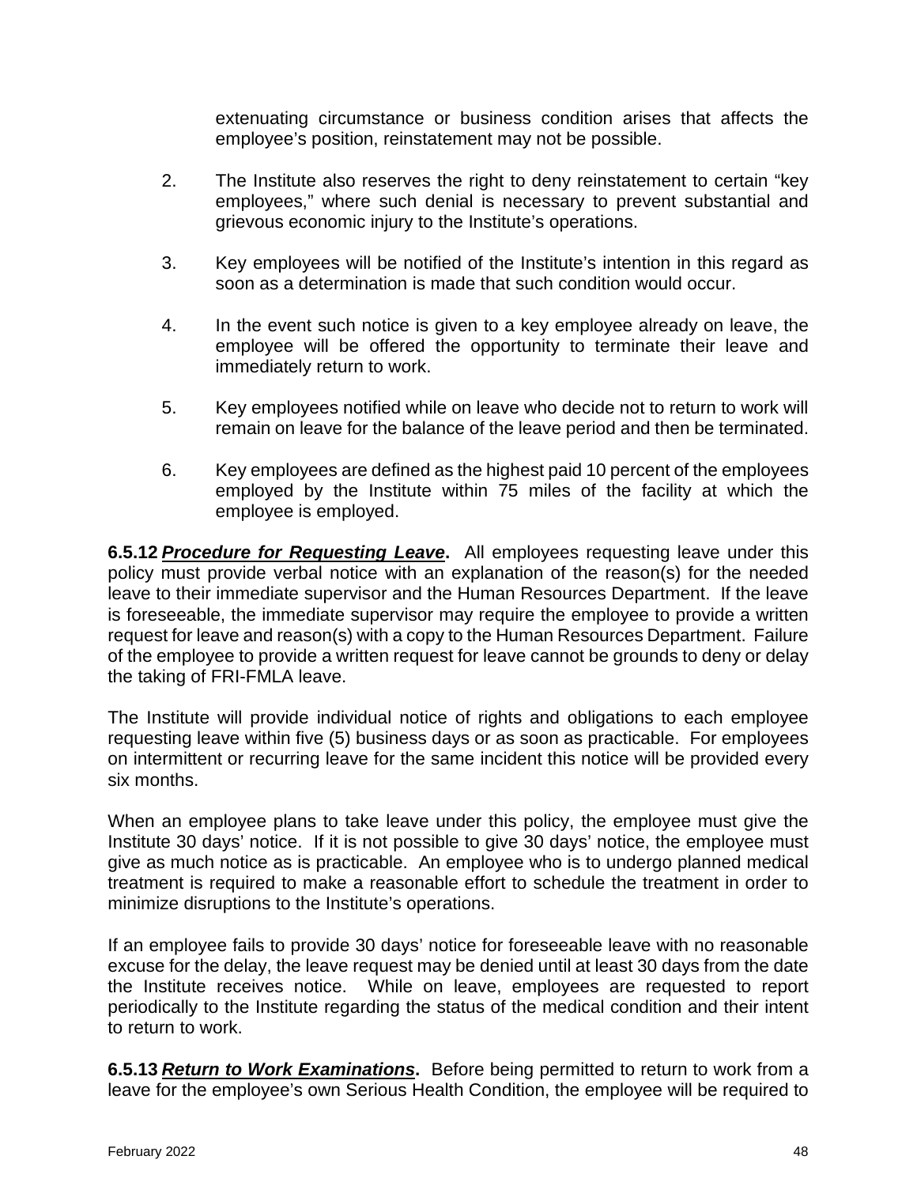extenuating circumstance or business condition arises that affects the employee's position, reinstatement may not be possible.

2. The Institute also reserves the right to deny reinstatement to certain "key employees," where such denial is necessary to prevent substantial and grievous economic injury to the Institute's operations.

3. Key employees will be notified of the Institute's intention in this regard as soon as a determination is made that such condition would occur.

4. In the event such notice is given to a key employee already on leave, the employee will be offered the opportunity to terminate their leave and immediately return to work.

5. Key employees notified while on leave who decide not to return to work will remain on leave for the balance of the leave period and then be terminated.

6. Key employees are defined as the highest paid 10 percent of the employees employed by the Institute within 75 miles of the facility at which the employee is employed.

**6.5.12 *Procedure for Requesting Leave*.** All employees requesting leave under this policy must provide verbal notice with an explanation of the reason(s) for the needed leave to their immediate supervisor and the Human Resources Department. If the leave is foreseeable, the immediate supervisor may require the employee to provide a written request for leave and reason(s) with a copy to the Human Resources Department. Failure of the employee to provide a written request for leave cannot be grounds to deny or delay the taking of FRI-FMLA leave.

The Institute will provide individual notice of rights and obligations to each employee requesting leave within five (5) business days or as soon as practicable. For employees on intermittent or recurring leave for the same incident this notice will be provided every six months.

When an employee plans to take leave under this policy, the employee must give the Institute 30 days' notice. If it is not possible to give 30 days' notice, the employee must give as much notice as is practicable. An employee who is to undergo planned medical treatment is required to make a reasonable effort to schedule the treatment in order to minimize disruptions to the Institute's operations.

If an employee fails to provide 30 days' notice for foreseeable leave with no reasonable excuse for the delay, the leave request may be denied until at least 30 days from the date the Institute receives notice. While on leave, employees are requested to report periodically to the Institute regarding the status of the medical condition and their intent to return to work.

**6.5.13 *Return to Work Examinations*.** Before being permitted to return to work from a leave for the employee's own Serious Health Condition, the employee will be required to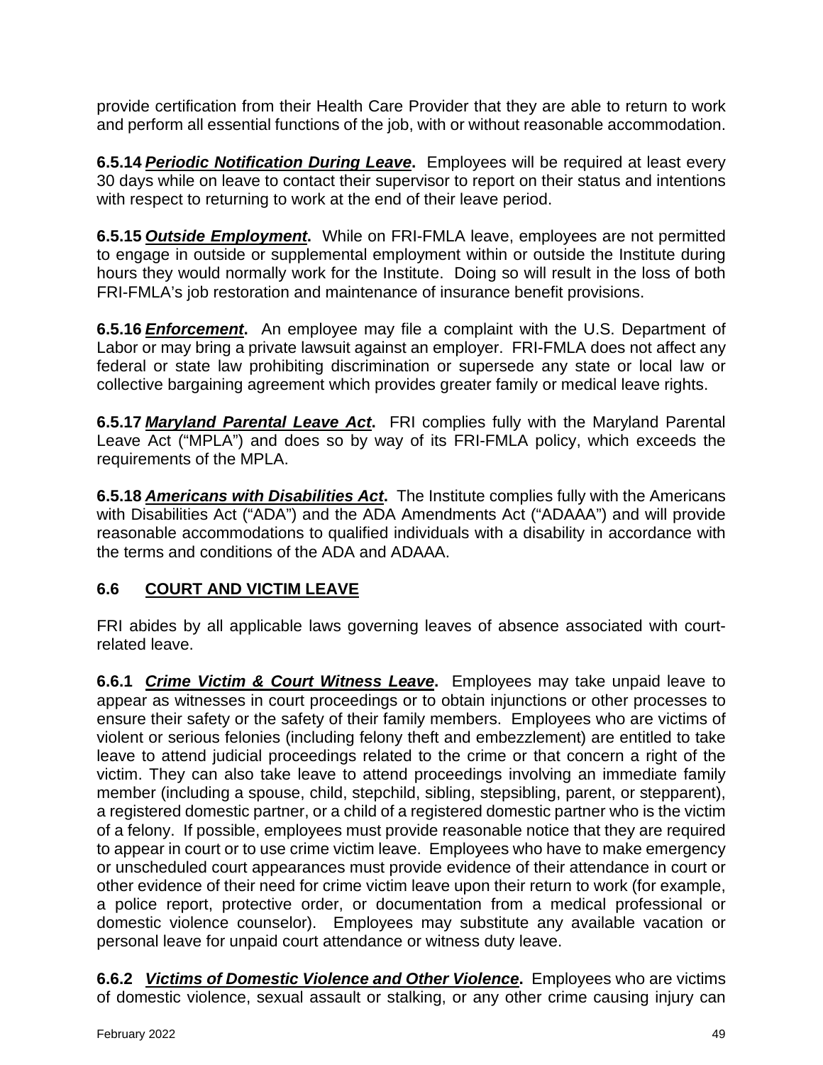provide certification from their Health Care Provider that they are able to return to work and perform all essential functions of the job, with or without reasonable accommodation.

**6.5.14 *Periodic Notification During Leave*.** Employees will be required at least every 30 days while on leave to contact their supervisor to report on their status and intentions with respect to returning to work at the end of their leave period.

**6.5.15 *Outside Employment*.** While on FRI-FMLA leave, employees are not permitted to engage in outside or supplemental employment within or outside the Institute during hours they would normally work for the Institute. Doing so will result in the loss of both FRI-FMLA's job restoration and maintenance of insurance benefit provisions.

**6.5.16 *Enforcement*.** An employee may file a complaint with the U.S. Department of Labor or may bring a private lawsuit against an employer. FRI-FMLA does not affect any federal or state law prohibiting discrimination or supersede any state or local law or collective bargaining agreement which provides greater family or medical leave rights.

**6.5.17 *Maryland Parental Leave Act*.** FRI complies fully with the Maryland Parental Leave Act ("MPLA") and does so by way of its FRI-FMLA policy, which exceeds the requirements of the MPLA.

**6.5.18 *Americans with Disabilities Act*.** The Institute complies fully with the Americans with Disabilities Act ("ADA") and the ADA Amendments Act ("ADAAA") and will provide reasonable accommodations to qualified individuals with a disability in accordance with the terms and conditions of the ADA and ADAAA.

## 6.6 COURT AND VICTIM LEAVE

FRI abides by all applicable laws governing leaves of absence associated with court-related leave.

**6.6.1 *Crime Victim & Court Witness Leave*.** Employees may take unpaid leave to appear as witnesses in court proceedings or to obtain injunctions or other processes to ensure their safety or the safety of their family members. Employees who are victims of violent or serious felonies (including felony theft and embezzlement) are entitled to take leave to attend judicial proceedings related to the crime or that concern a right of the victim. They can also take leave to attend proceedings involving an immediate family member (including a spouse, child, stepchild, sibling, stepsibling, parent, or stepparent), a registered domestic partner, or a child of a registered domestic partner who is the victim of a felony. If possible, employees must provide reasonable notice that they are required to appear in court or to use crime victim leave. Employees who have to make emergency or unscheduled court appearances must provide evidence of their attendance in court or other evidence of their need for crime victim leave upon their return to work (for example, a police report, protective order, or documentation from a medical professional or domestic violence counselor). Employees may substitute any available vacation or personal leave for unpaid court attendance or witness duty leave.

**6.6.2 *Victims of Domestic Violence and Other Violence*.** Employees who are victims of domestic violence, sexual assault or stalking, or any other crime causing injury can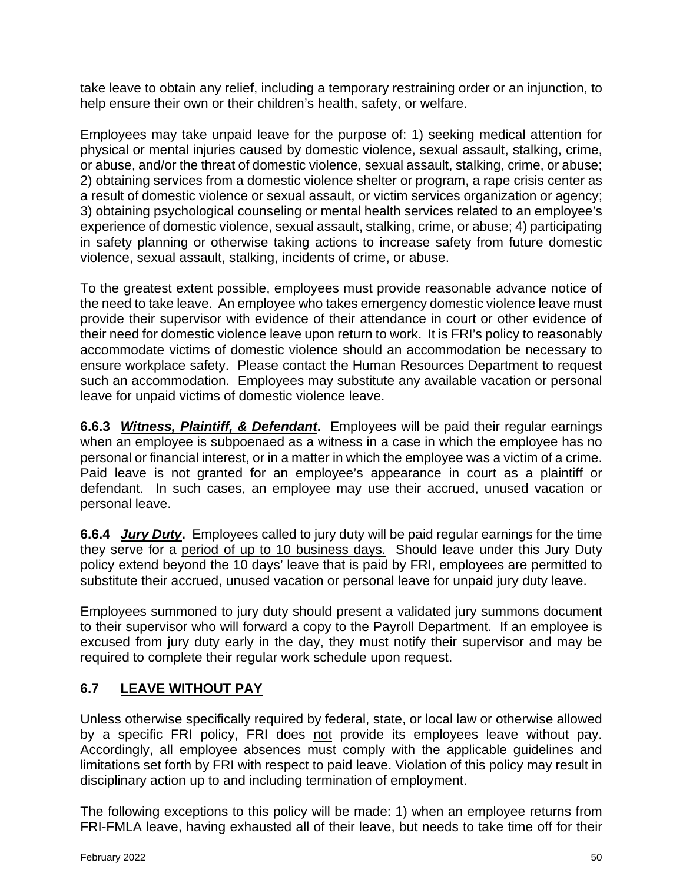take leave to obtain any relief, including a temporary restraining order or an injunction, to help ensure their own or their children's health, safety, or welfare.

Employees may take unpaid leave for the purpose of: 1) seeking medical attention for physical or mental injuries caused by domestic violence, sexual assault, stalking, crime, or abuse, and/or the threat of domestic violence, sexual assault, stalking, crime, or abuse; 2) obtaining services from a domestic violence shelter or program, a rape crisis center as a result of domestic violence or sexual assault, or victim services organization or agency; 3) obtaining psychological counseling or mental health services related to an employee's experience of domestic violence, sexual assault, stalking, crime, or abuse; 4) participating in safety planning or otherwise taking actions to increase safety from future domestic violence, sexual assault, stalking, incidents of crime, or abuse.

To the greatest extent possible, employees must provide reasonable advance notice of the need to take leave. An employee who takes emergency domestic violence leave must provide their supervisor with evidence of their attendance in court or other evidence of their need for domestic violence leave upon return to work. It is FRI's policy to reasonably accommodate victims of domestic violence should an accommodation be necessary to ensure workplace safety. Please contact the Human Resources Department to request such an accommodation. Employees may substitute any available vacation or personal leave for unpaid victims of domestic violence leave.

**6.6.3** ***Witness, Plaintiff, & Defendant*.** Employees will be paid their regular earnings when an employee is subpoenaed as a witness in a case in which the employee has no personal or financial interest, or in a matter in which the employee was a victim of a crime. Paid leave is not granted for an employee's appearance in court as a plaintiff or defendant. In such cases, an employee may use their accrued, unused vacation or personal leave.

**6.6.4** ***Jury Duty*.** Employees called to jury duty will be paid regular earnings for the time they serve for a period of up to 10 business days. Should leave under this Jury Duty policy extend beyond the 10 days' leave that is paid by FRI, employees are permitted to substitute their accrued, unused vacation or personal leave for unpaid jury duty leave.

Employees summoned to jury duty should present a validated jury summons document to their supervisor who will forward a copy to the Payroll Department. If an employee is excused from jury duty early in the day, they must notify their supervisor and may be required to complete their regular work schedule upon request.

## 6.7 LEAVE WITHOUT PAY

Unless otherwise specifically required by federal, state, or local law or otherwise allowed by a specific FRI policy, FRI does not provide its employees leave without pay. Accordingly, all employee absences must comply with the applicable guidelines and limitations set forth by FRI with respect to paid leave. Violation of this policy may result in disciplinary action up to and including termination of employment.

The following exceptions to this policy will be made: 1) when an employee returns from FRI-FMLA leave, having exhausted all of their leave, but needs to take time off for their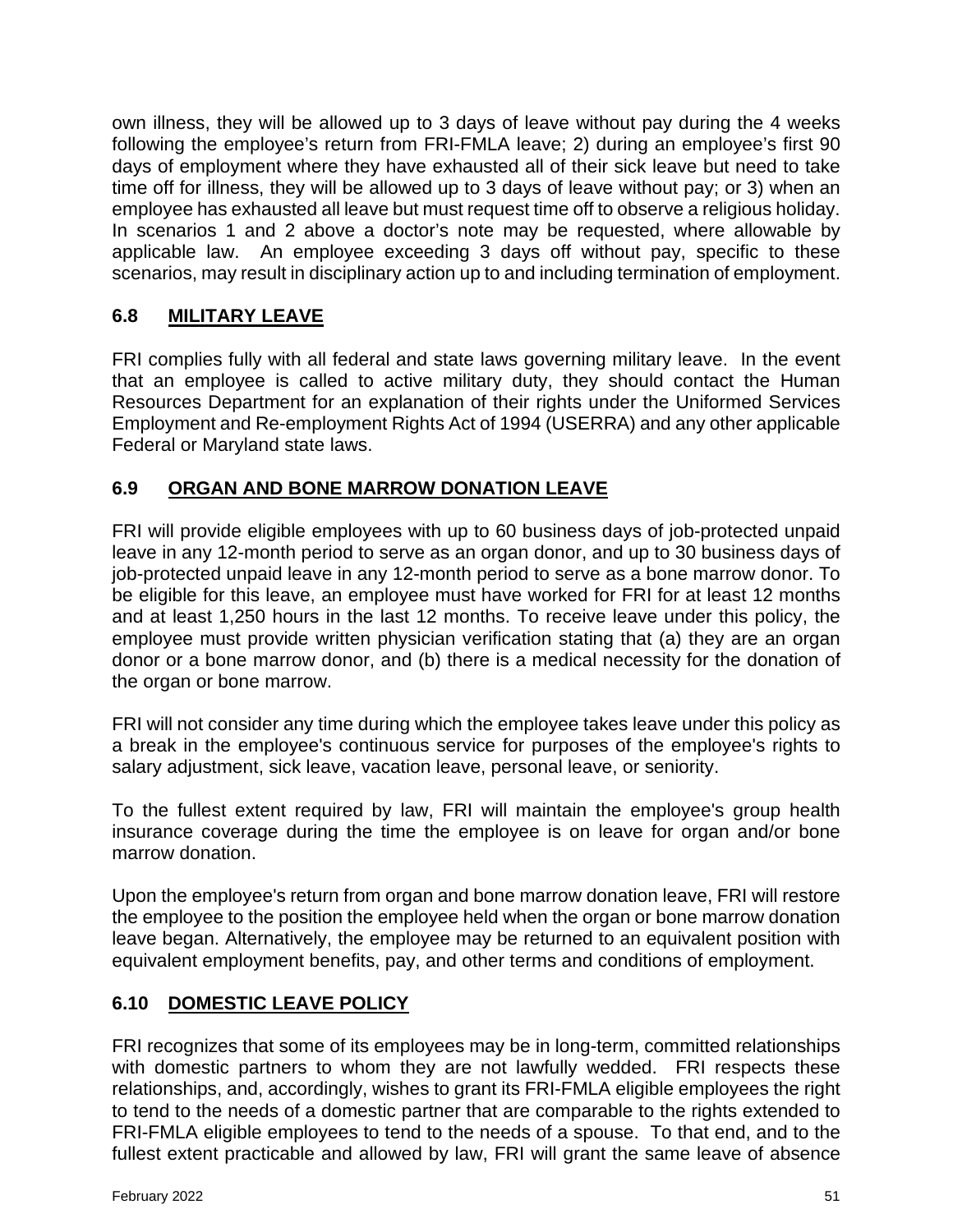own illness, they will be allowed up to 3 days of leave without pay during the 4 weeks following the employee's return from FRI-FMLA leave; 2) during an employee's first 90 days of employment where they have exhausted all of their sick leave but need to take time off for illness, they will be allowed up to 3 days of leave without pay; or 3) when an employee has exhausted all leave but must request time off to observe a religious holiday. In scenarios 1 and 2 above a doctor's note may be requested, where allowable by applicable law. An employee exceeding 3 days off without pay, specific to these scenarios, may result in disciplinary action up to and including termination of employment.

## 6.8 MILITARY LEAVE

FRI complies fully with all federal and state laws governing military leave. In the event that an employee is called to active military duty, they should contact the Human Resources Department for an explanation of their rights under the Uniformed Services Employment and Re-employment Rights Act of 1994 (USERRA) and any other applicable Federal or Maryland state laws.

## 6.9 ORGAN AND BONE MARROW DONATION LEAVE

FRI will provide eligible employees with up to 60 business days of job-protected unpaid leave in any 12-month period to serve as an organ donor, and up to 30 business days of job-protected unpaid leave in any 12-month period to serve as a bone marrow donor. To be eligible for this leave, an employee must have worked for FRI for at least 12 months and at least 1,250 hours in the last 12 months. To receive leave under this policy, the employee must provide written physician verification stating that (a) they are an organ donor or a bone marrow donor, and (b) there is a medical necessity for the donation of the organ or bone marrow.

FRI will not consider any time during which the employee takes leave under this policy as a break in the employee's continuous service for purposes of the employee's rights to salary adjustment, sick leave, vacation leave, personal leave, or seniority.

To the fullest extent required by law, FRI will maintain the employee's group health insurance coverage during the time the employee is on leave for organ and/or bone marrow donation.

Upon the employee's return from organ and bone marrow donation leave, FRI will restore the employee to the position the employee held when the organ or bone marrow donation leave began. Alternatively, the employee may be returned to an equivalent position with equivalent employment benefits, pay, and other terms and conditions of employment.

## 6.10 DOMESTIC LEAVE POLICY

FRI recognizes that some of its employees may be in long-term, committed relationships with domestic partners to whom they are not lawfully wedded. FRI respects these relationships, and, accordingly, wishes to grant its FRI-FMLA eligible employees the right to tend to the needs of a domestic partner that are comparable to the rights extended to FRI-FMLA eligible employees to tend to the needs of a spouse. To that end, and to the fullest extent practicable and allowed by law, FRI will grant the same leave of absence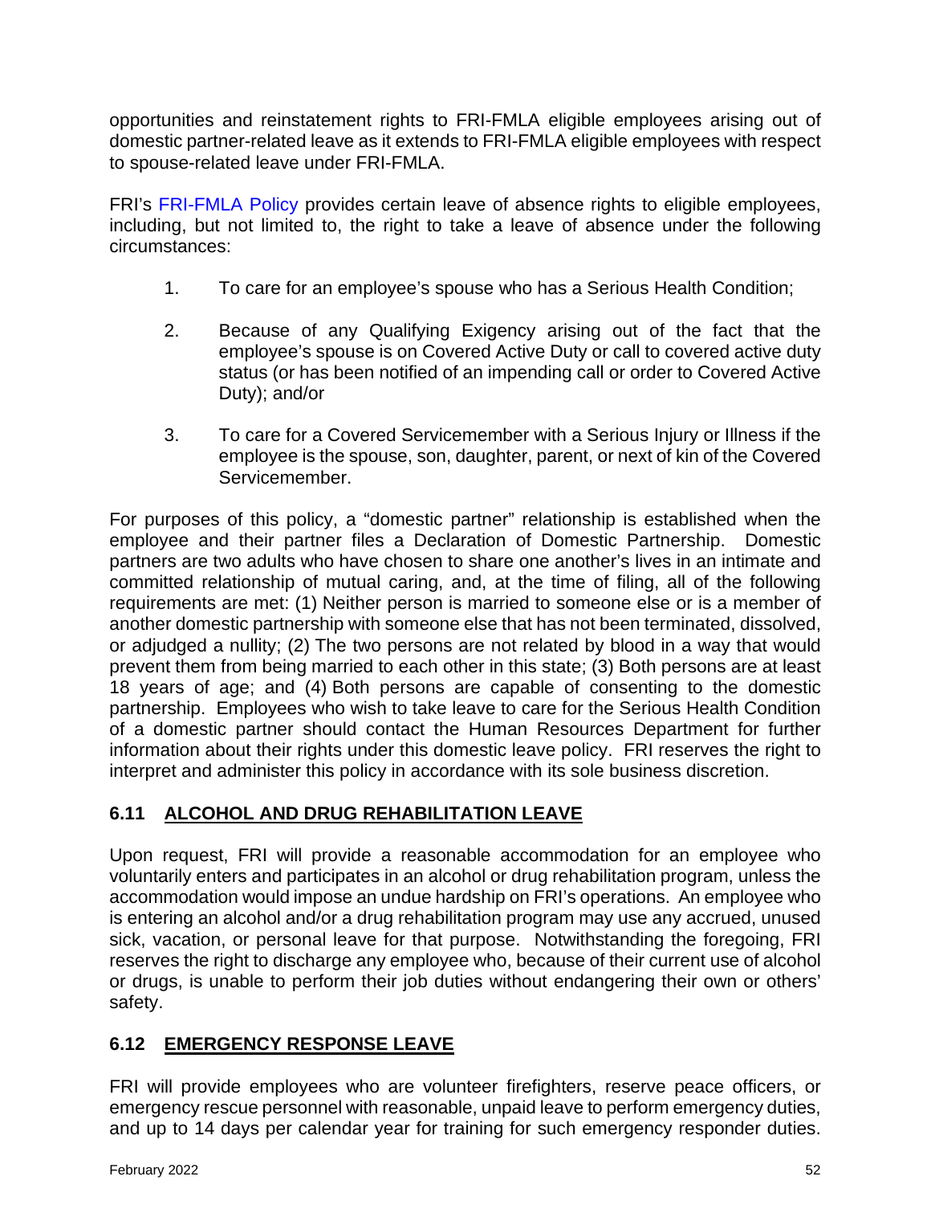opportunities and reinstatement rights to FRI-FMLA eligible employees arising out of domestic partner-related leave as it extends to FRI-FMLA eligible employees with respect to spouse-related leave under FRI-FMLA.

FRI's FRI-FMLA Policy provides certain leave of absence rights to eligible employees, including, but not limited to, the right to take a leave of absence under the following circumstances:

1. To care for an employee's spouse who has a Serious Health Condition;

2. Because of any Qualifying Exigency arising out of the fact that the employee's spouse is on Covered Active Duty or call to covered active duty status (or has been notified of an impending call or order to Covered Active Duty); and/or

3. To care for a Covered Servicemember with a Serious Injury or Illness if the employee is the spouse, son, daughter, parent, or next of kin of the Covered Servicemember.

For purposes of this policy, a "domestic partner" relationship is established when the employee and their partner files a Declaration of Domestic Partnership. Domestic partners are two adults who have chosen to share one another's lives in an intimate and committed relationship of mutual caring, and, at the time of filing, all of the following requirements are met: (1) Neither person is married to someone else or is a member of another domestic partnership with someone else that has not been terminated, dissolved, or adjudged a nullity; (2) The two persons are not related by blood in a way that would prevent them from being married to each other in this state; (3) Both persons are at least 18 years of age; and (4) Both persons are capable of consenting to the domestic partnership. Employees who wish to take leave to care for the Serious Health Condition of a domestic partner should contact the Human Resources Department for further information about their rights under this domestic leave policy. FRI reserves the right to interpret and administer this policy in accordance with its sole business discretion.

## 6.11 ALCOHOL AND DRUG REHABILITATION LEAVE

Upon request, FRI will provide a reasonable accommodation for an employee who voluntarily enters and participates in an alcohol or drug rehabilitation program, unless the accommodation would impose an undue hardship on FRI's operations. An employee who is entering an alcohol and/or a drug rehabilitation program may use any accrued, unused sick, vacation, or personal leave for that purpose. Notwithstanding the foregoing, FRI reserves the right to discharge any employee who, because of their current use of alcohol or drugs, is unable to perform their job duties without endangering their own or others' safety.

## 6.12 EMERGENCY RESPONSE LEAVE

FRI will provide employees who are volunteer firefighters, reserve peace officers, or emergency rescue personnel with reasonable, unpaid leave to perform emergency duties, and up to 14 days per calendar year for training for such emergency responder duties.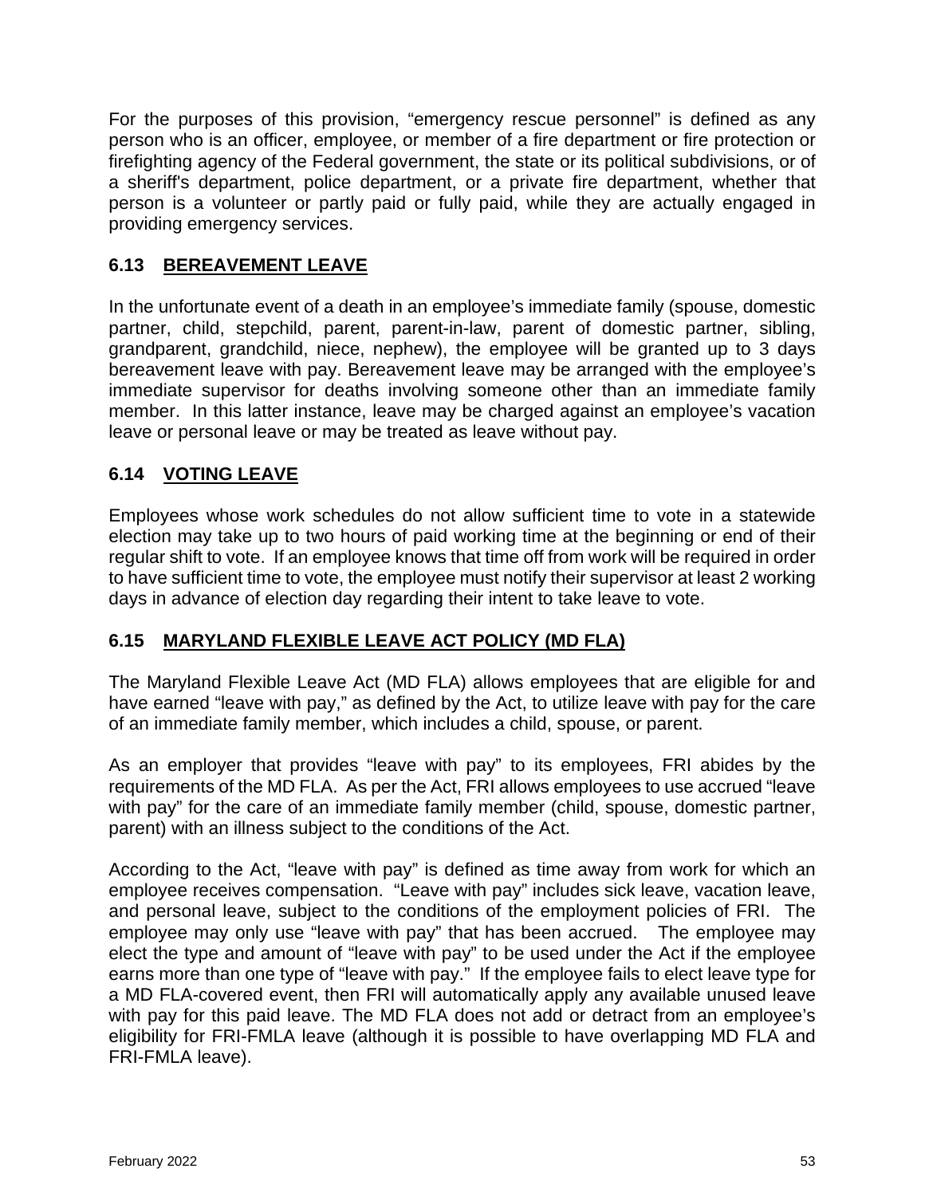For the purposes of this provision, "emergency rescue personnel" is defined as any person who is an officer, employee, or member of a fire department or fire protection or firefighting agency of the Federal government, the state or its political subdivisions, or of a sheriff's department, police department, or a private fire department, whether that person is a volunteer or partly paid or fully paid, while they are actually engaged in providing emergency services.

## 6.13 BEREAVEMENT LEAVE

In the unfortunate event of a death in an employee's immediate family (spouse, domestic partner, child, stepchild, parent, parent-in-law, parent of domestic partner, sibling, grandparent, grandchild, niece, nephew), the employee will be granted up to 3 days bereavement leave with pay. Bereavement leave may be arranged with the employee's immediate supervisor for deaths involving someone other than an immediate family member. In this latter instance, leave may be charged against an employee's vacation leave or personal leave or may be treated as leave without pay.

## 6.14 VOTING LEAVE

Employees whose work schedules do not allow sufficient time to vote in a statewide election may take up to two hours of paid working time at the beginning or end of their regular shift to vote. If an employee knows that time off from work will be required in order to have sufficient time to vote, the employee must notify their supervisor at least 2 working days in advance of election day regarding their intent to take leave to vote.

## 6.15 MARYLAND FLEXIBLE LEAVE ACT POLICY (MD FLA)

The Maryland Flexible Leave Act (MD FLA) allows employees that are eligible for and have earned "leave with pay," as defined by the Act, to utilize leave with pay for the care of an immediate family member, which includes a child, spouse, or parent.

As an employer that provides "leave with pay" to its employees, FRI abides by the requirements of the MD FLA. As per the Act, FRI allows employees to use accrued "leave with pay" for the care of an immediate family member (child, spouse, domestic partner, parent) with an illness subject to the conditions of the Act.

According to the Act, "leave with pay" is defined as time away from work for which an employee receives compensation. "Leave with pay" includes sick leave, vacation leave, and personal leave, subject to the conditions of the employment policies of FRI. The employee may only use "leave with pay" that has been accrued. The employee may elect the type and amount of "leave with pay" to be used under the Act if the employee earns more than one type of "leave with pay." If the employee fails to elect leave type for a MD FLA-covered event, then FRI will automatically apply any available unused leave with pay for this paid leave. The MD FLA does not add or detract from an employee's eligibility for FRI-FMLA leave (although it is possible to have overlapping MD FLA and FRI-FMLA leave).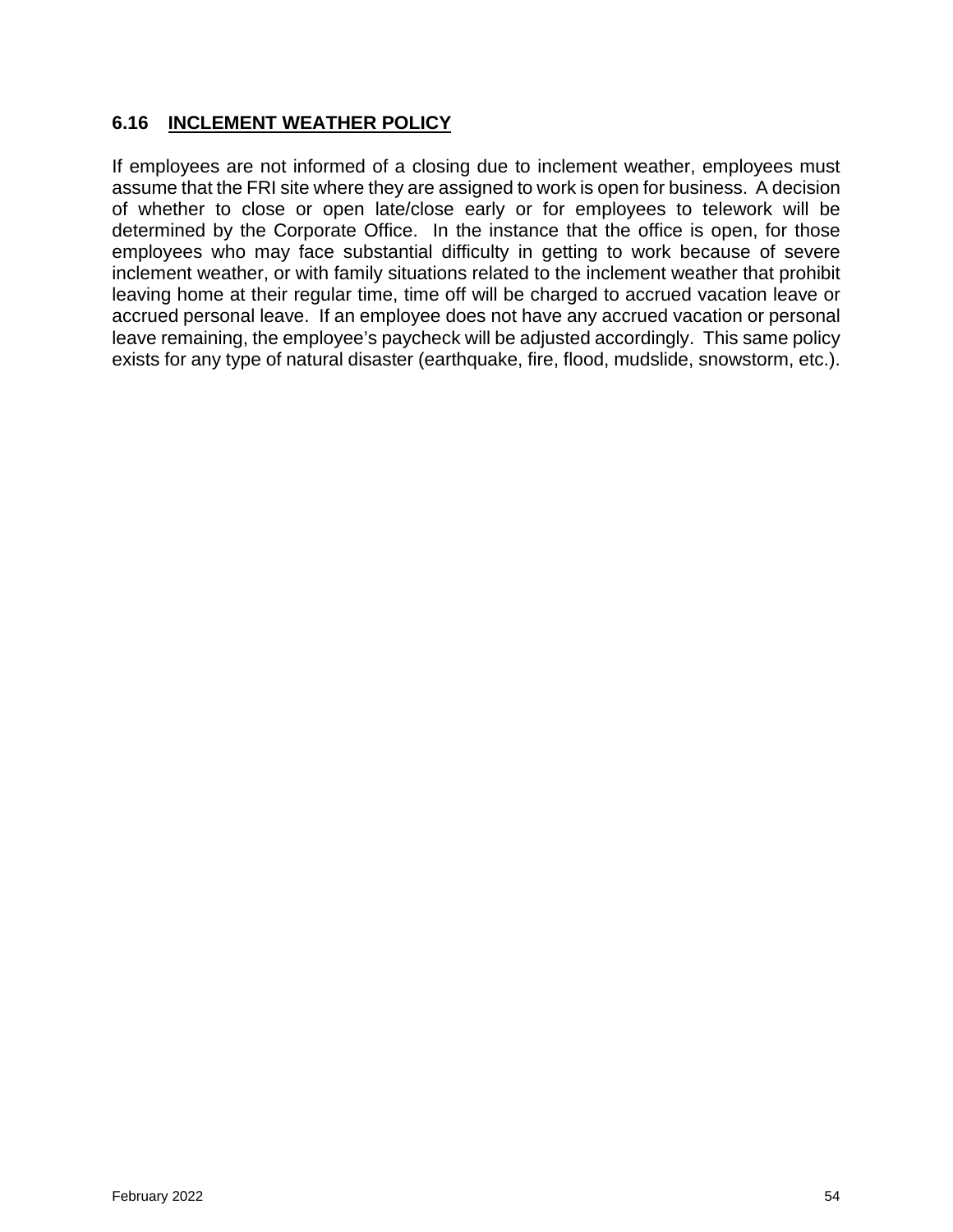### 6.16 INCLEMENT WEATHER POLICY

If employees are not informed of a closing due to inclement weather, employees must assume that the FRI site where they are assigned to work is open for business. A decision of whether to close or open late/close early or for employees to telework will be determined by the Corporate Office. In the instance that the office is open, for those employees who may face substantial difficulty in getting to work because of severe inclement weather, or with family situations related to the inclement weather that prohibit leaving home at their regular time, time off will be charged to accrued vacation leave or accrued personal leave. If an employee does not have any accrued vacation or personal leave remaining, the employee's paycheck will be adjusted accordingly. This same policy exists for any type of natural disaster (earthquake, fire, flood, mudslide, snowstorm, etc.).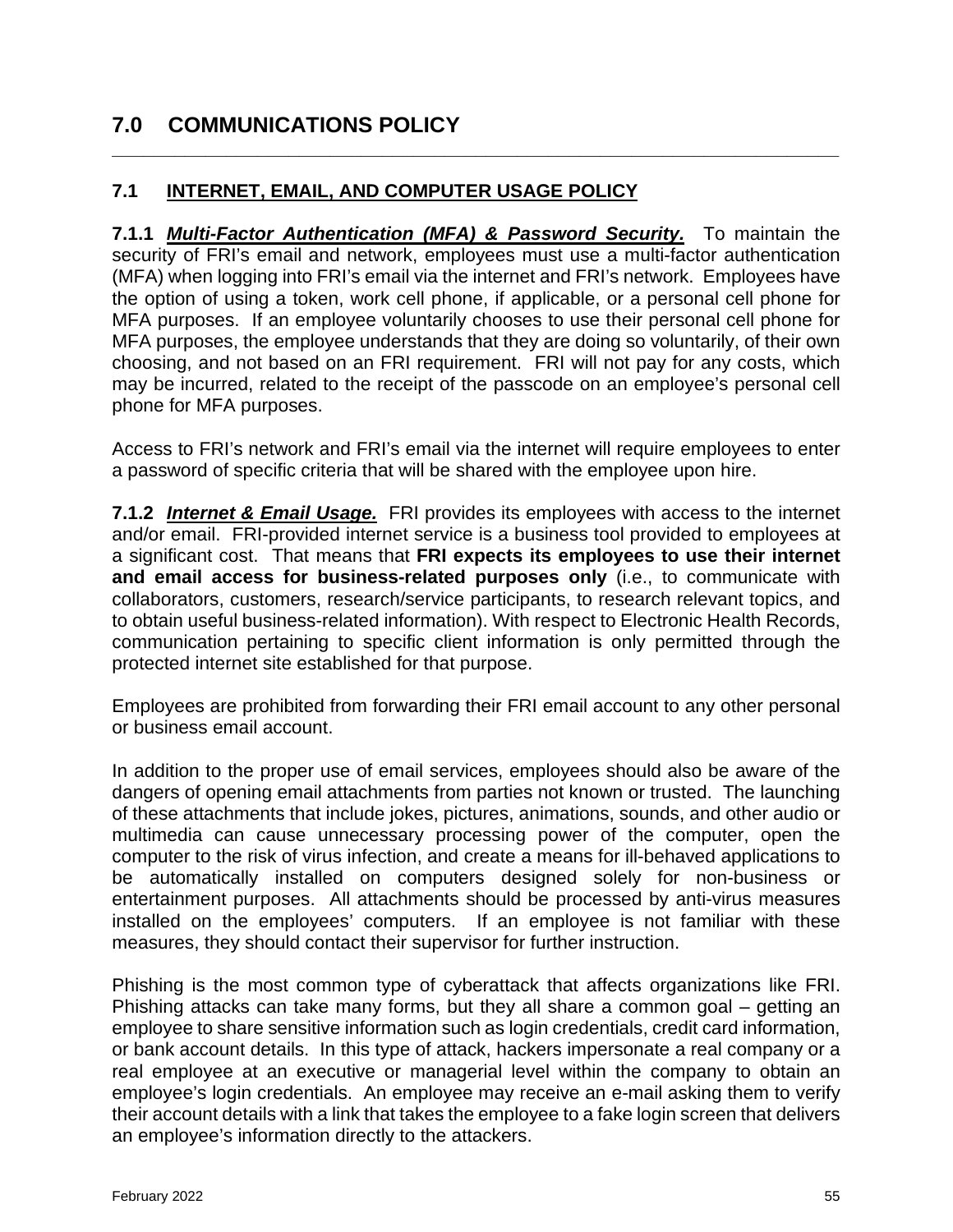# 7.0 COMMUNICATIONS POLICY

## 7.1 INTERNET, EMAIL, AND COMPUTER USAGE POLICY

**7.1.1** ***Multi-Factor Authentication (MFA) & Password Security.*** To maintain the security of FRI's email and network, employees must use a multi-factor authentication (MFA) when logging into FRI's email via the internet and FRI's network. Employees have the option of using a token, work cell phone, if applicable, or a personal cell phone for MFA purposes. If an employee voluntarily chooses to use their personal cell phone for MFA purposes, the employee understands that they are doing so voluntarily, of their own choosing, and not based on an FRI requirement. FRI will not pay for any costs, which may be incurred, related to the receipt of the passcode on an employee's personal cell phone for MFA purposes.

Access to FRI's network and FRI's email via the internet will require employees to enter a password of specific criteria that will be shared with the employee upon hire.

**7.1.2** ***Internet & Email Usage.*** FRI provides its employees with access to the internet and/or email. FRI-provided internet service is a business tool provided to employees at a significant cost. That means that **FRI expects its employees to use their internet and email access for business-related purposes only** (i.e., to communicate with collaborators, customers, research/service participants, to research relevant topics, and to obtain useful business-related information). With respect to Electronic Health Records, communication pertaining to specific client information is only permitted through the protected internet site established for that purpose.

Employees are prohibited from forwarding their FRI email account to any other personal or business email account.

In addition to the proper use of email services, employees should also be aware of the dangers of opening email attachments from parties not known or trusted. The launching of these attachments that include jokes, pictures, animations, sounds, and other audio or multimedia can cause unnecessary processing power of the computer, open the computer to the risk of virus infection, and create a means for ill-behaved applications to be automatically installed on computers designed solely for non-business or entertainment purposes. All attachments should be processed by anti-virus measures installed on the employees' computers. If an employee is not familiar with these measures, they should contact their supervisor for further instruction.

Phishing is the most common type of cyberattack that affects organizations like FRI. Phishing attacks can take many forms, but they all share a common goal – getting an employee to share sensitive information such as login credentials, credit card information, or bank account details. In this type of attack, hackers impersonate a real company or a real employee at an executive or managerial level within the company to obtain an employee's login credentials. An employee may receive an e-mail asking them to verify their account details with a link that takes the employee to a fake login screen that delivers an employee's information directly to the attackers.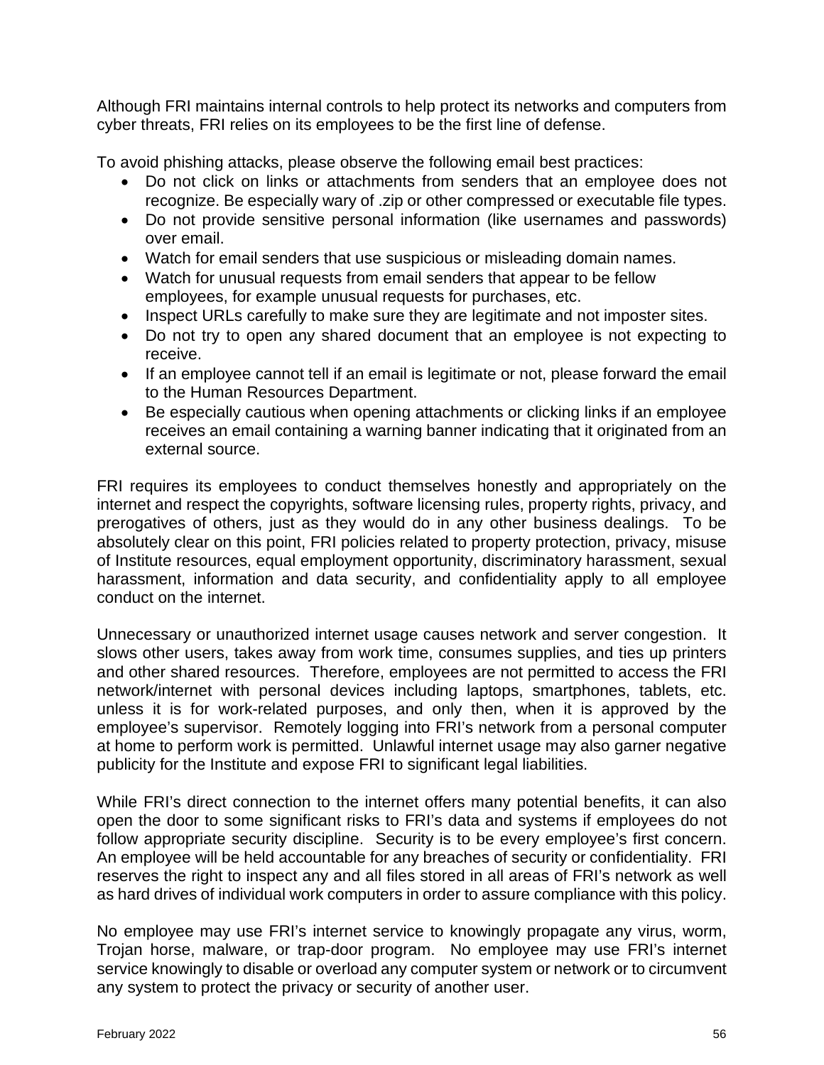Although FRI maintains internal controls to help protect its networks and computers from cyber threats, FRI relies on its employees to be the first line of defense.

To avoid phishing attacks, please observe the following email best practices:

- Do not click on links or attachments from senders that an employee does not recognize. Be especially wary of .zip or other compressed or executable file types.
- Do not provide sensitive personal information (like usernames and passwords) over email.
- Watch for email senders that use suspicious or misleading domain names.
- Watch for unusual requests from email senders that appear to be fellow employees, for example unusual requests for purchases, etc.
- Inspect URLs carefully to make sure they are legitimate and not imposter sites.
- Do not try to open any shared document that an employee is not expecting to receive.
- If an employee cannot tell if an email is legitimate or not, please forward the email to the Human Resources Department.
- Be especially cautious when opening attachments or clicking links if an employee receives an email containing a warning banner indicating that it originated from an external source.

FRI requires its employees to conduct themselves honestly and appropriately on the internet and respect the copyrights, software licensing rules, property rights, privacy, and prerogatives of others, just as they would do in any other business dealings. To be absolutely clear on this point, FRI policies related to property protection, privacy, misuse of Institute resources, equal employment opportunity, discriminatory harassment, sexual harassment, information and data security, and confidentiality apply to all employee conduct on the internet.

Unnecessary or unauthorized internet usage causes network and server congestion. It slows other users, takes away from work time, consumes supplies, and ties up printers and other shared resources. Therefore, employees are not permitted to access the FRI network/internet with personal devices including laptops, smartphones, tablets, etc. unless it is for work-related purposes, and only then, when it is approved by the employee's supervisor. Remotely logging into FRI's network from a personal computer at home to perform work is permitted. Unlawful internet usage may also garner negative publicity for the Institute and expose FRI to significant legal liabilities.

While FRI's direct connection to the internet offers many potential benefits, it can also open the door to some significant risks to FRI's data and systems if employees do not follow appropriate security discipline. Security is to be every employee's first concern. An employee will be held accountable for any breaches of security or confidentiality. FRI reserves the right to inspect any and all files stored in all areas of FRI's network as well as hard drives of individual work computers in order to assure compliance with this policy.

No employee may use FRI's internet service to knowingly propagate any virus, worm, Trojan horse, malware, or trap-door program. No employee may use FRI's internet service knowingly to disable or overload any computer system or network or to circumvent any system to protect the privacy or security of another user.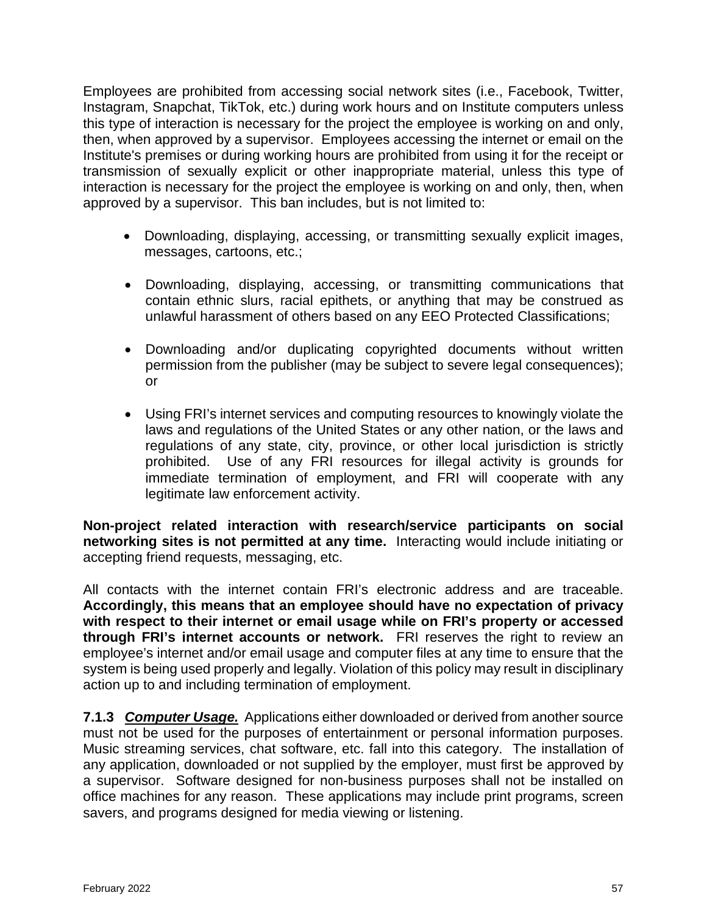Employees are prohibited from accessing social network sites (i.e., Facebook, Twitter, Instagram, Snapchat, TikTok, etc.) during work hours and on Institute computers unless this type of interaction is necessary for the project the employee is working on and only, then, when approved by a supervisor. Employees accessing the internet or email on the Institute's premises or during working hours are prohibited from using it for the receipt or transmission of sexually explicit or other inappropriate material, unless this type of interaction is necessary for the project the employee is working on and only, then, when approved by a supervisor. This ban includes, but is not limited to:

- Downloading, displaying, accessing, or transmitting sexually explicit images, messages, cartoons, etc.;
- Downloading, displaying, accessing, or transmitting communications that contain ethnic slurs, racial epithets, or anything that may be construed as unlawful harassment of others based on any EEO Protected Classifications;
- Downloading and/or duplicating copyrighted documents without written permission from the publisher (may be subject to severe legal consequences); or
- Using FRI's internet services and computing resources to knowingly violate the laws and regulations of the United States or any other nation, or the laws and regulations of any state, city, province, or other local jurisdiction is strictly prohibited. Use of any FRI resources for illegal activity is grounds for immediate termination of employment, and FRI will cooperate with any legitimate law enforcement activity.

**Non-project related interaction with research/service participants on social networking sites is not permitted at any time.** Interacting would include initiating or accepting friend requests, messaging, etc.

All contacts with the internet contain FRI's electronic address and are traceable. **Accordingly, this means that an employee should have no expectation of privacy with respect to their internet or email usage while on FRI's property or accessed through FRI's internet accounts or network.** FRI reserves the right to review an employee's internet and/or email usage and computer files at any time to ensure that the system is being used properly and legally. Violation of this policy may result in disciplinary action up to and including termination of employment.

**7.1.3** ***Computer Usage.*** Applications either downloaded or derived from another source must not be used for the purposes of entertainment or personal information purposes. Music streaming services, chat software, etc. fall into this category. The installation of any application, downloaded or not supplied by the employer, must first be approved by a supervisor. Software designed for non-business purposes shall not be installed on office machines for any reason. These applications may include print programs, screen savers, and programs designed for media viewing or listening.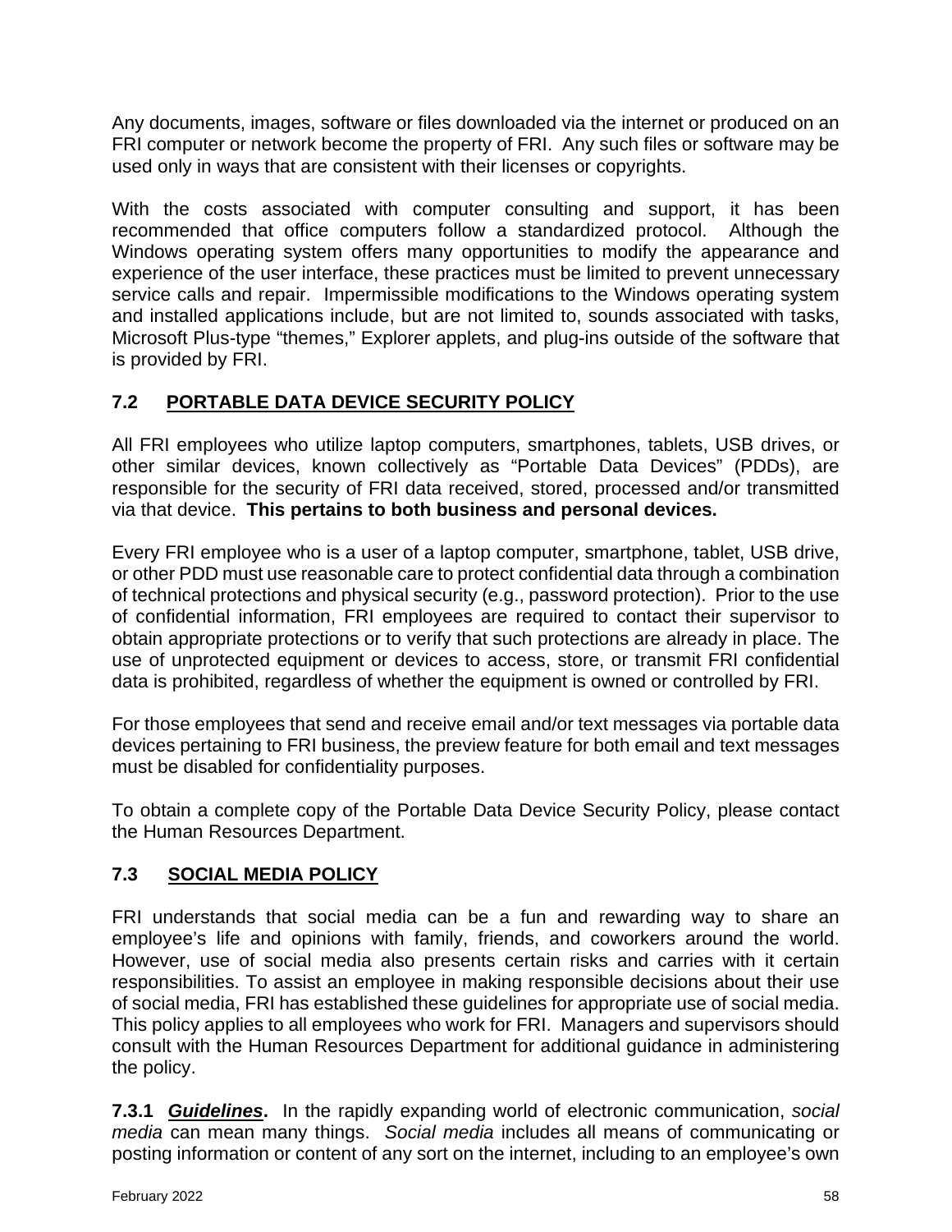Any documents, images, software or files downloaded via the internet or produced on an FRI computer or network become the property of FRI. Any such files or software may be used only in ways that are consistent with their licenses or copyrights.

With the costs associated with computer consulting and support, it has been recommended that office computers follow a standardized protocol. Although the Windows operating system offers many opportunities to modify the appearance and experience of the user interface, these practices must be limited to prevent unnecessary service calls and repair. Impermissible modifications to the Windows operating system and installed applications include, but are not limited to, sounds associated with tasks, Microsoft Plus-type "themes," Explorer applets, and plug-ins outside of the software that is provided by FRI.

## 7.2 PORTABLE DATA DEVICE SECURITY POLICY

All FRI employees who utilize laptop computers, smartphones, tablets, USB drives, or other similar devices, known collectively as "Portable Data Devices" (PDDs), are responsible for the security of FRI data received, stored, processed and/or transmitted via that device. **This pertains to both business and personal devices.**

Every FRI employee who is a user of a laptop computer, smartphone, tablet, USB drive, or other PDD must use reasonable care to protect confidential data through a combination of technical protections and physical security (e.g., password protection). Prior to the use of confidential information, FRI employees are required to contact their supervisor to obtain appropriate protections or to verify that such protections are already in place. The use of unprotected equipment or devices to access, store, or transmit FRI confidential data is prohibited, regardless of whether the equipment is owned or controlled by FRI.

For those employees that send and receive email and/or text messages via portable data devices pertaining to FRI business, the preview feature for both email and text messages must be disabled for confidentiality purposes.

To obtain a complete copy of the Portable Data Device Security Policy, please contact the Human Resources Department.

## 7.3 SOCIAL MEDIA POLICY

FRI understands that social media can be a fun and rewarding way to share an employee's life and opinions with family, friends, and coworkers around the world. However, use of social media also presents certain risks and carries with it certain responsibilities. To assist an employee in making responsible decisions about their use of social media, FRI has established these guidelines for appropriate use of social media. This policy applies to all employees who work for FRI. Managers and supervisors should consult with the Human Resources Department for additional guidance in administering the policy.

**7.3.1 *Guidelines*.** In the rapidly expanding world of electronic communication, *social media* can mean many things. *Social media* includes all means of communicating or posting information or content of any sort on the internet, including to an employee's own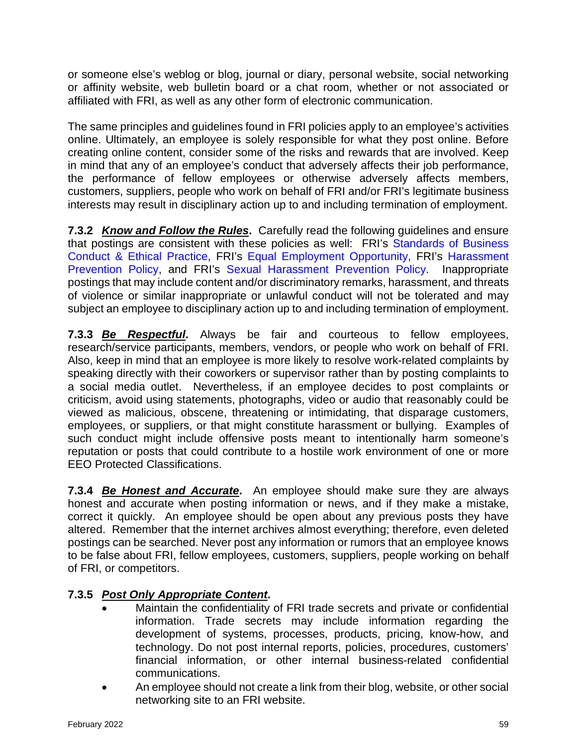or someone else's weblog or blog, journal or diary, personal website, social networking or affinity website, web bulletin board or a chat room, whether or not associated or affiliated with FRI, as well as any other form of electronic communication.

The same principles and guidelines found in FRI policies apply to an employee's activities online. Ultimately, an employee is solely responsible for what they post online. Before creating online content, consider some of the risks and rewards that are involved. Keep in mind that any of an employee's conduct that adversely affects their job performance, the performance of fellow employees or otherwise adversely affects members, customers, suppliers, people who work on behalf of FRI and/or FRI's legitimate business interests may result in disciplinary action up to and including termination of employment.

**7.3.2 *Know and Follow the Rules*.** Carefully read the following guidelines and ensure that postings are consistent with these policies as well: FRI's Standards of Business Conduct & Ethical Practice, FRI's Equal Employment Opportunity, FRI's Harassment Prevention Policy, and FRI's Sexual Harassment Prevention Policy. Inappropriate postings that may include content and/or discriminatory remarks, harassment, and threats of violence or similar inappropriate or unlawful conduct will not be tolerated and may subject an employee to disciplinary action up to and including termination of employment.

**7.3.3 *Be Respectful*.** Always be fair and courteous to fellow employees, research/service participants, members, vendors, or people who work on behalf of FRI. Also, keep in mind that an employee is more likely to resolve work-related complaints by speaking directly with their coworkers or supervisor rather than by posting complaints to a social media outlet. Nevertheless, if an employee decides to post complaints or criticism, avoid using statements, photographs, video or audio that reasonably could be viewed as malicious, obscene, threatening or intimidating, that disparage customers, employees, or suppliers, or that might constitute harassment or bullying. Examples of such conduct might include offensive posts meant to intentionally harm someone's reputation or posts that could contribute to a hostile work environment of one or more EEO Protected Classifications.

**7.3.4 *Be Honest and Accurate*.** An employee should make sure they are always honest and accurate when posting information or news, and if they make a mistake, correct it quickly. An employee should be open about any previous posts they have altered. Remember that the internet archives almost everything; therefore, even deleted postings can be searched. Never post any information or rumors that an employee knows to be false about FRI, fellow employees, customers, suppliers, people working on behalf of FRI, or competitors.

**7.3.5 *Post Only Appropriate Content*.**

- Maintain the confidentiality of FRI trade secrets and private or confidential information. Trade secrets may include information regarding the development of systems, processes, products, pricing, know-how, and technology. Do not post internal reports, policies, procedures, customers' financial information, or other internal business-related confidential communications.
- An employee should not create a link from their blog, website, or other social networking site to an FRI website.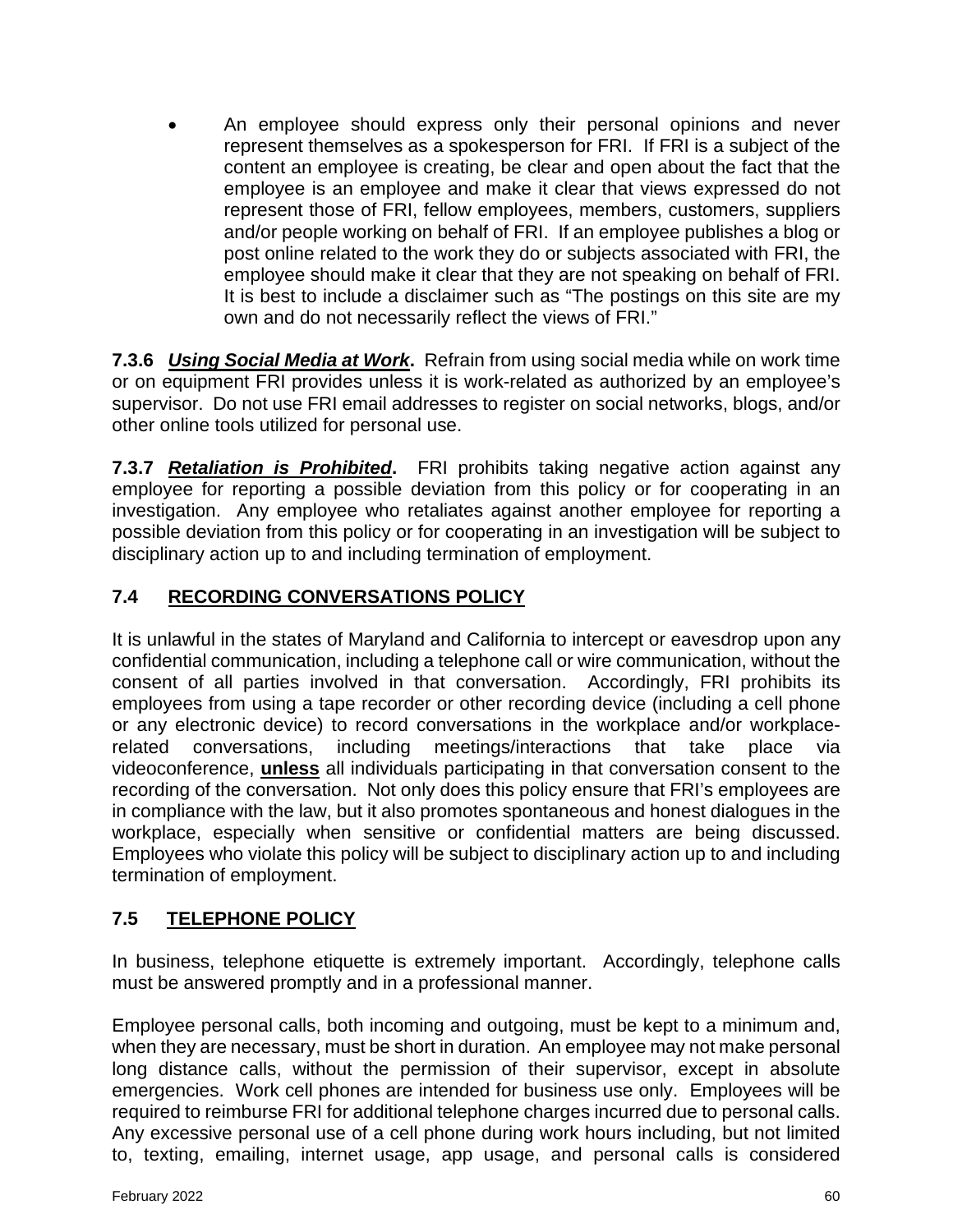- An employee should express only their personal opinions and never represent themselves as a spokesperson for FRI. If FRI is a subject of the content an employee is creating, be clear and open about the fact that the employee is an employee and make it clear that views expressed do not represent those of FRI, fellow employees, members, customers, suppliers and/or people working on behalf of FRI. If an employee publishes a blog or post online related to the work they do or subjects associated with FRI, the employee should make it clear that they are not speaking on behalf of FRI. It is best to include a disclaimer such as "The postings on this site are my own and do not necessarily reflect the views of FRI."

**7.3.6** ***Using Social Media at Work*.** Refrain from using social media while on work time or on equipment FRI provides unless it is work-related as authorized by an employee's supervisor. Do not use FRI email addresses to register on social networks, blogs, and/or other online tools utilized for personal use.

**7.3.7** ***Retaliation is Prohibited*.** FRI prohibits taking negative action against any employee for reporting a possible deviation from this policy or for cooperating in an investigation. Any employee who retaliates against another employee for reporting a possible deviation from this policy or for cooperating in an investigation will be subject to disciplinary action up to and including termination of employment.

## 7.4 RECORDING CONVERSATIONS POLICY

It is unlawful in the states of Maryland and California to intercept or eavesdrop upon any confidential communication, including a telephone call or wire communication, without the consent of all parties involved in that conversation. Accordingly, FRI prohibits its employees from using a tape recorder or other recording device (including a cell phone or any electronic device) to record conversations in the workplace and/or workplace-related conversations, including meetings/interactions that take place via videoconference, **unless** all individuals participating in that conversation consent to the recording of the conversation. Not only does this policy ensure that FRI's employees are in compliance with the law, but it also promotes spontaneous and honest dialogues in the workplace, especially when sensitive or confidential matters are being discussed. Employees who violate this policy will be subject to disciplinary action up to and including termination of employment.

## 7.5 TELEPHONE POLICY

In business, telephone etiquette is extremely important. Accordingly, telephone calls must be answered promptly and in a professional manner.

Employee personal calls, both incoming and outgoing, must be kept to a minimum and, when they are necessary, must be short in duration. An employee may not make personal long distance calls, without the permission of their supervisor, except in absolute emergencies. Work cell phones are intended for business use only. Employees will be required to reimburse FRI for additional telephone charges incurred due to personal calls. Any excessive personal use of a cell phone during work hours including, but not limited to, texting, emailing, internet usage, app usage, and personal calls is considered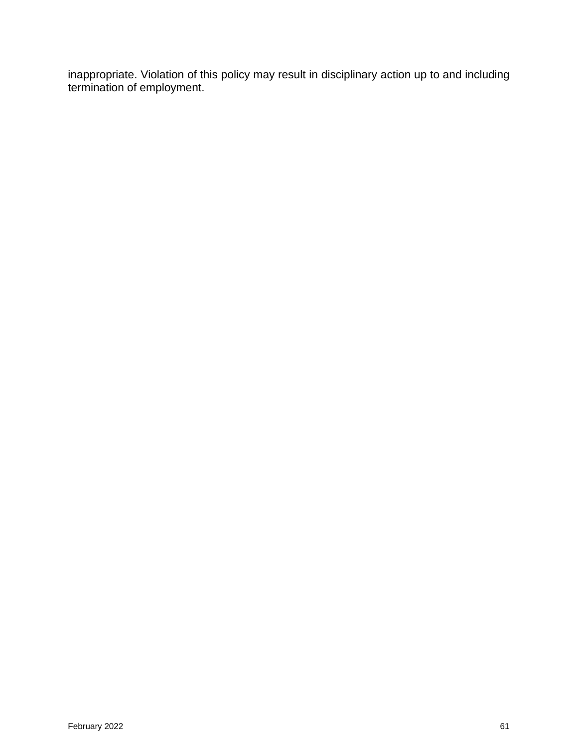inappropriate. Violation of this policy may result in disciplinary action up to and including termination of employment.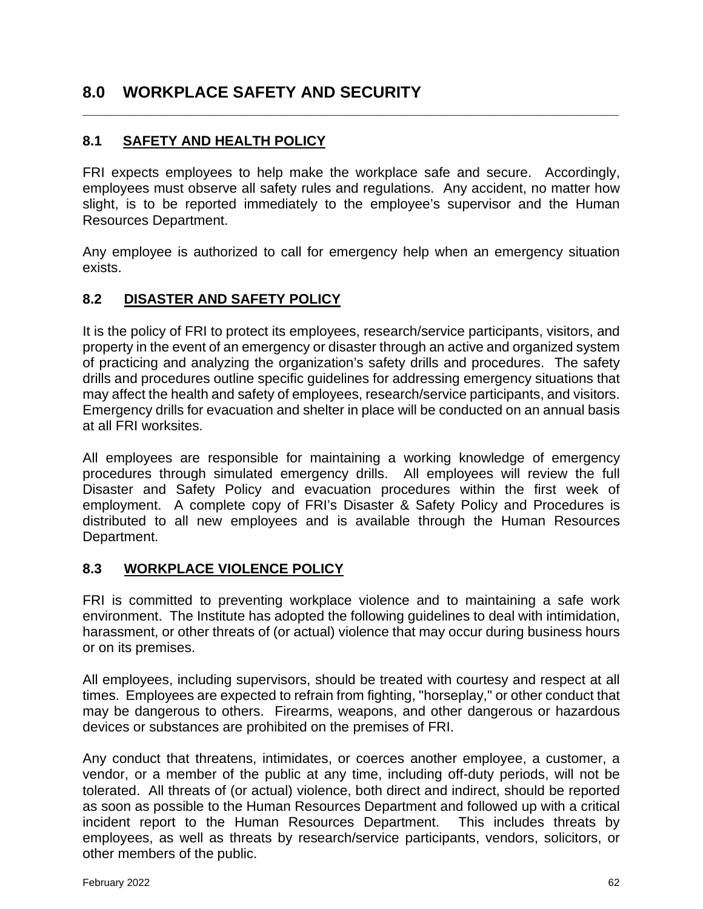# 8.0 WORKPLACE SAFETY AND SECURITY

## 8.1 SAFETY AND HEALTH POLICY

FRI expects employees to help make the workplace safe and secure. Accordingly, employees must observe all safety rules and regulations. Any accident, no matter how slight, is to be reported immediately to the employee's supervisor and the Human Resources Department.

Any employee is authorized to call for emergency help when an emergency situation exists.

## 8.2 DISASTER AND SAFETY POLICY

It is the policy of FRI to protect its employees, research/service participants, visitors, and property in the event of an emergency or disaster through an active and organized system of practicing and analyzing the organization's safety drills and procedures. The safety drills and procedures outline specific guidelines for addressing emergency situations that may affect the health and safety of employees, research/service participants, and visitors. Emergency drills for evacuation and shelter in place will be conducted on an annual basis at all FRI worksites.

All employees are responsible for maintaining a working knowledge of emergency procedures through simulated emergency drills. All employees will review the full Disaster and Safety Policy and evacuation procedures within the first week of employment. A complete copy of FRI's Disaster & Safety Policy and Procedures is distributed to all new employees and is available through the Human Resources Department.

## 8.3 WORKPLACE VIOLENCE POLICY

FRI is committed to preventing workplace violence and to maintaining a safe work environment. The Institute has adopted the following guidelines to deal with intimidation, harassment, or other threats of (or actual) violence that may occur during business hours or on its premises.

All employees, including supervisors, should be treated with courtesy and respect at all times. Employees are expected to refrain from fighting, "horseplay," or other conduct that may be dangerous to others. Firearms, weapons, and other dangerous or hazardous devices or substances are prohibited on the premises of FRI.

Any conduct that threatens, intimidates, or coerces another employee, a customer, a vendor, or a member of the public at any time, including off-duty periods, will not be tolerated. All threats of (or actual) violence, both direct and indirect, should be reported as soon as possible to the Human Resources Department and followed up with a critical incident report to the Human Resources Department. This includes threats by employees, as well as threats by research/service participants, vendors, solicitors, or other members of the public.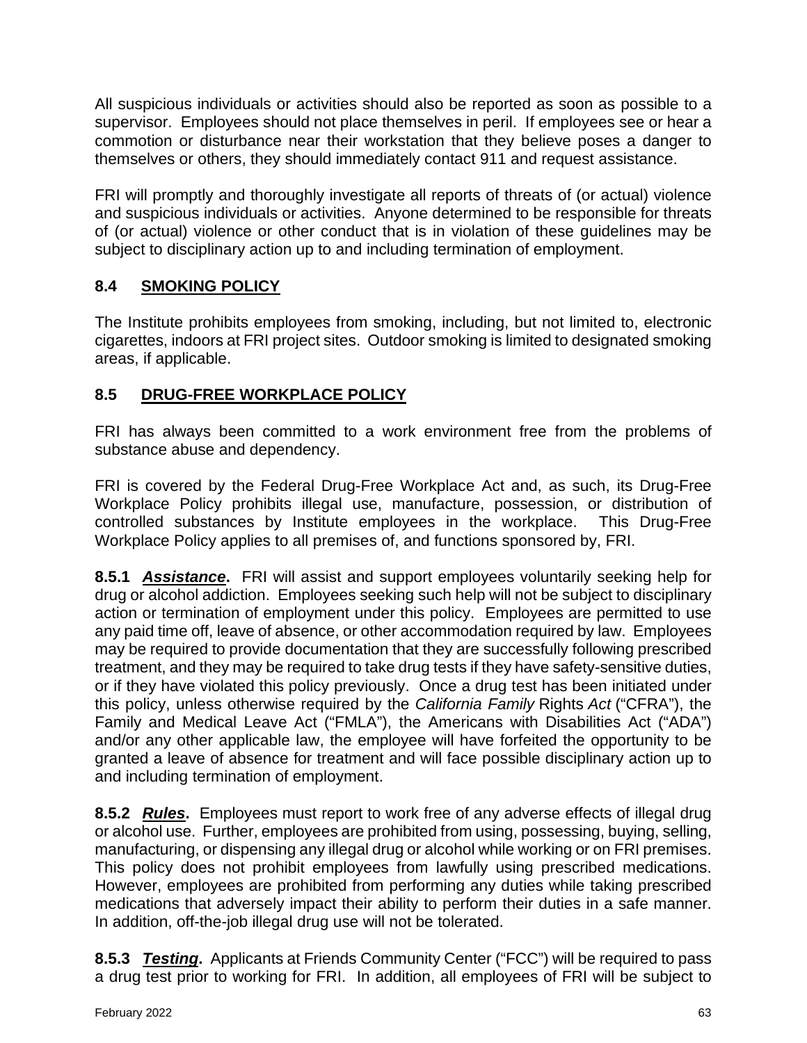All suspicious individuals or activities should also be reported as soon as possible to a supervisor. Employees should not place themselves in peril. If employees see or hear a commotion or disturbance near their workstation that they believe poses a danger to themselves or others, they should immediately contact 911 and request assistance.

FRI will promptly and thoroughly investigate all reports of threats of (or actual) violence and suspicious individuals or activities. Anyone determined to be responsible for threats of (or actual) violence or other conduct that is in violation of these guidelines may be subject to disciplinary action up to and including termination of employment.

## 8.4 SMOKING POLICY

The Institute prohibits employees from smoking, including, but not limited to, electronic cigarettes, indoors at FRI project sites. Outdoor smoking is limited to designated smoking areas, if applicable.

## 8.5 DRUG-FREE WORKPLACE POLICY

FRI has always been committed to a work environment free from the problems of substance abuse and dependency.

FRI is covered by the Federal Drug-Free Workplace Act and, as such, its Drug-Free Workplace Policy prohibits illegal use, manufacture, possession, or distribution of controlled substances by Institute employees in the workplace. This Drug-Free Workplace Policy applies to all premises of, and functions sponsored by, FRI.

**8.5.1 _*Assistance*_.** FRI will assist and support employees voluntarily seeking help for drug or alcohol addiction. Employees seeking such help will not be subject to disciplinary action or termination of employment under this policy. Employees are permitted to use any paid time off, leave of absence, or other accommodation required by law. Employees may be required to provide documentation that they are successfully following prescribed treatment, and they may be required to take drug tests if they have safety-sensitive duties, or if they have violated this policy previously. Once a drug test has been initiated under this policy, unless otherwise required by the *California Family* Rights *Act* ("CFRA"), the Family and Medical Leave Act ("FMLA"), the Americans with Disabilities Act ("ADA") and/or any other applicable law, the employee will have forfeited the opportunity to be granted a leave of absence for treatment and will face possible disciplinary action up to and including termination of employment.

**8.5.2 _*Rules*_.** Employees must report to work free of any adverse effects of illegal drug or alcohol use. Further, employees are prohibited from using, possessing, buying, selling, manufacturing, or dispensing any illegal drug or alcohol while working or on FRI premises. This policy does not prohibit employees from lawfully using prescribed medications. However, employees are prohibited from performing any duties while taking prescribed medications that adversely impact their ability to perform their duties in a safe manner. In addition, off-the-job illegal drug use will not be tolerated.

**8.5.3 _*Testing*_.** Applicants at Friends Community Center ("FCC") will be required to pass a drug test prior to working for FRI. In addition, all employees of FRI will be subject to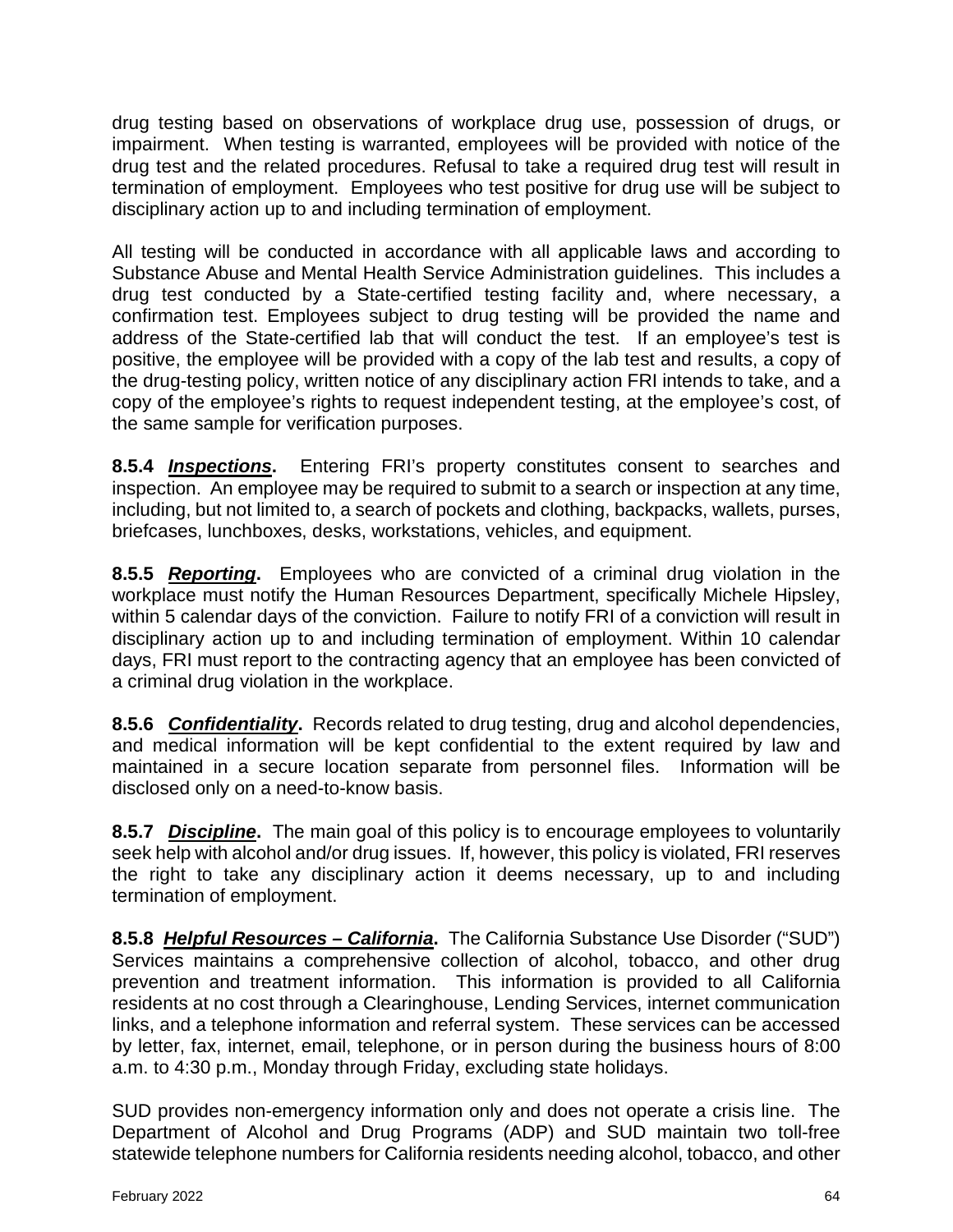drug testing based on observations of workplace drug use, possession of drugs, or impairment. When testing is warranted, employees will be provided with notice of the drug test and the related procedures. Refusal to take a required drug test will result in termination of employment. Employees who test positive for drug use will be subject to disciplinary action up to and including termination of employment.

All testing will be conducted in accordance with all applicable laws and according to Substance Abuse and Mental Health Service Administration guidelines. This includes a drug test conducted by a State-certified testing facility and, where necessary, a confirmation test. Employees subject to drug testing will be provided the name and address of the State-certified lab that will conduct the test. If an employee's test is positive, the employee will be provided with a copy of the lab test and results, a copy of the drug-testing policy, written notice of any disciplinary action FRI intends to take, and a copy of the employee's rights to request independent testing, at the employee's cost, of the same sample for verification purposes.

**8.5.4 *Inspections*.** Entering FRI's property constitutes consent to searches and inspection. An employee may be required to submit to a search or inspection at any time, including, but not limited to, a search of pockets and clothing, backpacks, wallets, purses, briefcases, lunchboxes, desks, workstations, vehicles, and equipment.

**8.5.5 *Reporting*.** Employees who are convicted of a criminal drug violation in the workplace must notify the Human Resources Department, specifically Michele Hipsley, within 5 calendar days of the conviction. Failure to notify FRI of a conviction will result in disciplinary action up to and including termination of employment. Within 10 calendar days, FRI must report to the contracting agency that an employee has been convicted of a criminal drug violation in the workplace.

**8.5.6 *Confidentiality*.** Records related to drug testing, drug and alcohol dependencies, and medical information will be kept confidential to the extent required by law and maintained in a secure location separate from personnel files. Information will be disclosed only on a need-to-know basis.

**8.5.7 *Discipline*.** The main goal of this policy is to encourage employees to voluntarily seek help with alcohol and/or drug issues. If, however, this policy is violated, FRI reserves the right to take any disciplinary action it deems necessary, up to and including termination of employment.

**8.5.8 *Helpful Resources – California*.** The California Substance Use Disorder ("SUD") Services maintains a comprehensive collection of alcohol, tobacco, and other drug prevention and treatment information. This information is provided to all California residents at no cost through a Clearinghouse, Lending Services, internet communication links, and a telephone information and referral system. These services can be accessed by letter, fax, internet, email, telephone, or in person during the business hours of 8:00 a.m. to 4:30 p.m., Monday through Friday, excluding state holidays.

SUD provides non-emergency information only and does not operate a crisis line. The Department of Alcohol and Drug Programs (ADP) and SUD maintain two toll-free statewide telephone numbers for California residents needing alcohol, tobacco, and other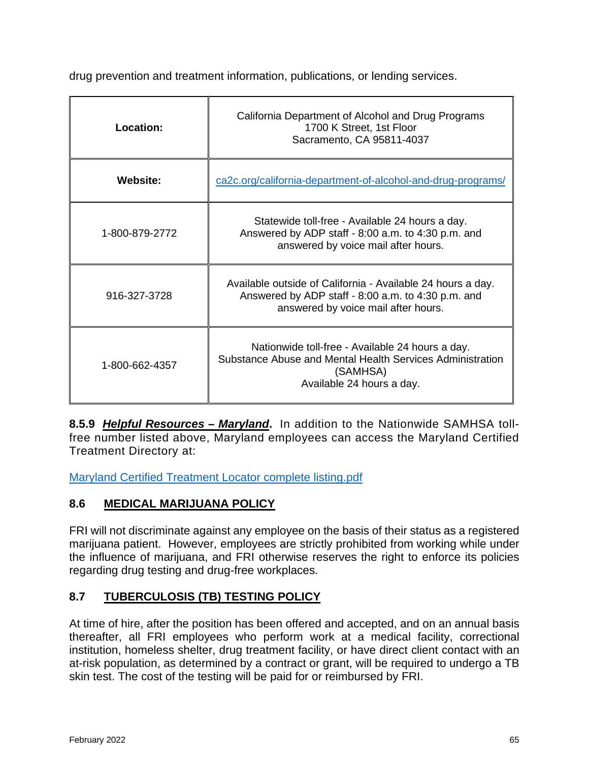drug prevention and treatment information, publications, or lending services.

| **Location:** | California Department of Alcohol and Drug Programs<br>1700 K Street, 1st Floor<br>Sacramento, CA 95811-4037 |
|---|---|
| **Website:** | [ca2c.org/california-department-of-alcohol-and-drug-programs/](ca2c.org/california-department-of-alcohol-and-drug-programs/) |
| 1-800-879-2772 | Statewide toll-free - Available 24 hours a day.<br>Answered by ADP staff - 8:00 a.m. to 4:30 p.m. and answered by voice mail after hours. |
| 916-327-3728 | Available outside of California - Available 24 hours a day.<br>Answered by ADP staff - 8:00 a.m. to 4:30 p.m. and answered by voice mail after hours. |
| 1-800-662-4357 | Nationwide toll-free - Available 24 hours a day.<br>Substance Abuse and Mental Health Services Administration (SAMHSA)<br>Available 24 hours a day. |

**8.5.9** ***Helpful Resources – Maryland*.** In addition to the Nationwide SAMHSA toll-free number listed above, Maryland employees can access the Maryland Certified Treatment Directory at:

Maryland Certified Treatment Locator complete listing.pdf

## 8.6 MEDICAL MARIJUANA POLICY

FRI will not discriminate against any employee on the basis of their status as a registered marijuana patient. However, employees are strictly prohibited from working while under the influence of marijuana, and FRI otherwise reserves the right to enforce its policies regarding drug testing and drug-free workplaces.

## 8.7 TUBERCULOSIS (TB) TESTING POLICY

At time of hire, after the position has been offered and accepted, and on an annual basis thereafter, all FRI employees who perform work at a medical facility, correctional institution, homeless shelter, drug treatment facility, or have direct client contact with an at-risk population, as determined by a contract or grant, will be required to undergo a TB skin test. The cost of the testing will be paid for or reimbursed by FRI.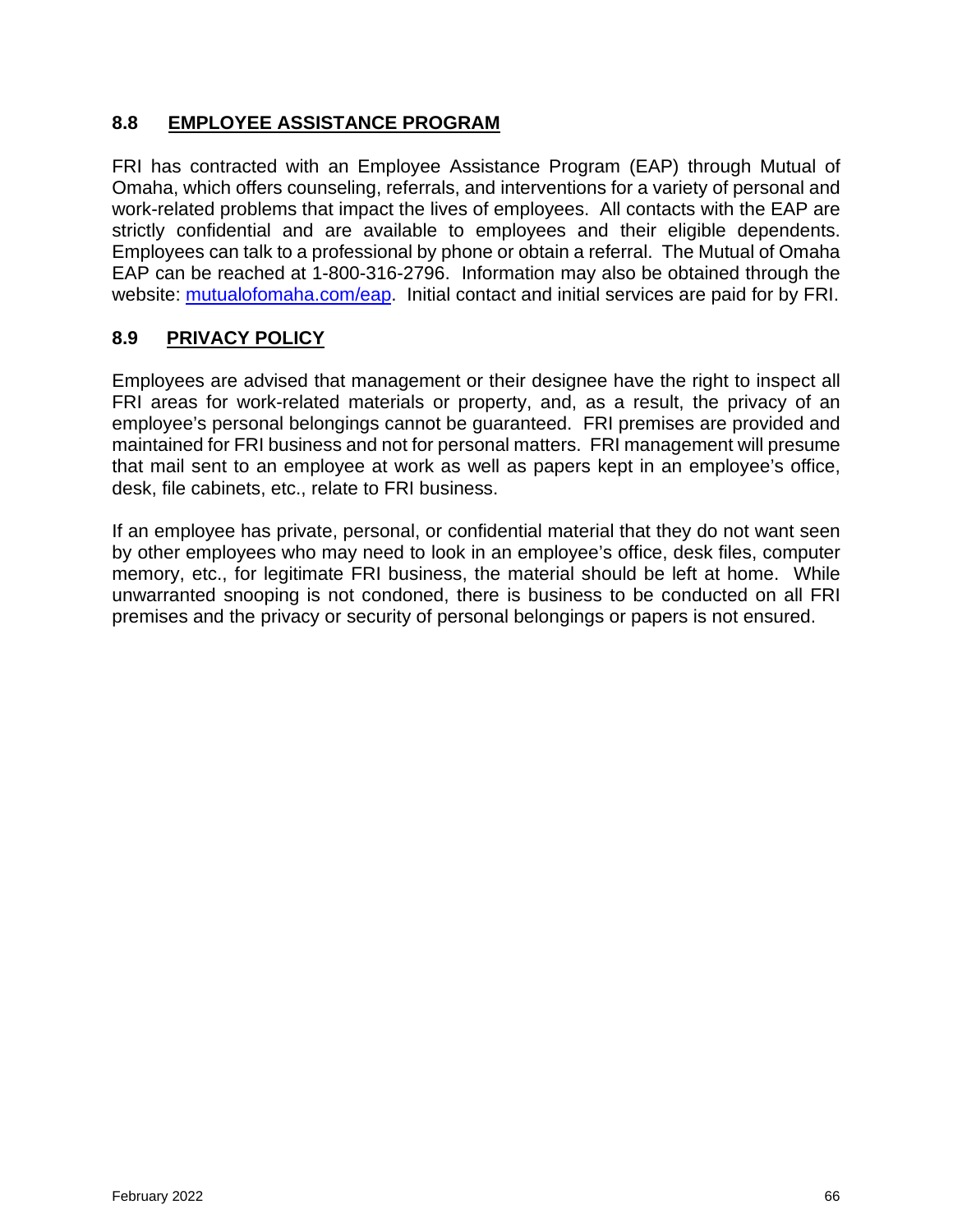## 8.8 EMPLOYEE ASSISTANCE PROGRAM

FRI has contracted with an Employee Assistance Program (EAP) through Mutual of Omaha, which offers counseling, referrals, and interventions for a variety of personal and work-related problems that impact the lives of employees. All contacts with the EAP are strictly confidential and are available to employees and their eligible dependents. Employees can talk to a professional by phone or obtain a referral. The Mutual of Omaha EAP can be reached at 1-800-316-2796. Information may also be obtained through the website: mutualofomaha.com/eap. Initial contact and initial services are paid for by FRI.

## 8.9 PRIVACY POLICY

Employees are advised that management or their designee have the right to inspect all FRI areas for work-related materials or property, and, as a result, the privacy of an employee's personal belongings cannot be guaranteed. FRI premises are provided and maintained for FRI business and not for personal matters. FRI management will presume that mail sent to an employee at work as well as papers kept in an employee's office, desk, file cabinets, etc., relate to FRI business.

If an employee has private, personal, or confidential material that they do not want seen by other employees who may need to look in an employee's office, desk files, computer memory, etc., for legitimate FRI business, the material should be left at home. While unwarranted snooping is not condoned, there is business to be conducted on all FRI premises and the privacy or security of personal belongings or papers is not ensured.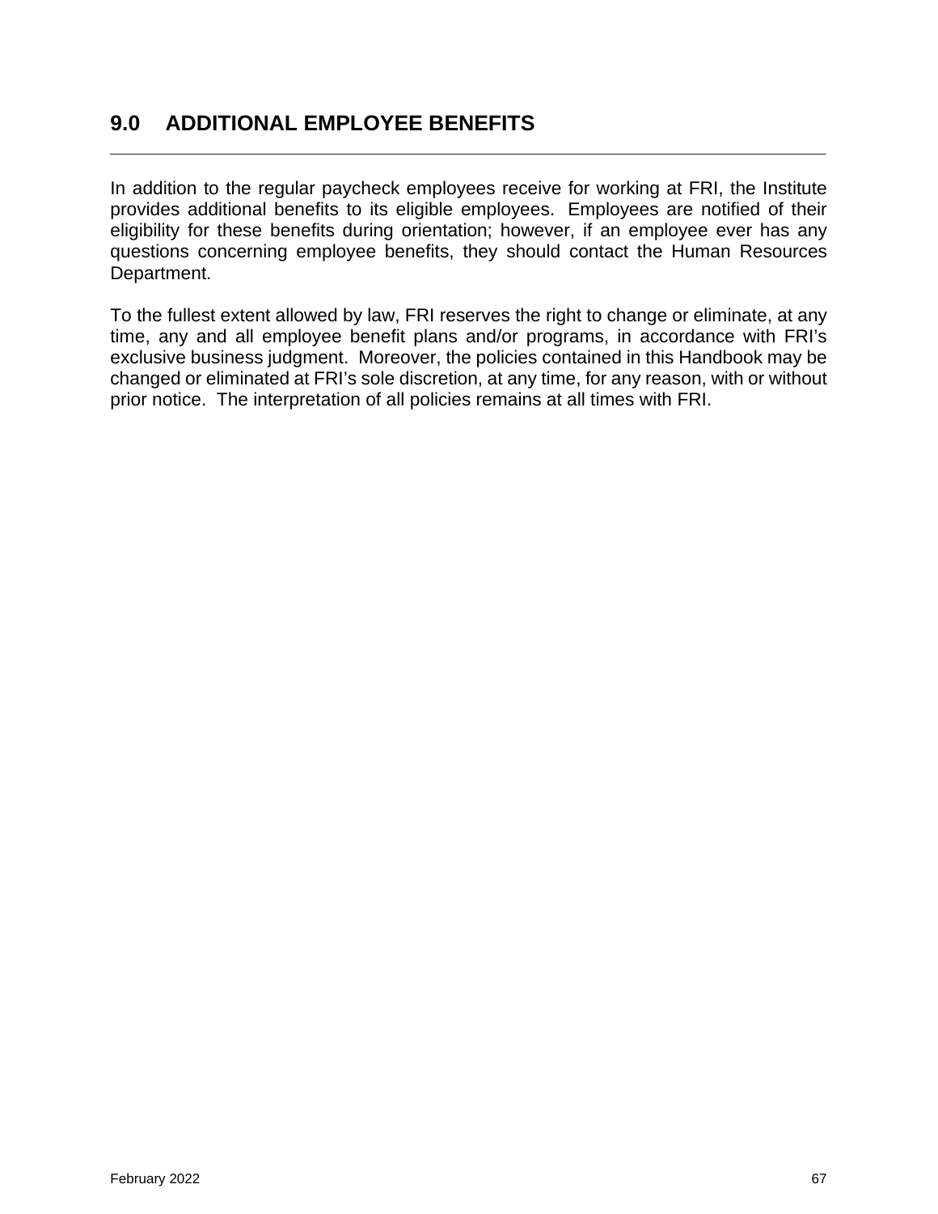# 9.0 ADDITIONAL EMPLOYEE BENEFITS

In addition to the regular paycheck employees receive for working at FRI, the Institute provides additional benefits to its eligible employees. Employees are notified of their eligibility for these benefits during orientation; however, if an employee ever has any questions concerning employee benefits, they should contact the Human Resources Department.

To the fullest extent allowed by law, FRI reserves the right to change or eliminate, at any time, any and all employee benefit plans and/or programs, in accordance with FRI's exclusive business judgment. Moreover, the policies contained in this Handbook may be changed or eliminated at FRI's sole discretion, at any time, for any reason, with or without prior notice. The interpretation of all policies remains at all times with FRI.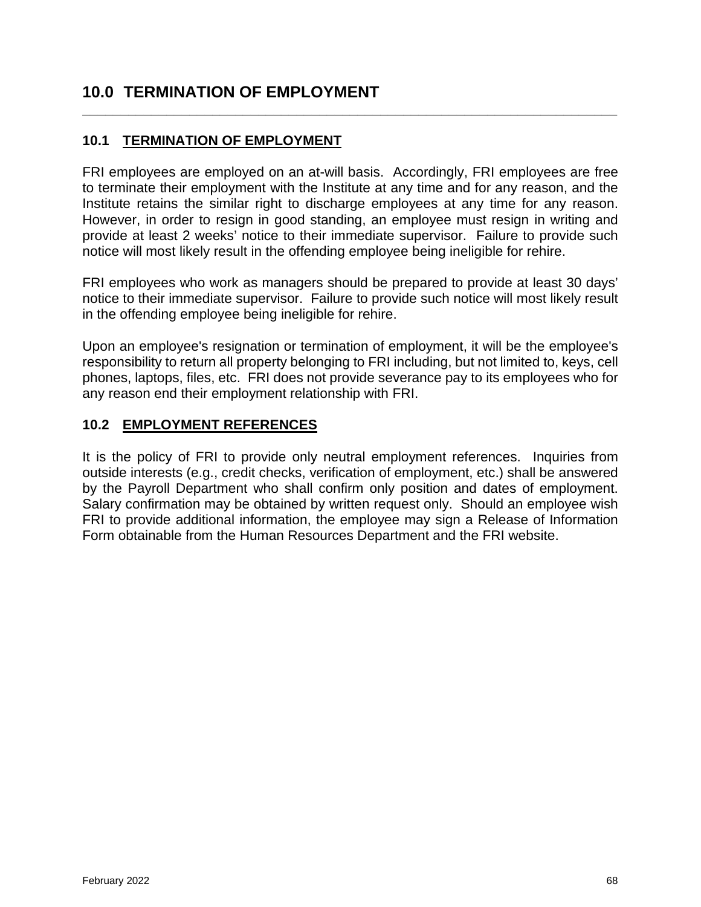# 10.0 TERMINATION OF EMPLOYMENT

## 10.1 TERMINATION OF EMPLOYMENT

FRI employees are employed on an at-will basis. Accordingly, FRI employees are free to terminate their employment with the Institute at any time and for any reason, and the Institute retains the similar right to discharge employees at any time for any reason. However, in order to resign in good standing, an employee must resign in writing and provide at least 2 weeks' notice to their immediate supervisor. Failure to provide such notice will most likely result in the offending employee being ineligible for rehire.

FRI employees who work as managers should be prepared to provide at least 30 days' notice to their immediate supervisor. Failure to provide such notice will most likely result in the offending employee being ineligible for rehire.

Upon an employee's resignation or termination of employment, it will be the employee's responsibility to return all property belonging to FRI including, but not limited to, keys, cell phones, laptops, files, etc. FRI does not provide severance pay to its employees who for any reason end their employment relationship with FRI.

## 10.2 EMPLOYMENT REFERENCES

It is the policy of FRI to provide only neutral employment references. Inquiries from outside interests (e.g., credit checks, verification of employment, etc.) shall be answered by the Payroll Department who shall confirm only position and dates of employment. Salary confirmation may be obtained by written request only. Should an employee wish FRI to provide additional information, the employee may sign a Release of Information Form obtainable from the Human Resources Department and the FRI website.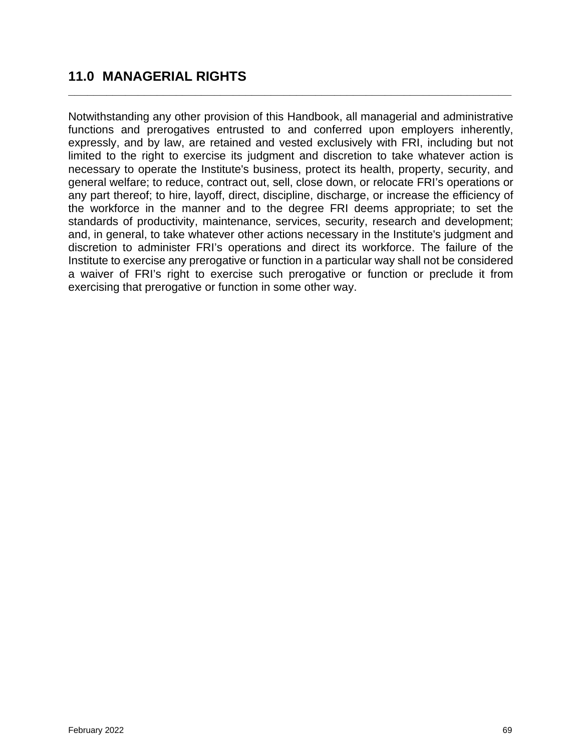## 11.0 MANAGERIAL RIGHTS

Notwithstanding any other provision of this Handbook, all managerial and administrative functions and prerogatives entrusted to and conferred upon employers inherently, expressly, and by law, are retained and vested exclusively with FRI, including but not limited to the right to exercise its judgment and discretion to take whatever action is necessary to operate the Institute's business, protect its health, property, security, and general welfare; to reduce, contract out, sell, close down, or relocate FRI's operations or any part thereof; to hire, layoff, direct, discipline, discharge, or increase the efficiency of the workforce in the manner and to the degree FRI deems appropriate; to set the standards of productivity, maintenance, services, security, research and development; and, in general, to take whatever other actions necessary in the Institute's judgment and discretion to administer FRI's operations and direct its workforce. The failure of the Institute to exercise any prerogative or function in a particular way shall not be considered a waiver of FRI's right to exercise such prerogative or function or preclude it from exercising that prerogative or function in some other way.